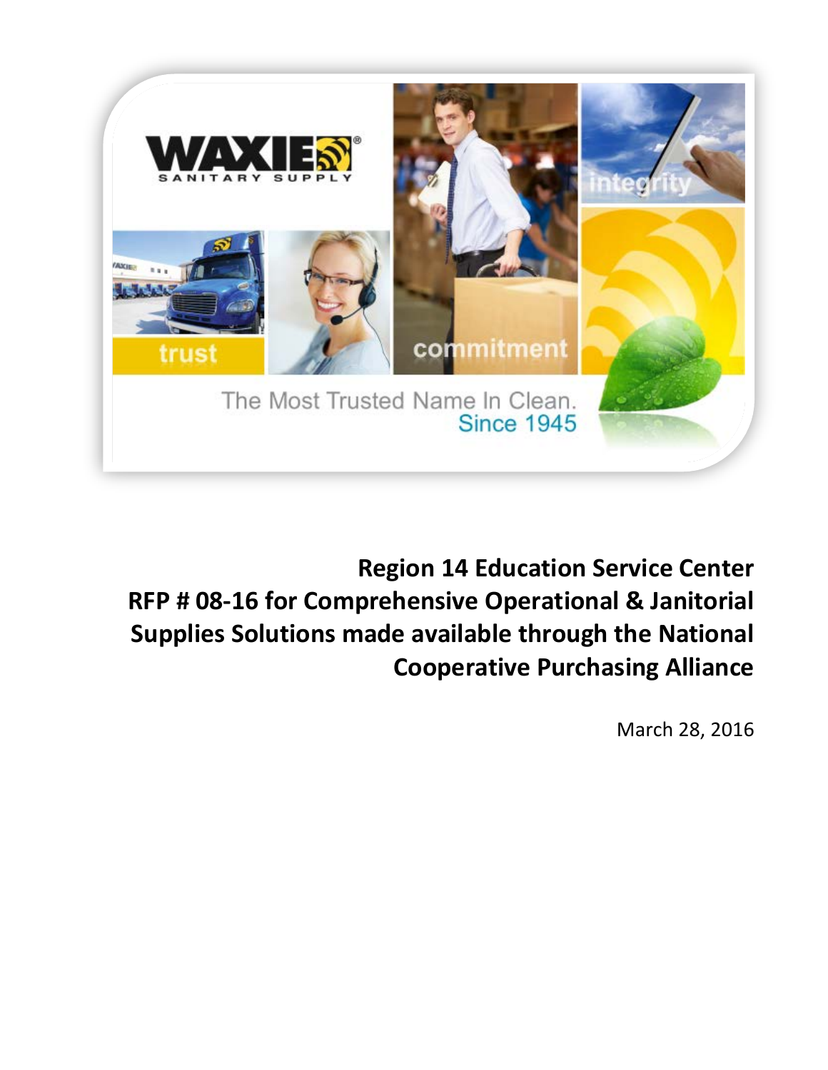**Region 14 Education Service Center**
**RFP # 08-16 for Comprehensive Operational & Janitorial Supplies Solutions made available through the National Cooperative Purchasing Alliance**

March 28, 2016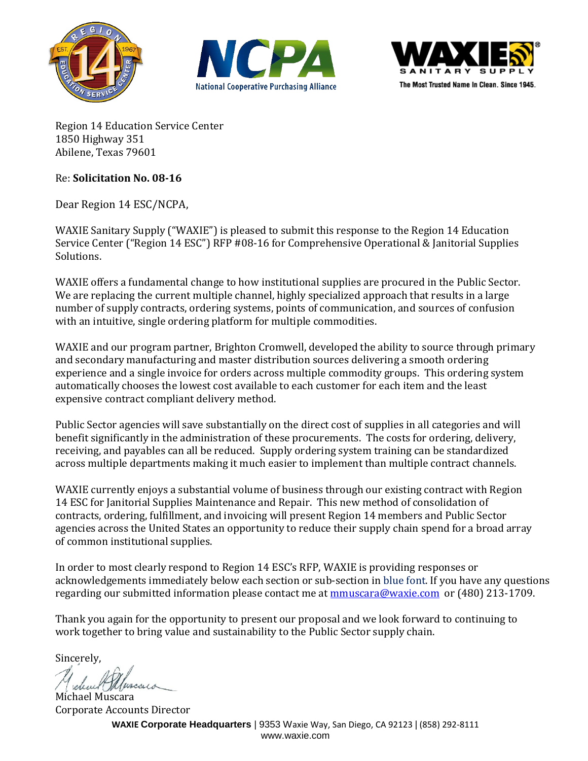Region 14 Education Service Center
1850 Highway 351
Abilene, Texas 79601

Re: **Solicitation No. 08-16**

Dear Region 14 ESC/NCPA,

WAXIE Sanitary Supply ("WAXIE") is pleased to submit this response to the Region 14 Education Service Center ("Region 14 ESC") RFP #08-16 for Comprehensive Operational & Janitorial Supplies Solutions.

WAXIE offers a fundamental change to how institutional supplies are procured in the Public Sector. We are replacing the current multiple channel, highly specialized approach that results in a large number of supply contracts, ordering systems, points of communication, and sources of confusion with an intuitive, single ordering platform for multiple commodities.

WAXIE and our program partner, Brighton Cromwell, developed the ability to source through primary and secondary manufacturing and master distribution sources delivering a smooth ordering experience and a single invoice for orders across multiple commodity groups. This ordering system automatically chooses the lowest cost available to each customer for each item and the least expensive contract compliant delivery method.

Public Sector agencies will save substantially on the direct cost of supplies in all categories and will benefit significantly in the administration of these procurements. The costs for ordering, delivery, receiving, and payables can all be reduced. Supply ordering system training can be standardized across multiple departments making it much easier to implement than multiple contract channels.

WAXIE currently enjoys a substantial volume of business through our existing contract with Region 14 ESC for Janitorial Supplies Maintenance and Repair. This new method of consolidation of contracts, ordering, fulfillment, and invoicing will present Region 14 members and Public Sector agencies across the United States an opportunity to reduce their supply chain spend for a broad array of common institutional supplies.

In order to most clearly respond to Region 14 ESC's RFP, WAXIE is providing responses or acknowledgements immediately below each section or sub-section in blue font. If you have any questions regarding our submitted information please contact me at mmuscara@waxie.com or (480) 213-1709.

Thank you again for the opportunity to present our proposal and we look forward to continuing to work together to bring value and sustainability to the Public Sector supply chain.

Sincerely,

Michael Muscara
Corporate Accounts Director

**WAXIE Corporate Headquarters** | 9353 Waxie Way, San Diego, CA 92123 | (858) 292-8111
www.waxie.com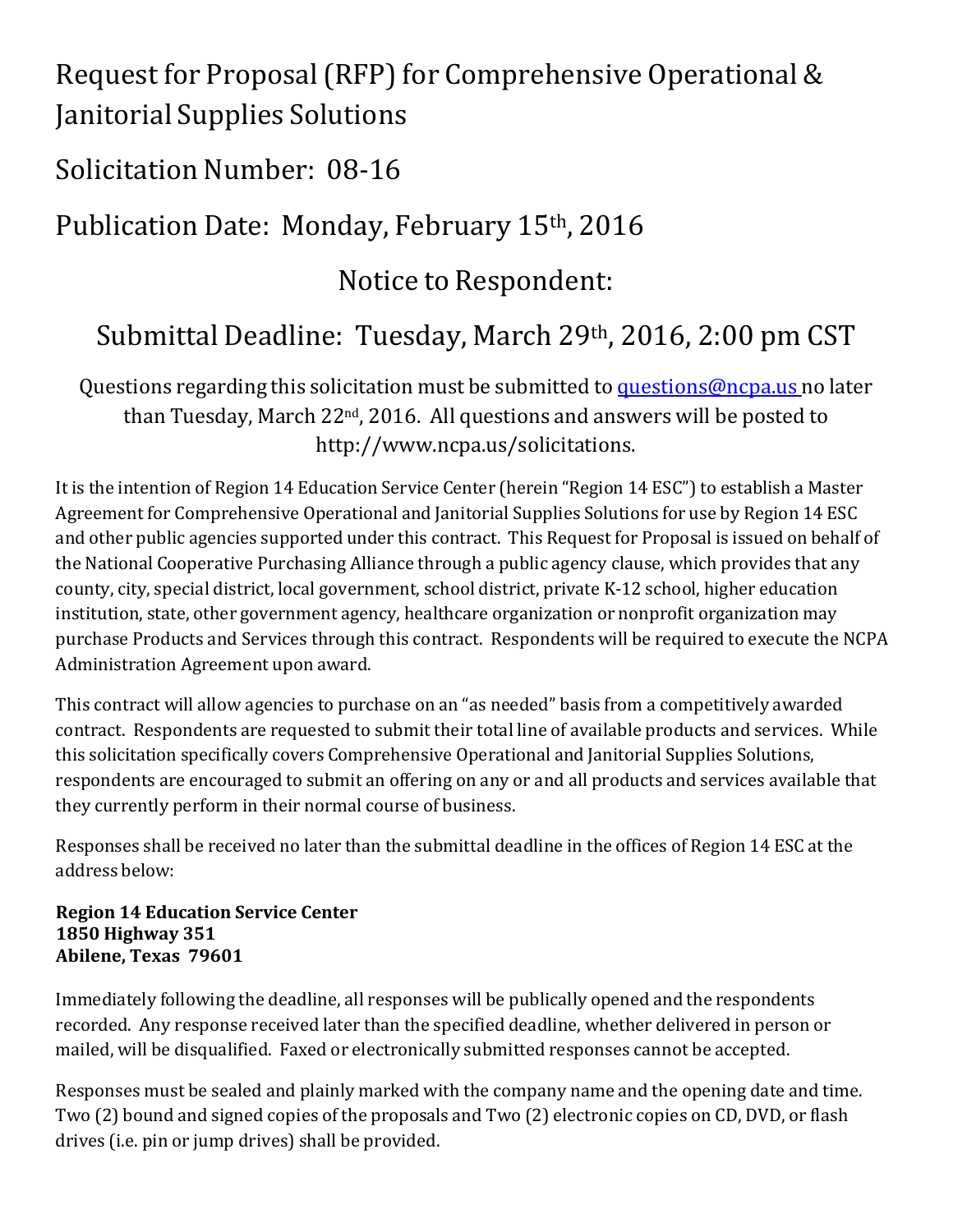# Request for Proposal (RFP) for Comprehensive Operational & Janitorial Supplies Solutions

## Solicitation Number: 08-16

## Publication Date: Monday, February 15th, 2016

## Notice to Respondent:

## Submittal Deadline: Tuesday, March 29th, 2016, 2:00 pm CST

Questions regarding this solicitation must be submitted to questions@ncpa.us no later than Tuesday, March 22nd, 2016. All questions and answers will be posted to http://www.ncpa.us/solicitations.

It is the intention of Region 14 Education Service Center (herein "Region 14 ESC") to establish a Master Agreement for Comprehensive Operational and Janitorial Supplies Solutions for use by Region 14 ESC and other public agencies supported under this contract. This Request for Proposal is issued on behalf of the National Cooperative Purchasing Alliance through a public agency clause, which provides that any county, city, special district, local government, school district, private K-12 school, higher education institution, state, other government agency, healthcare organization or nonprofit organization may purchase Products and Services through this contract. Respondents will be required to execute the NCPA Administration Agreement upon award.

This contract will allow agencies to purchase on an "as needed" basis from a competitively awarded contract. Respondents are requested to submit their total line of available products and services. While this solicitation specifically covers Comprehensive Operational and Janitorial Supplies Solutions, respondents are encouraged to submit an offering on any or and all products and services available that they currently perform in their normal course of business.

Responses shall be received no later than the submittal deadline in the offices of Region 14 ESC at the address below:

**Region 14 Education Service Center**
**1850 Highway 351**
**Abilene, Texas 79601**

Immediately following the deadline, all responses will be publically opened and the respondents recorded. Any response received later than the specified deadline, whether delivered in person or mailed, will be disqualified. Faxed or electronically submitted responses cannot be accepted.

Responses must be sealed and plainly marked with the company name and the opening date and time. Two (2) bound and signed copies of the proposals and Two (2) electronic copies on CD, DVD, or flash drives (i.e. pin or jump drives) shall be provided.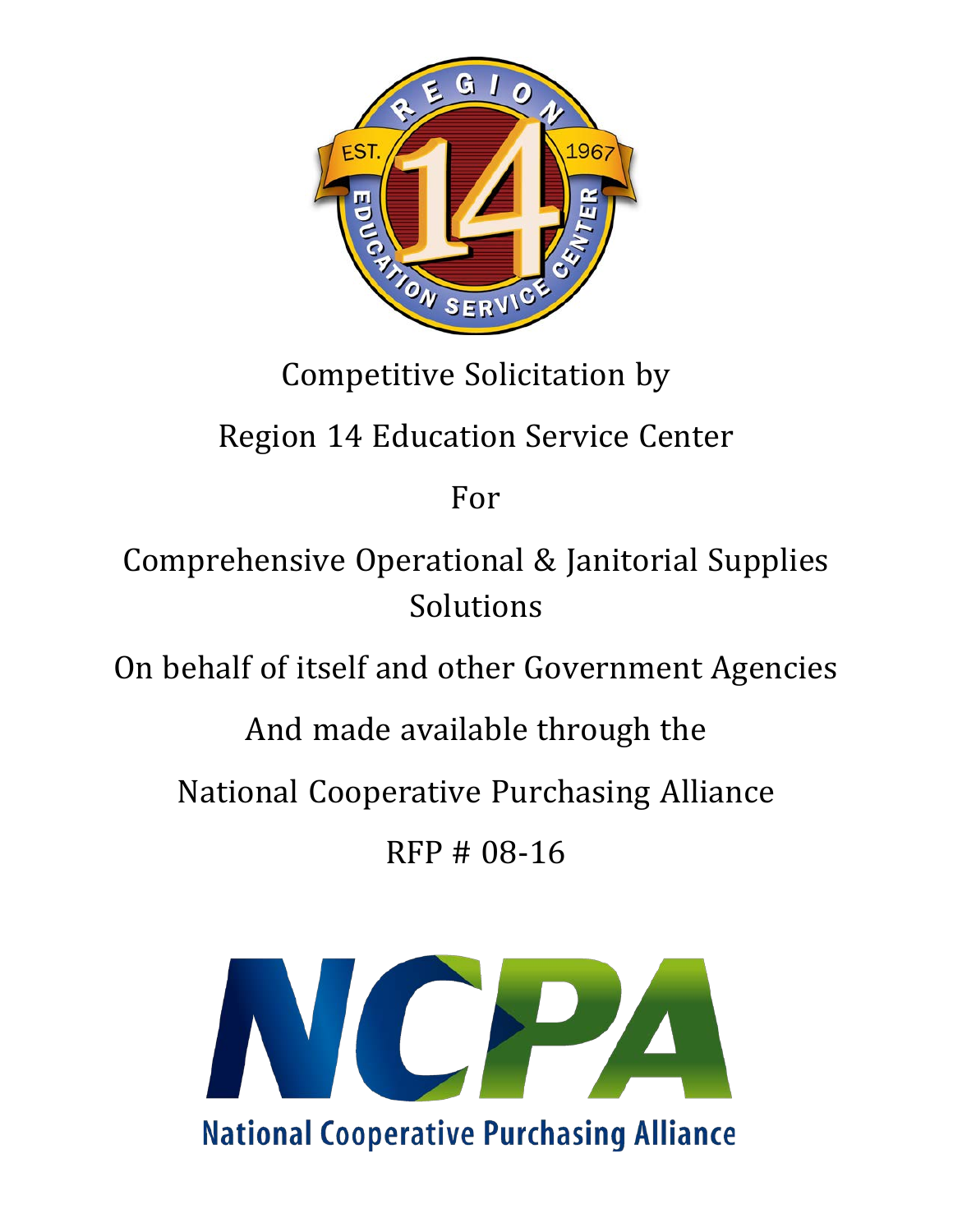Competitive Solicitation by

Region 14 Education Service Center

For

Comprehensive Operational & Janitorial Supplies Solutions

On behalf of itself and other Government Agencies

And made available through the

National Cooperative Purchasing Alliance

RFP # 08-16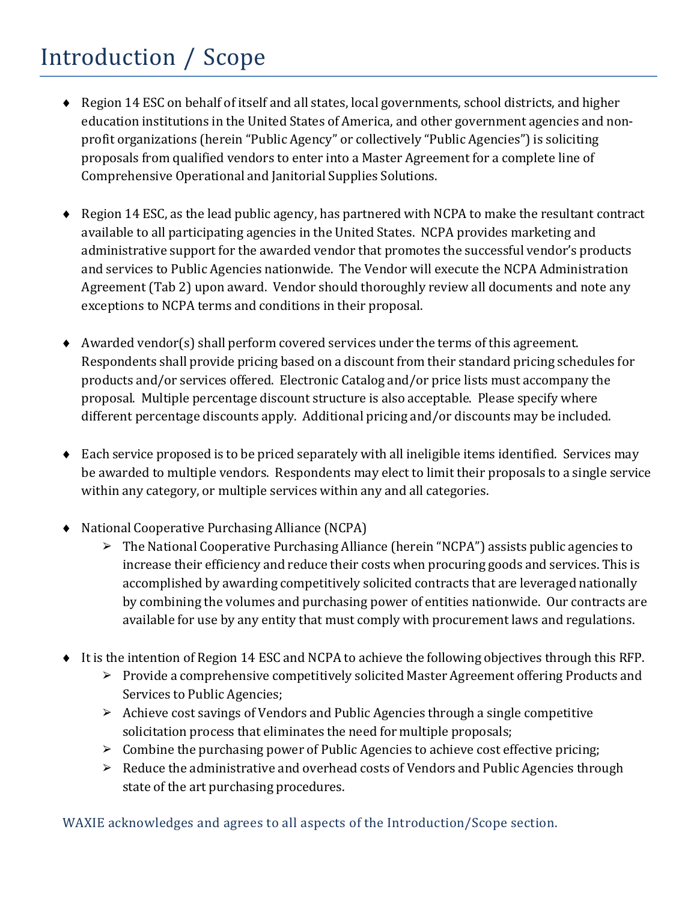# Introduction / Scope

- Region 14 ESC on behalf of itself and all states, local governments, school districts, and higher education institutions in the United States of America, and other government agencies and non-profit organizations (herein "Public Agency" or collectively "Public Agencies") is soliciting proposals from qualified vendors to enter into a Master Agreement for a complete line of Comprehensive Operational and Janitorial Supplies Solutions.

- Region 14 ESC, as the lead public agency, has partnered with NCPA to make the resultant contract available to all participating agencies in the United States. NCPA provides marketing and administrative support for the awarded vendor that promotes the successful vendor's products and services to Public Agencies nationwide. The Vendor will execute the NCPA Administration Agreement (Tab 2) upon award. Vendor should thoroughly review all documents and note any exceptions to NCPA terms and conditions in their proposal.

- Awarded vendor(s) shall perform covered services under the terms of this agreement. Respondents shall provide pricing based on a discount from their standard pricing schedules for products and/or services offered. Electronic Catalog and/or price lists must accompany the proposal. Multiple percentage discount structure is also acceptable. Please specify where different percentage discounts apply. Additional pricing and/or discounts may be included.

- Each service proposed is to be priced separately with all ineligible items identified. Services may be awarded to multiple vendors. Respondents may elect to limit their proposals to a single service within any category, or multiple services within any and all categories.

- National Cooperative Purchasing Alliance (NCPA)
  - The National Cooperative Purchasing Alliance (herein "NCPA") assists public agencies to increase their efficiency and reduce their costs when procuring goods and services. This is accomplished by awarding competitively solicited contracts that are leveraged nationally by combining the volumes and purchasing power of entities nationwide. Our contracts are available for use by any entity that must comply with procurement laws and regulations.

- It is the intention of Region 14 ESC and NCPA to achieve the following objectives through this RFP.
  - Provide a comprehensive competitively solicited Master Agreement offering Products and Services to Public Agencies;
  - Achieve cost savings of Vendors and Public Agencies through a single competitive solicitation process that eliminates the need for multiple proposals;
  - Combine the purchasing power of Public Agencies to achieve cost effective pricing;
  - Reduce the administrative and overhead costs of Vendors and Public Agencies through state of the art purchasing procedures.

WAXIE acknowledges and agrees to all aspects of the Introduction/Scope section.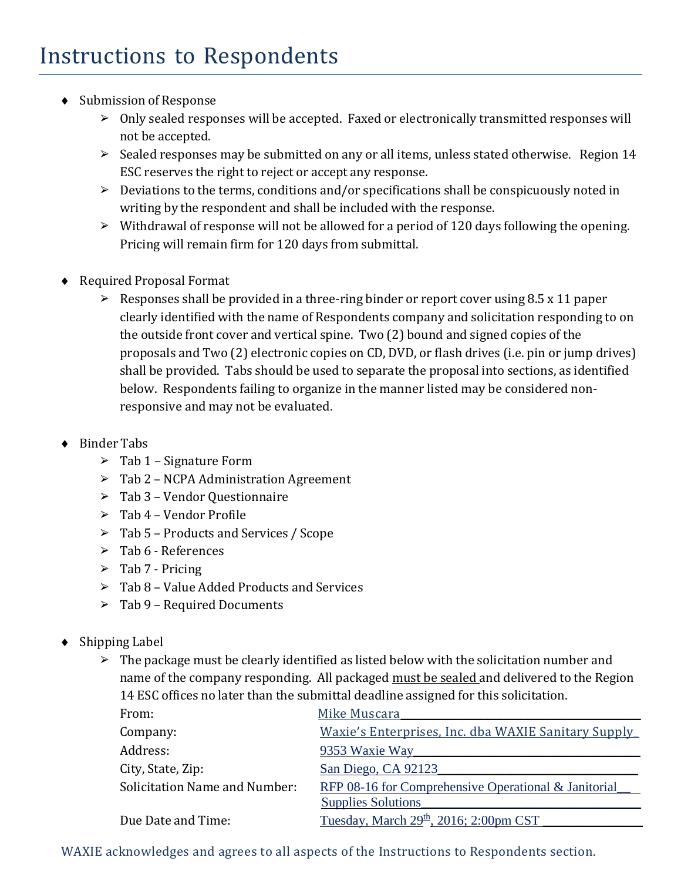# Instructions to Respondents

- Submission of Response
  - Only sealed responses will be accepted. Faxed or electronically transmitted responses will not be accepted.
  - Sealed responses may be submitted on any or all items, unless stated otherwise. Region 14 ESC reserves the right to reject or accept any response.
  - Deviations to the terms, conditions and/or specifications shall be conspicuously noted in writing by the respondent and shall be included with the response.
  - Withdrawal of response will not be allowed for a period of 120 days following the opening. Pricing will remain firm for 120 days from submittal.

- Required Proposal Format
  - Responses shall be provided in a three-ring binder or report cover using 8.5 x 11 paper clearly identified with the name of Respondents company and solicitation responding to on the outside front cover and vertical spine. Two (2) bound and signed copies of the proposals and Two (2) electronic copies on CD, DVD, or flash drives (i.e. pin or jump drives) shall be provided. Tabs should be used to separate the proposal into sections, as identified below. Respondents failing to organize in the manner listed may be considered non-responsive and may not be evaluated.

- Binder Tabs
  - Tab 1 – Signature Form
  - Tab 2 – NCPA Administration Agreement
  - Tab 3 – Vendor Questionnaire
  - Tab 4 – Vendor Profile
  - Tab 5 – Products and Services / Scope
  - Tab 6 - References
  - Tab 7 - Pricing
  - Tab 8 – Value Added Products and Services
  - Tab 9 – Required Documents

- Shipping Label
  - The package must be clearly identified as listed below with the solicitation number and name of the company responding. All packaged must be sealed and delivered to the Region 14 ESC offices no later than the submittal deadline assigned for this solicitation.

| | |
|---|---|
| From: | Mike Muscara |
| Company: | Waxie's Enterprises, Inc. dba WAXIE Sanitary Supply |
| Address: | 9353 Waxie Way |
| City, State, Zip: | San Diego, CA 92123 |
| Solicitation Name and Number: | RFP 08-16 for Comprehensive Operational & Janitorial Supplies Solutions |
| Due Date and Time: | Tuesday, March 29th, 2016; 2:00pm CST |

WAXIE acknowledges and agrees to all aspects of the Instructions to Respondents section.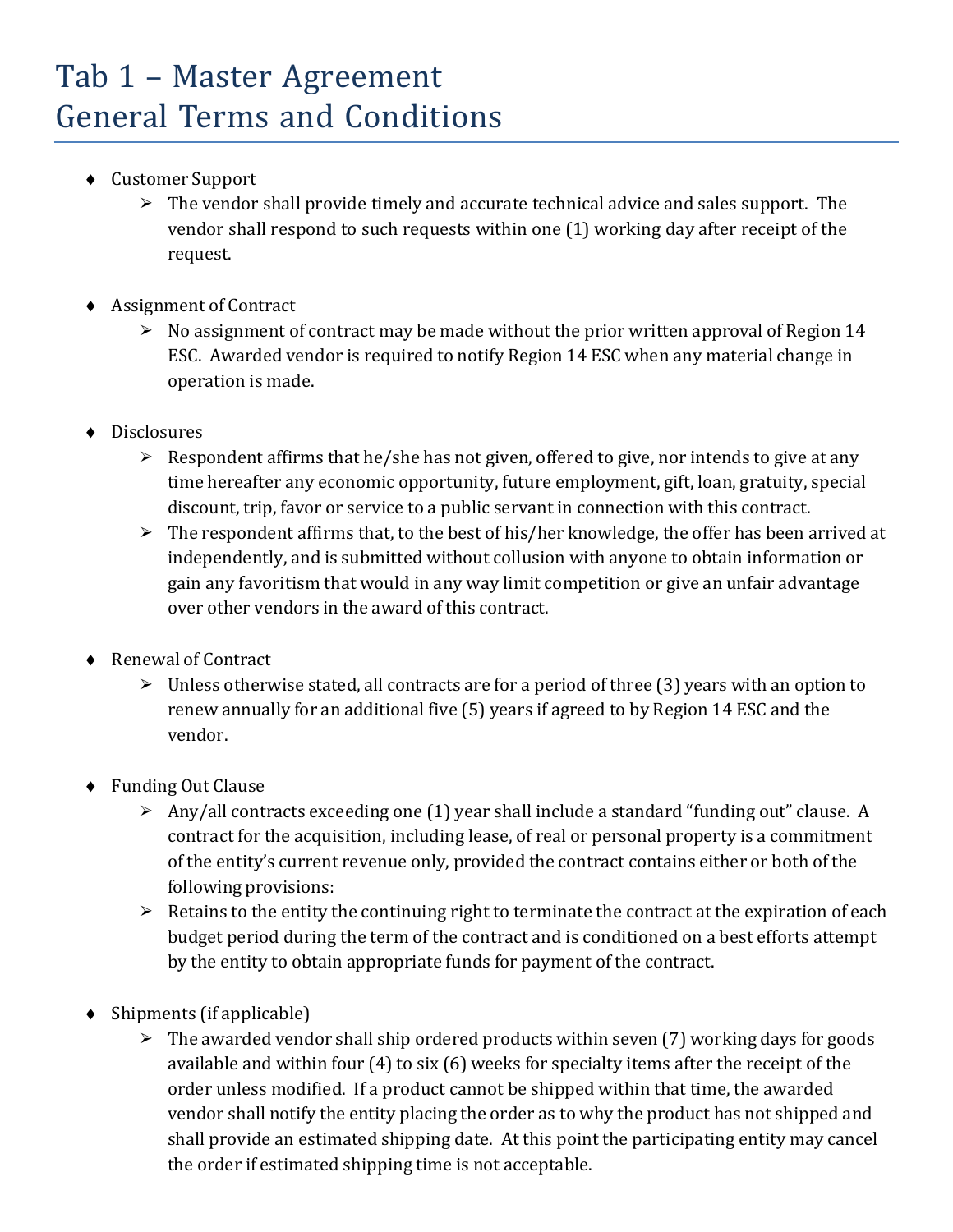# Tab 1 – Master Agreement General Terms and Conditions

- Customer Support
  - The vendor shall provide timely and accurate technical advice and sales support. The vendor shall respond to such requests within one (1) working day after receipt of the request.

- Assignment of Contract
  - No assignment of contract may be made without the prior written approval of Region 14 ESC. Awarded vendor is required to notify Region 14 ESC when any material change in operation is made.

- Disclosures
  - Respondent affirms that he/she has not given, offered to give, nor intends to give at any time hereafter any economic opportunity, future employment, gift, loan, gratuity, special discount, trip, favor or service to a public servant in connection with this contract.
  - The respondent affirms that, to the best of his/her knowledge, the offer has been arrived at independently, and is submitted without collusion with anyone to obtain information or gain any favoritism that would in any way limit competition or give an unfair advantage over other vendors in the award of this contract.

- Renewal of Contract
  - Unless otherwise stated, all contracts are for a period of three (3) years with an option to renew annually for an additional five (5) years if agreed to by Region 14 ESC and the vendor.

- Funding Out Clause
  - Any/all contracts exceeding one (1) year shall include a standard "funding out" clause. A contract for the acquisition, including lease, of real or personal property is a commitment of the entity's current revenue only, provided the contract contains either or both of the following provisions:
  - Retains to the entity the continuing right to terminate the contract at the expiration of each budget period during the term of the contract and is conditioned on a best efforts attempt by the entity to obtain appropriate funds for payment of the contract.

- Shipments (if applicable)
  - The awarded vendor shall ship ordered products within seven (7) working days for goods available and within four (4) to six (6) weeks for specialty items after the receipt of the order unless modified. If a product cannot be shipped within that time, the awarded vendor shall notify the entity placing the order as to why the product has not shipped and shall provide an estimated shipping date. At this point the participating entity may cancel the order if estimated shipping time is not acceptable.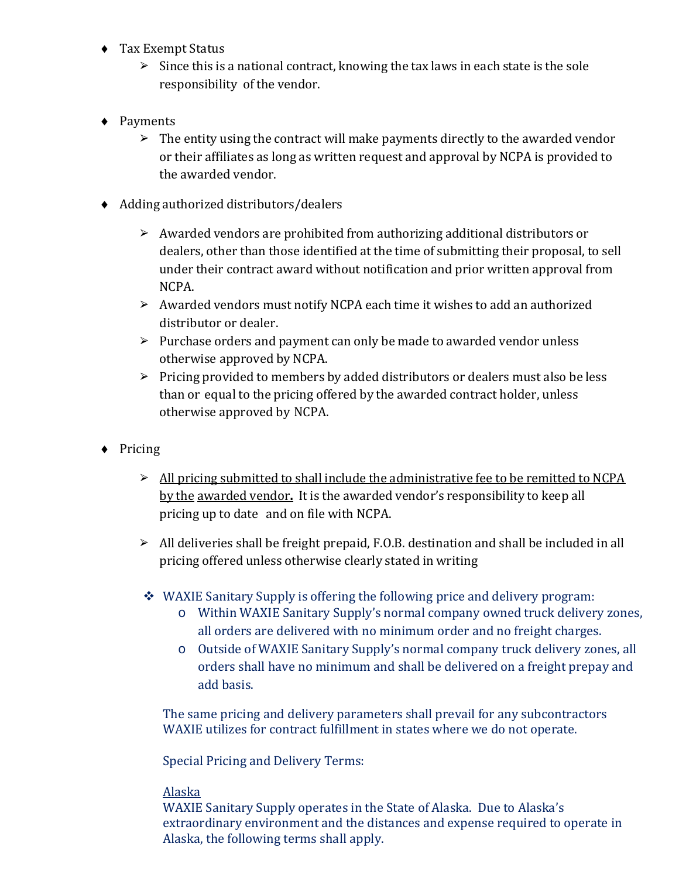- Tax Exempt Status
  - Since this is a national contract, knowing the tax laws in each state is the sole responsibility of the vendor.

- Payments
  - The entity using the contract will make payments directly to the awarded vendor or their affiliates as long as written request and approval by NCPA is provided to the awarded vendor.

- Adding authorized distributors/dealers
  - Awarded vendors are prohibited from authorizing additional distributors or dealers, other than those identified at the time of submitting their proposal, to sell under their contract award without notification and prior written approval from NCPA.
  - Awarded vendors must notify NCPA each time it wishes to add an authorized distributor or dealer.
  - Purchase orders and payment can only be made to awarded vendor unless otherwise approved by NCPA.
  - Pricing provided to members by added distributors or dealers must also be less than or equal to the pricing offered by the awarded contract holder, unless otherwise approved by NCPA.

- Pricing
  - <u>All pricing submitted to shall include the administrative fee to be remitted to NCPA by the awarded vendor</u>**.** It is the awarded vendor's responsibility to keep all pricing up to date and on file with NCPA.
  - All deliveries shall be freight prepaid, F.O.B. destination and shall be included in all pricing offered unless otherwise clearly stated in writing

- WAXIE Sanitary Supply is offering the following price and delivery program:
  - Within WAXIE Sanitary Supply's normal company owned truck delivery zones, all orders are delivered with no minimum order and no freight charges.
  - Outside of WAXIE Sanitary Supply's normal company truck delivery zones, all orders shall have no minimum and shall be delivered on a freight prepay and add basis.

  The same pricing and delivery parameters shall prevail for any subcontractors WAXIE utilizes for contract fulfillment in states where we do not operate.

  Special Pricing and Delivery Terms:

  <u>Alaska</u>
  WAXIE Sanitary Supply operates in the State of Alaska. Due to Alaska's extraordinary environment and the distances and expense required to operate in Alaska, the following terms shall apply.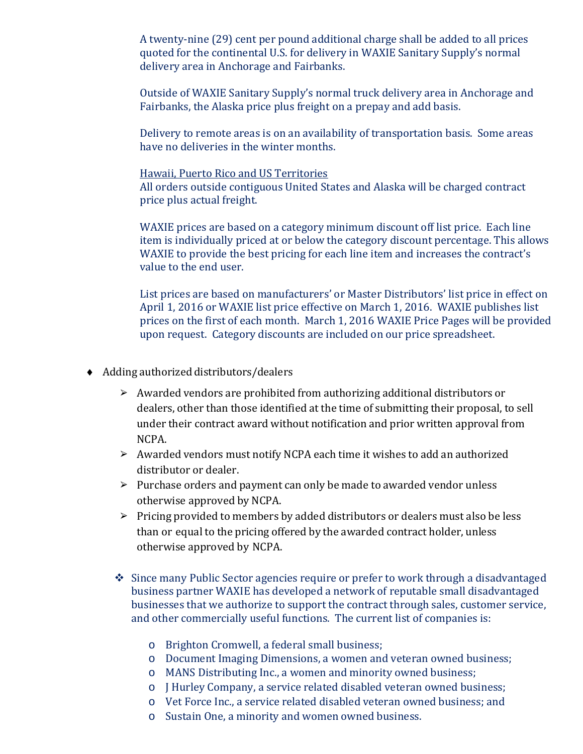A twenty-nine (29) cent per pound additional charge shall be added to all prices quoted for the continental U.S. for delivery in WAXIE Sanitary Supply's normal delivery area in Anchorage and Fairbanks.

Outside of WAXIE Sanitary Supply's normal truck delivery area in Anchorage and Fairbanks, the Alaska price plus freight on a prepay and add basis.

Delivery to remote areas is on an availability of transportation basis. Some areas have no deliveries in the winter months.

<u>Hawaii, Puerto Rico and US Territories</u>
All orders outside contiguous United States and Alaska will be charged contract price plus actual freight.

WAXIE prices are based on a category minimum discount off list price. Each line item is individually priced at or below the category discount percentage. This allows WAXIE to provide the best pricing for each line item and increases the contract's value to the end user.

List prices are based on manufacturers' or Master Distributors' list price in effect on April 1, 2016 or WAXIE list price effective on March 1, 2016. WAXIE publishes list prices on the first of each month. March 1, 2016 WAXIE Price Pages will be provided upon request. Category discounts are included on our price spreadsheet.

- Adding authorized distributors/dealers
  - Awarded vendors are prohibited from authorizing additional distributors or dealers, other than those identified at the time of submitting their proposal, to sell under their contract award without notification and prior written approval from NCPA.
  - Awarded vendors must notify NCPA each time it wishes to add an authorized distributor or dealer.
  - Purchase orders and payment can only be made to awarded vendor unless otherwise approved by NCPA.
  - Pricing provided to members by added distributors or dealers must also be less than or equal to the pricing offered by the awarded contract holder, unless otherwise approved by NCPA.

  - Since many Public Sector agencies require or prefer to work through a disadvantaged business partner WAXIE has developed a network of reputable small disadvantaged businesses that we authorize to support the contract through sales, customer service, and other commercially useful functions. The current list of companies is:
    - Brighton Cromwell, a federal small business;
    - Document Imaging Dimensions, a women and veteran owned business;
    - MANS Distributing Inc., a women and minority owned business;
    - J Hurley Company, a service related disabled veteran owned business;
    - Vet Force Inc., a service related disabled veteran owned business; and
    - Sustain One, a minority and women owned business.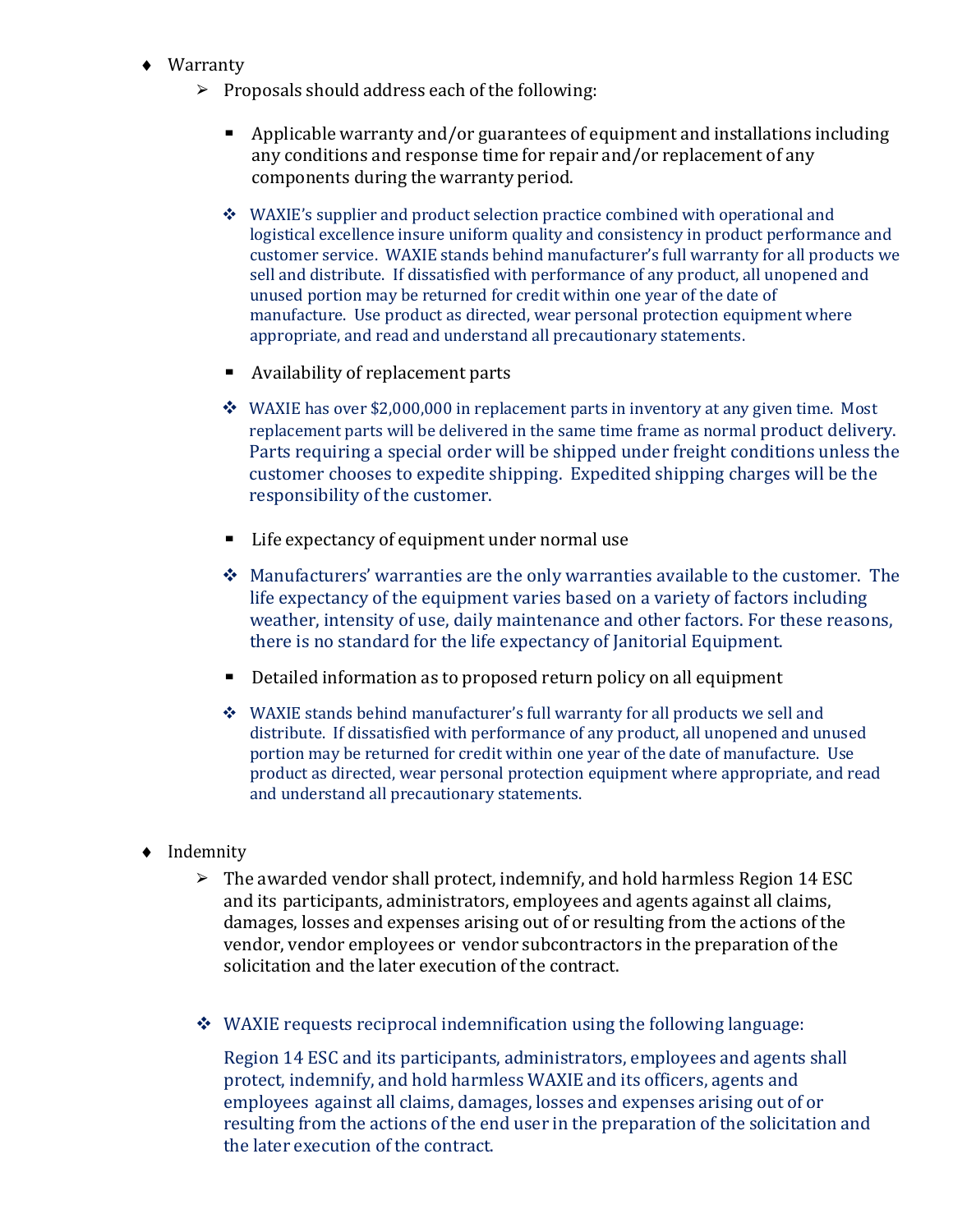- Warranty
  - Proposals should address each of the following:
    - Applicable warranty and/or guarantees of equipment and installations including any conditions and response time for repair and/or replacement of any components during the warranty period.

    - WAXIE's supplier and product selection practice combined with operational and logistical excellence insure uniform quality and consistency in product performance and customer service. WAXIE stands behind manufacturer's full warranty for all products we sell and distribute. If dissatisfied with performance of any product, all unopened and unused portion may be returned for credit within one year of the date of manufacture. Use product as directed, wear personal protection equipment where appropriate, and read and understand all precautionary statements.

    - Availability of replacement parts

    - WAXIE has over $2,000,000 in replacement parts in inventory at any given time. Most replacement parts will be delivered in the same time frame as normal product delivery. Parts requiring a special order will be shipped under freight conditions unless the customer chooses to expedite shipping. Expedited shipping charges will be the responsibility of the customer.

    - Life expectancy of equipment under normal use

    - Manufacturers' warranties are the only warranties available to the customer. The life expectancy of the equipment varies based on a variety of factors including weather, intensity of use, daily maintenance and other factors. For these reasons, there is no standard for the life expectancy of Janitorial Equipment.

    - Detailed information as to proposed return policy on all equipment

    - WAXIE stands behind manufacturer's full warranty for all products we sell and distribute. If dissatisfied with performance of any product, all unopened and unused portion may be returned for credit within one year of the date of manufacture. Use product as directed, wear personal protection equipment where appropriate, and read and understand all precautionary statements.

- Indemnity
  - The awarded vendor shall protect, indemnify, and hold harmless Region 14 ESC and its participants, administrators, employees and agents against all claims, damages, losses and expenses arising out of or resulting from the actions of the vendor, vendor employees or vendor subcontractors in the preparation of the solicitation and the later execution of the contract.

  - WAXIE requests reciprocal indemnification using the following language:

    Region 14 ESC and its participants, administrators, employees and agents shall protect, indemnify, and hold harmless WAXIE and its officers, agents and employees against all claims, damages, losses and expenses arising out of or resulting from the actions of the end user in the preparation of the solicitation and the later execution of the contract.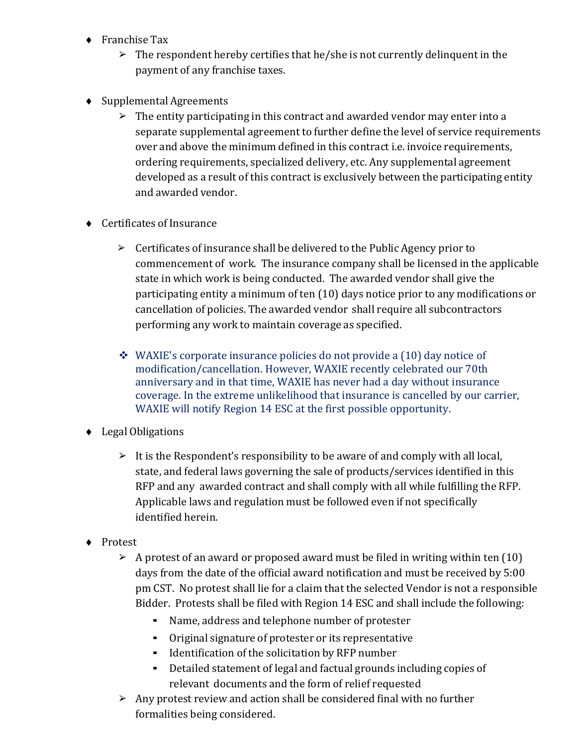- Franchise Tax
  - The respondent hereby certifies that he/she is not currently delinquent in the payment of any franchise taxes.

- Supplemental Agreements
  - The entity participating in this contract and awarded vendor may enter into a separate supplemental agreement to further define the level of service requirements over and above the minimum defined in this contract i.e. invoice requirements, ordering requirements, specialized delivery, etc. Any supplemental agreement developed as a result of this contract is exclusively between the participating entity and awarded vendor.

- Certificates of Insurance
  - Certificates of insurance shall be delivered to the Public Agency prior to commencement of work. The insurance company shall be licensed in the applicable state in which work is being conducted. The awarded vendor shall give the participating entity a minimum of ten (10) days notice prior to any modifications or cancellation of policies. The awarded vendor shall require all subcontractors performing any work to maintain coverage as specified.

  - WAXIE's corporate insurance policies do not provide a (10) day notice of modification/cancellation. However, WAXIE recently celebrated our 70th anniversary and in that time, WAXIE has never had a day without insurance coverage. In the extreme unlikelihood that insurance is cancelled by our carrier, WAXIE will notify Region 14 ESC at the first possible opportunity.

- Legal Obligations
  - It is the Respondent's responsibility to be aware of and comply with all local, state, and federal laws governing the sale of products/services identified in this RFP and any awarded contract and shall comply with all while fulfilling the RFP. Applicable laws and regulation must be followed even if not specifically identified herein.

- Protest
  - A protest of an award or proposed award must be filed in writing within ten (10) days from the date of the official award notification and must be received by 5:00 pm CST. No protest shall lie for a claim that the selected Vendor is not a responsible Bidder. Protests shall be filed with Region 14 ESC and shall include the following:
    - Name, address and telephone number of protester
    - Original signature of protester or its representative
    - Identification of the solicitation by RFP number
    - Detailed statement of legal and factual grounds including copies of relevant documents and the form of relief requested
  - Any protest review and action shall be considered final with no further formalities being considered.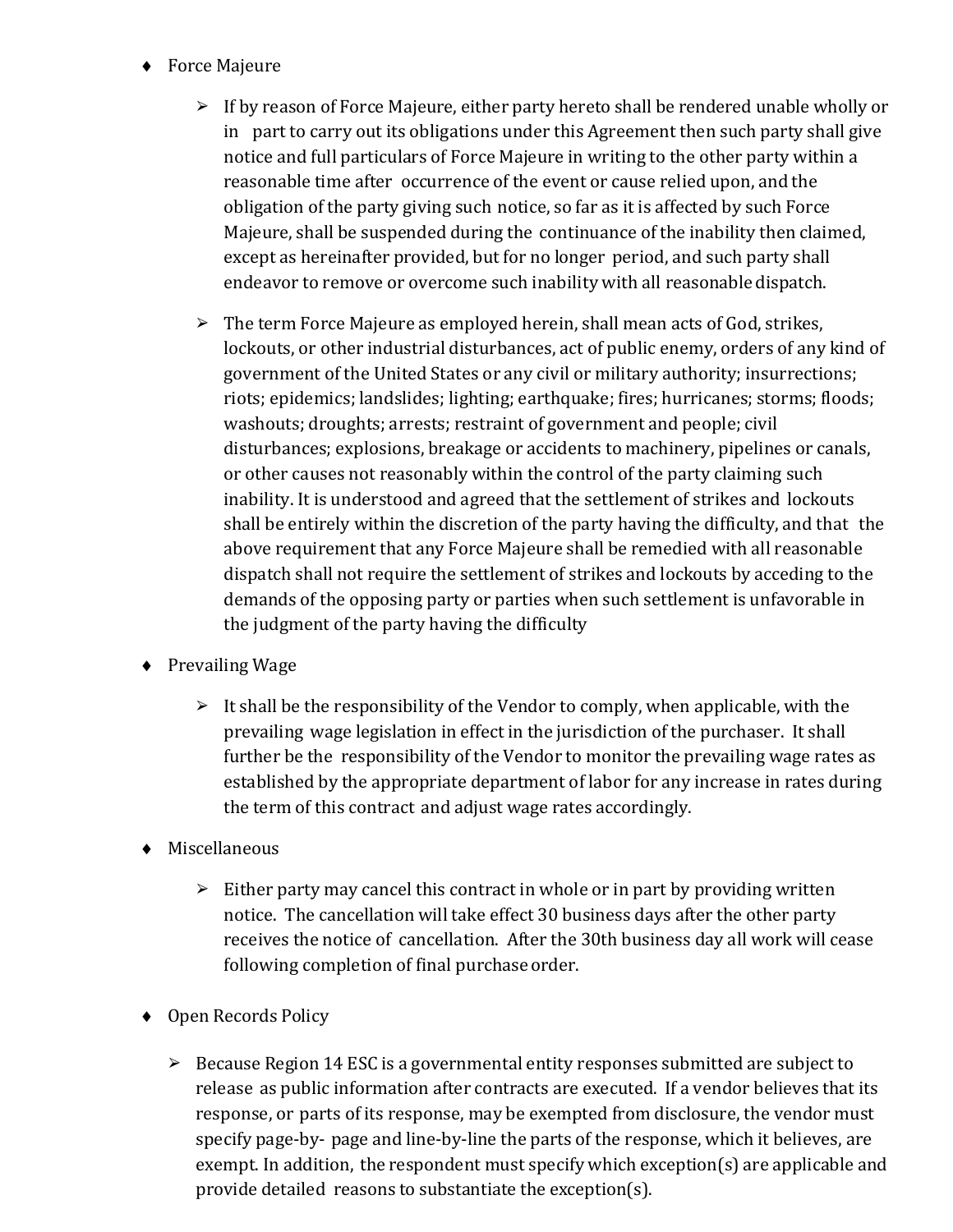- Force Majeure

  - If by reason of Force Majeure, either party hereto shall be rendered unable wholly or in part to carry out its obligations under this Agreement then such party shall give notice and full particulars of Force Majeure in writing to the other party within a reasonable time after occurrence of the event or cause relied upon, and the obligation of the party giving such notice, so far as it is affected by such Force Majeure, shall be suspended during the continuance of the inability then claimed, except as hereinafter provided, but for no longer period, and such party shall endeavor to remove or overcome such inability with all reasonable dispatch.

  - The term Force Majeure as employed herein, shall mean acts of God, strikes, lockouts, or other industrial disturbances, act of public enemy, orders of any kind of government of the United States or any civil or military authority; insurrections; riots; epidemics; landslides; lighting; earthquake; fires; hurricanes; storms; floods; washouts; droughts; arrests; restraint of government and people; civil disturbances; explosions, breakage or accidents to machinery, pipelines or canals, or other causes not reasonably within the control of the party claiming such inability. It is understood and agreed that the settlement of strikes and lockouts shall be entirely within the discretion of the party having the difficulty, and that the above requirement that any Force Majeure shall be remedied with all reasonable dispatch shall not require the settlement of strikes and lockouts by acceding to the demands of the opposing party or parties when such settlement is unfavorable in the judgment of the party having the difficulty

- Prevailing Wage

  - It shall be the responsibility of the Vendor to comply, when applicable, with the prevailing wage legislation in effect in the jurisdiction of the purchaser. It shall further be the responsibility of the Vendor to monitor the prevailing wage rates as established by the appropriate department of labor for any increase in rates during the term of this contract and adjust wage rates accordingly.

- Miscellaneous

  - Either party may cancel this contract in whole or in part by providing written notice. The cancellation will take effect 30 business days after the other party receives the notice of cancellation. After the 30th business day all work will cease following completion of final purchase order.

- Open Records Policy

  - Because Region 14 ESC is a governmental entity responses submitted are subject to release as public information after contracts are executed. If a vendor believes that its response, or parts of its response, may be exempted from disclosure, the vendor must specify page-by- page and line-by-line the parts of the response, which it believes, are exempt. In addition, the respondent must specify which exception(s) are applicable and provide detailed reasons to substantiate the exception(s).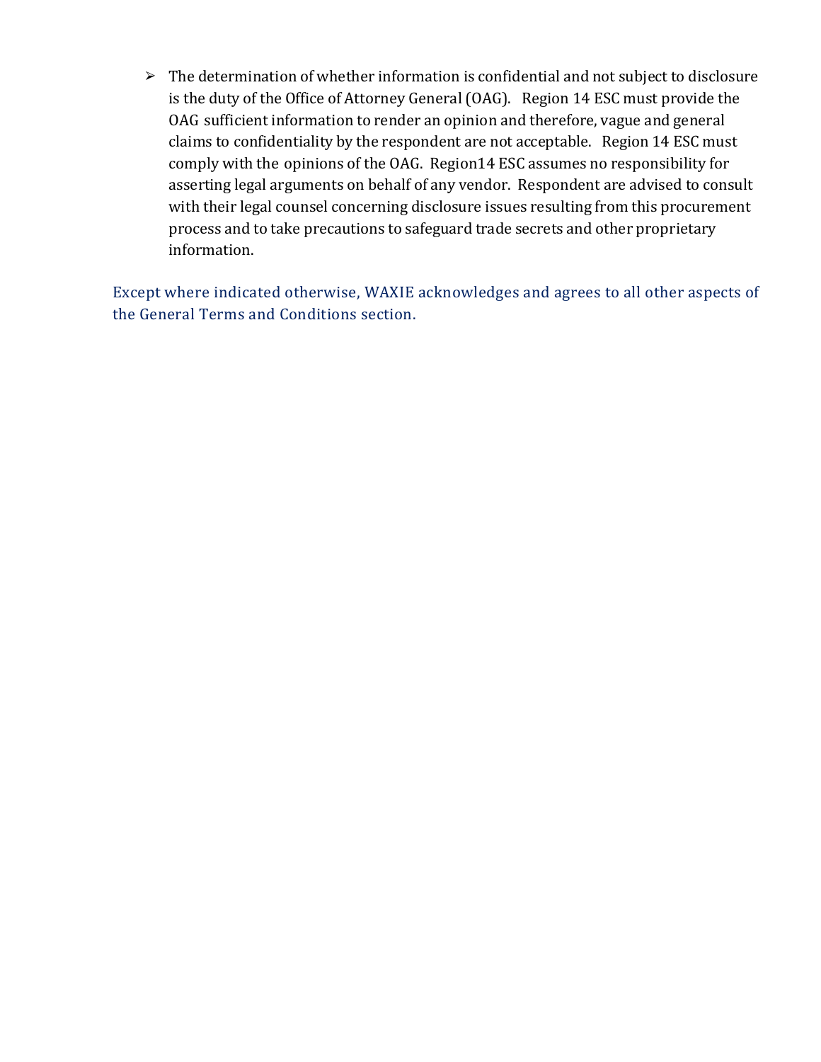- The determination of whether information is confidential and not subject to disclosure is the duty of the Office of Attorney General (OAG). Region 14 ESC must provide the OAG sufficient information to render an opinion and therefore, vague and general claims to confidentiality by the respondent are not acceptable. Region 14 ESC must comply with the opinions of the OAG. Region14 ESC assumes no responsibility for asserting legal arguments on behalf of any vendor. Respondent are advised to consult with their legal counsel concerning disclosure issues resulting from this procurement process and to take precautions to safeguard trade secrets and other proprietary information.

Except where indicated otherwise, WAXIE acknowledges and agrees to all other aspects of the General Terms and Conditions section.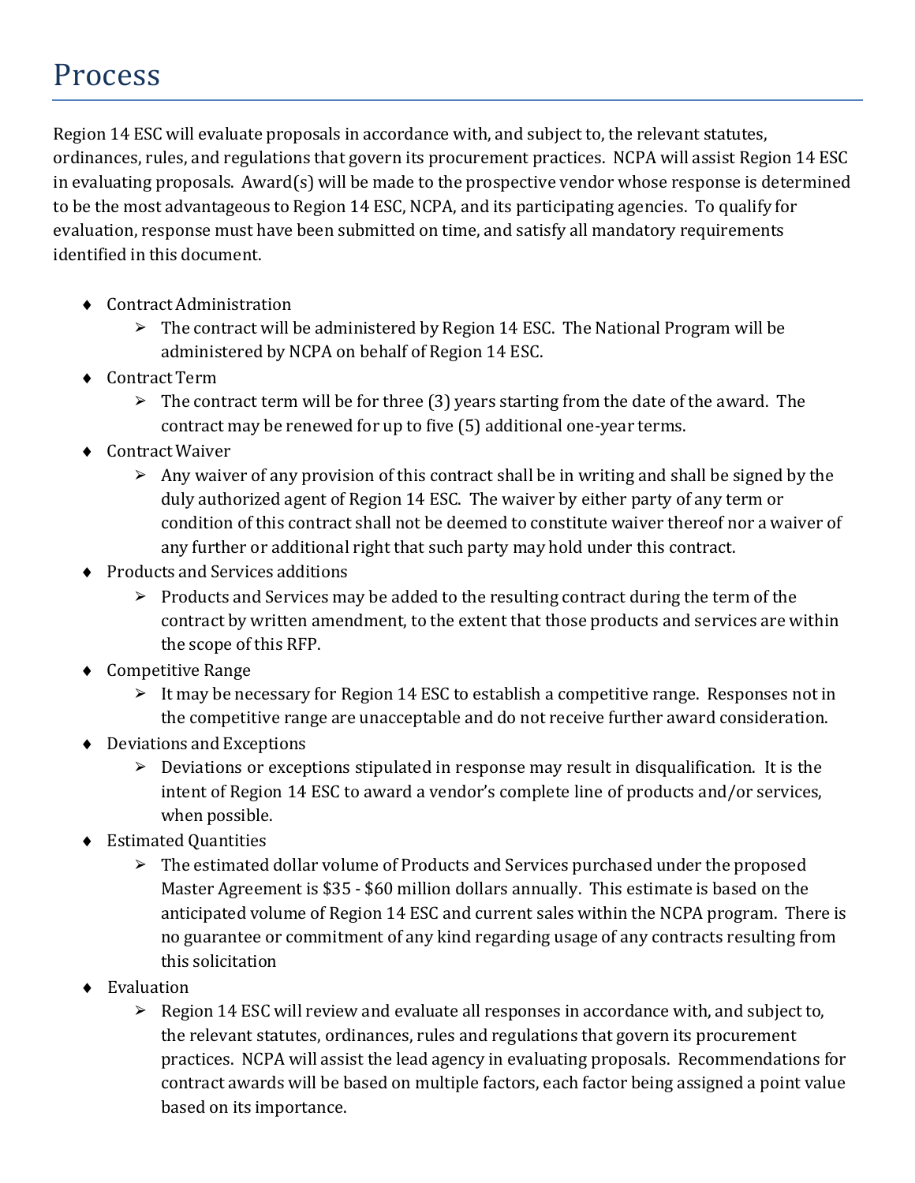# Process

Region 14 ESC will evaluate proposals in accordance with, and subject to, the relevant statutes, ordinances, rules, and regulations that govern its procurement practices. NCPA will assist Region 14 ESC in evaluating proposals. Award(s) will be made to the prospective vendor whose response is determined to be the most advantageous to Region 14 ESC, NCPA, and its participating agencies. To qualify for evaluation, response must have been submitted on time, and satisfy all mandatory requirements identified in this document.

- Contract Administration
  - The contract will be administered by Region 14 ESC. The National Program will be administered by NCPA on behalf of Region 14 ESC.
- Contract Term
  - The contract term will be for three (3) years starting from the date of the award. The contract may be renewed for up to five (5) additional one-year terms.
- Contract Waiver
  - Any waiver of any provision of this contract shall be in writing and shall be signed by the duly authorized agent of Region 14 ESC. The waiver by either party of any term or condition of this contract shall not be deemed to constitute waiver thereof nor a waiver of any further or additional right that such party may hold under this contract.
- Products and Services additions
  - Products and Services may be added to the resulting contract during the term of the contract by written amendment, to the extent that those products and services are within the scope of this RFP.
- Competitive Range
  - It may be necessary for Region 14 ESC to establish a competitive range. Responses not in the competitive range are unacceptable and do not receive further award consideration.
- Deviations and Exceptions
  - Deviations or exceptions stipulated in response may result in disqualification. It is the intent of Region 14 ESC to award a vendor's complete line of products and/or services, when possible.
- Estimated Quantities
  - The estimated dollar volume of Products and Services purchased under the proposed Master Agreement is $35 - $60 million dollars annually. This estimate is based on the anticipated volume of Region 14 ESC and current sales within the NCPA program. There is no guarantee or commitment of any kind regarding usage of any contracts resulting from this solicitation
- Evaluation
  - Region 14 ESC will review and evaluate all responses in accordance with, and subject to, the relevant statutes, ordinances, rules and regulations that govern its procurement practices. NCPA will assist the lead agency in evaluating proposals. Recommendations for contract awards will be based on multiple factors, each factor being assigned a point value based on its importance.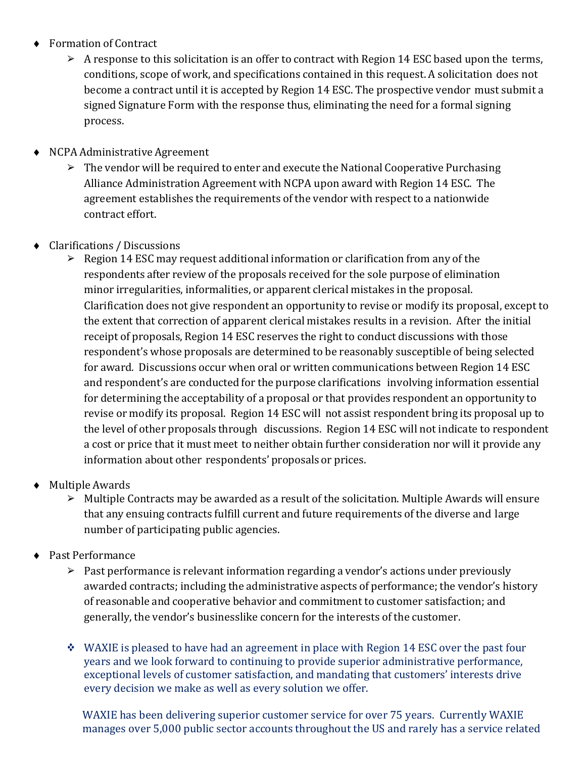- Formation of Contract
  - A response to this solicitation is an offer to contract with Region 14 ESC based upon the terms, conditions, scope of work, and specifications contained in this request. A solicitation does not become a contract until it is accepted by Region 14 ESC. The prospective vendor must submit a signed Signature Form with the response thus, eliminating the need for a formal signing process.

- NCPA Administrative Agreement
  - The vendor will be required to enter and execute the National Cooperative Purchasing Alliance Administration Agreement with NCPA upon award with Region 14 ESC. The agreement establishes the requirements of the vendor with respect to a nationwide contract effort.

- Clarifications / Discussions
  - Region 14 ESC may request additional information or clarification from any of the respondents after review of the proposals received for the sole purpose of elimination minor irregularities, informalities, or apparent clerical mistakes in the proposal. Clarification does not give respondent an opportunity to revise or modify its proposal, except to the extent that correction of apparent clerical mistakes results in a revision. After the initial receipt of proposals, Region 14 ESC reserves the right to conduct discussions with those respondent's whose proposals are determined to be reasonably susceptible of being selected for award. Discussions occur when oral or written communications between Region 14 ESC and respondent's are conducted for the purpose clarifications involving information essential for determining the acceptability of a proposal or that provides respondent an opportunity to revise or modify its proposal. Region 14 ESC will not assist respondent bring its proposal up to the level of other proposals through discussions. Region 14 ESC will not indicate to respondent a cost or price that it must meet to neither obtain further consideration nor will it provide any information about other respondents' proposals or prices.

- Multiple Awards
  - Multiple Contracts may be awarded as a result of the solicitation. Multiple Awards will ensure that any ensuing contracts fulfill current and future requirements of the diverse and large number of participating public agencies.

- Past Performance
  - Past performance is relevant information regarding a vendor's actions under previously awarded contracts; including the administrative aspects of performance; the vendor's history of reasonable and cooperative behavior and commitment to customer satisfaction; and generally, the vendor's businesslike concern for the interests of the customer.

  - WAXIE is pleased to have had an agreement in place with Region 14 ESC over the past four years and we look forward to continuing to provide superior administrative performance, exceptional levels of customer satisfaction, and mandating that customers' interests drive every decision we make as well as every solution we offer.

  WAXIE has been delivering superior customer service for over 75 years. Currently WAXIE manages over 5,000 public sector accounts throughout the US and rarely has a service related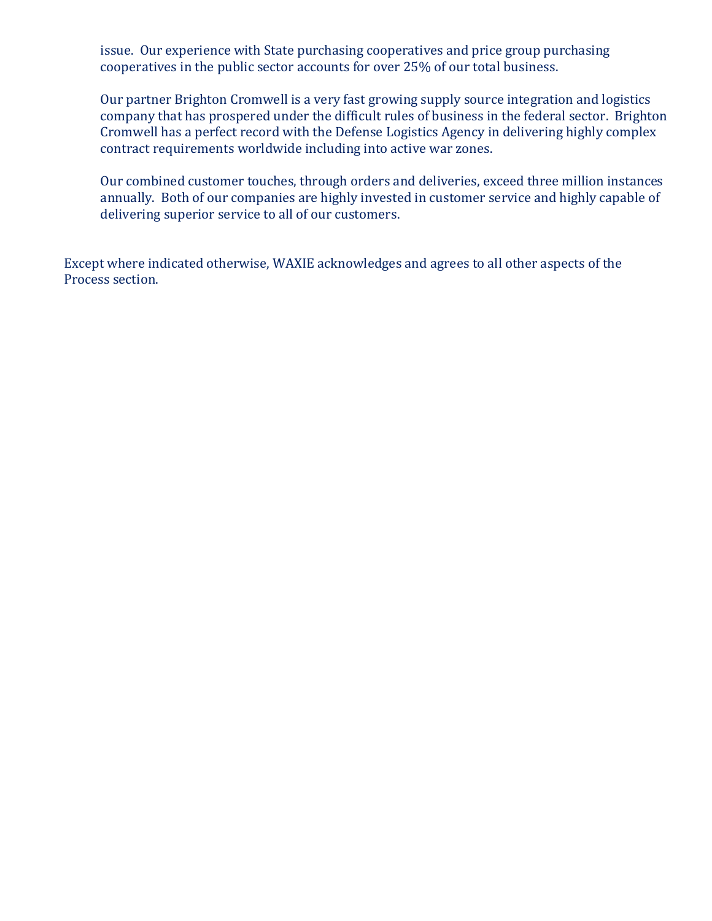issue. Our experience with State purchasing cooperatives and price group purchasing cooperatives in the public sector accounts for over 25% of our total business.

Our partner Brighton Cromwell is a very fast growing supply source integration and logistics company that has prospered under the difficult rules of business in the federal sector. Brighton Cromwell has a perfect record with the Defense Logistics Agency in delivering highly complex contract requirements worldwide including into active war zones.

Our combined customer touches, through orders and deliveries, exceed three million instances annually. Both of our companies are highly invested in customer service and highly capable of delivering superior service to all of our customers.

Except where indicated otherwise, WAXIE acknowledges and agrees to all other aspects of the Process section.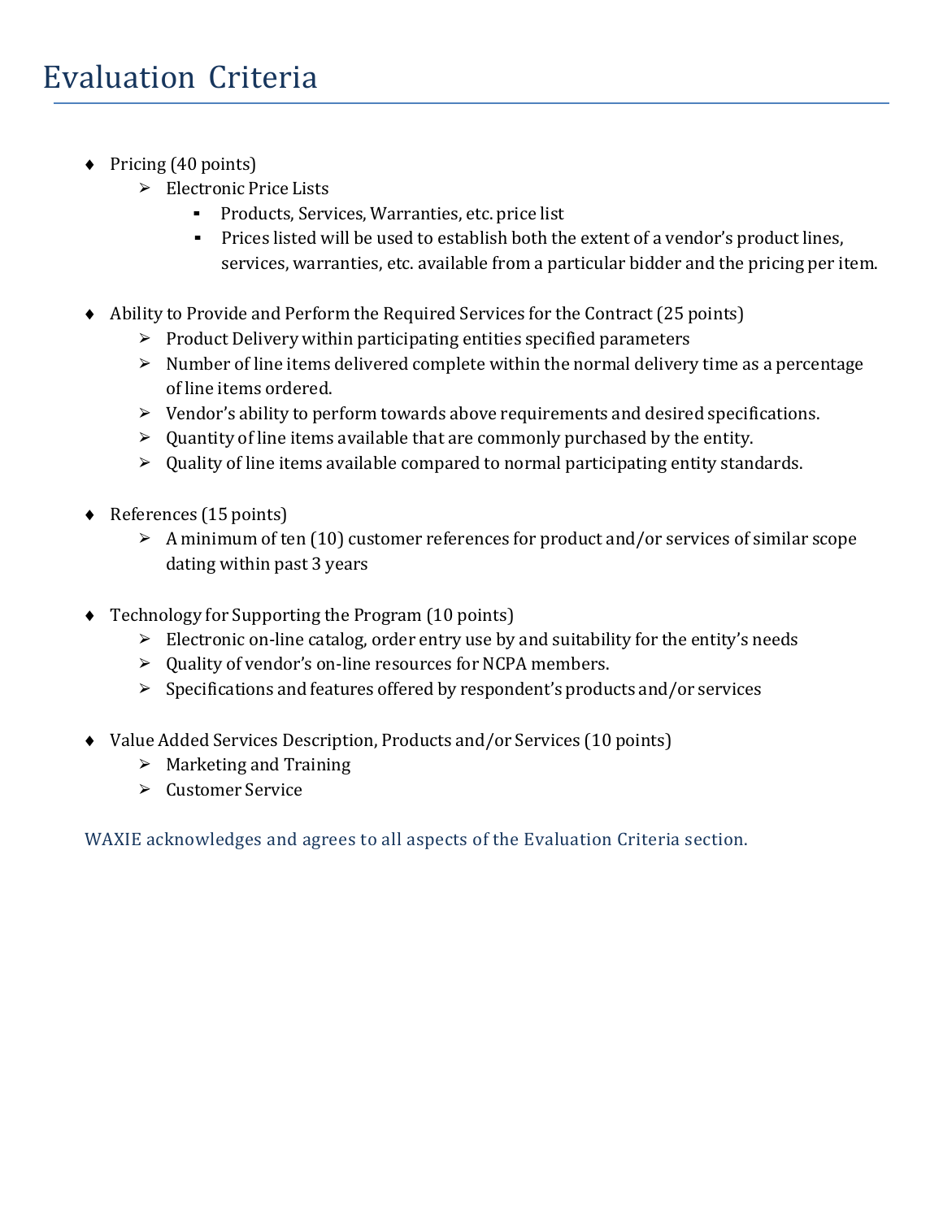# Evaluation Criteria

- Pricing (40 points)
  - Electronic Price Lists
    - Products, Services, Warranties, etc. price list
    - Prices listed will be used to establish both the extent of a vendor's product lines, services, warranties, etc. available from a particular bidder and the pricing per item.

- Ability to Provide and Perform the Required Services for the Contract (25 points)
  - Product Delivery within participating entities specified parameters
  - Number of line items delivered complete within the normal delivery time as a percentage of line items ordered.
  - Vendor's ability to perform towards above requirements and desired specifications.
  - Quantity of line items available that are commonly purchased by the entity.
  - Quality of line items available compared to normal participating entity standards.

- References (15 points)
  - A minimum of ten (10) customer references for product and/or services of similar scope dating within past 3 years

- Technology for Supporting the Program (10 points)
  - Electronic on-line catalog, order entry use by and suitability for the entity's needs
  - Quality of vendor's on-line resources for NCPA members.
  - Specifications and features offered by respondent's products and/or services

- Value Added Services Description, Products and/or Services (10 points)
  - Marketing and Training
  - Customer Service

WAXIE acknowledges and agrees to all aspects of the Evaluation Criteria section.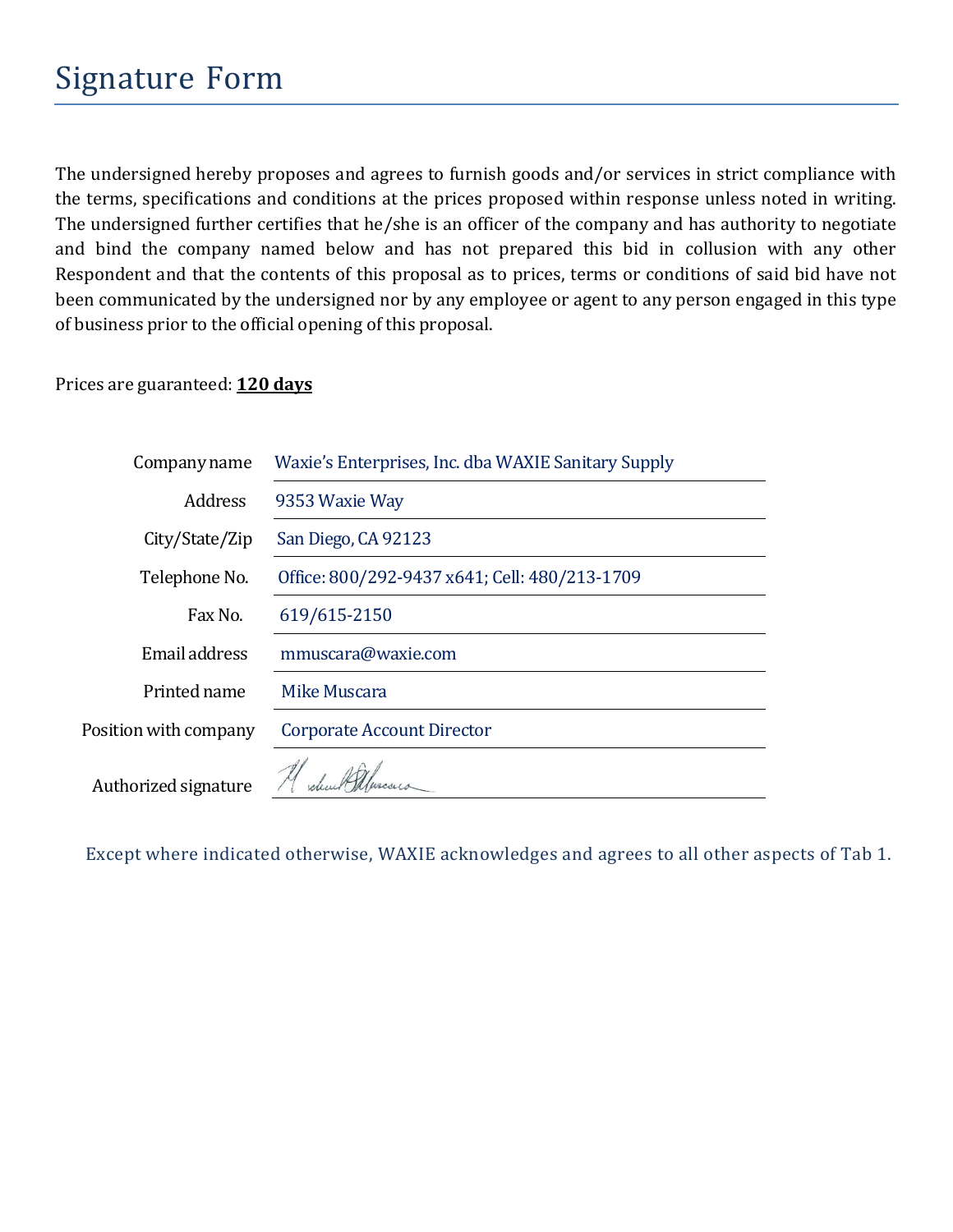# Signature Form

The undersigned hereby proposes and agrees to furnish goods and/or services in strict compliance with the terms, specifications and conditions at the prices proposed within response unless noted in writing. The undersigned further certifies that he/she is an officer of the company and has authority to negotiate and bind the company named below and has not prepared this bid in collusion with any other Respondent and that the contents of this proposal as to prices, terms or conditions of said bid have not been communicated by the undersigned nor by any employee or agent to any person engaged in this type of business prior to the official opening of this proposal.

Prices are guaranteed: **120 days**

| | |
|---|---|
| Company name | Waxie's Enterprises, Inc. dba WAXIE Sanitary Supply |
| Address | 9353 Waxie Way |
| City/State/Zip | San Diego, CA 92123 |
| Telephone No. | Office: 800/292-9437 x641; Cell: 480/213-1709 |
| Fax No. | 619/615-2150 |
| Email address | mmuscara@waxie.com |
| Printed name | Mike Muscara |
| Position with company | Corporate Account Director |
| Authorized signature | [signature] |

Except where indicated otherwise, WAXIE acknowledges and agrees to all other aspects of Tab 1.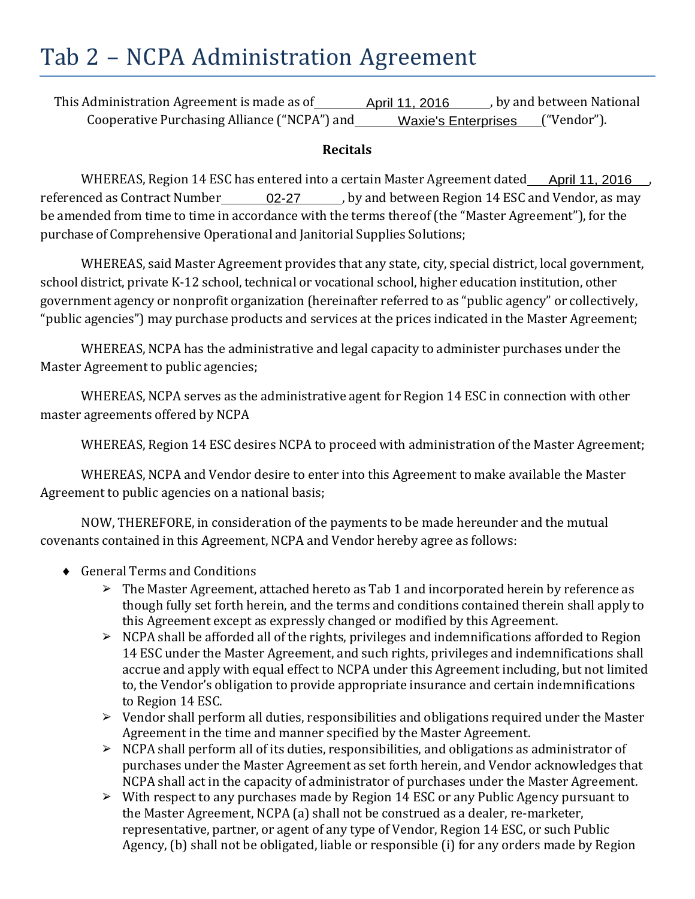# Tab 2 – NCPA Administration Agreement

This Administration Agreement is made as of April 11, 2016, by and between National Cooperative Purchasing Alliance ("NCPA") and Waxie's Enterprises ("Vendor").

**Recitals**

WHEREAS, Region 14 ESC has entered into a certain Master Agreement dated April 11, 2016, referenced as Contract Number 02-27, by and between Region 14 ESC and Vendor, as may be amended from time to time in accordance with the terms thereof (the "Master Agreement"), for the purchase of Comprehensive Operational and Janitorial Supplies Solutions;

WHEREAS, said Master Agreement provides that any state, city, special district, local government, school district, private K-12 school, technical or vocational school, higher education institution, other government agency or nonprofit organization (hereinafter referred to as "public agency" or collectively, "public agencies") may purchase products and services at the prices indicated in the Master Agreement;

WHEREAS, NCPA has the administrative and legal capacity to administer purchases under the Master Agreement to public agencies;

WHEREAS, NCPA serves as the administrative agent for Region 14 ESC in connection with other master agreements offered by NCPA

WHEREAS, Region 14 ESC desires NCPA to proceed with administration of the Master Agreement;

WHEREAS, NCPA and Vendor desire to enter into this Agreement to make available the Master Agreement to public agencies on a national basis;

NOW, THEREFORE, in consideration of the payments to be made hereunder and the mutual covenants contained in this Agreement, NCPA and Vendor hereby agree as follows:

- General Terms and Conditions
  - The Master Agreement, attached hereto as Tab 1 and incorporated herein by reference as though fully set forth herein, and the terms and conditions contained therein shall apply to this Agreement except as expressly changed or modified by this Agreement.
  - NCPA shall be afforded all of the rights, privileges and indemnifications afforded to Region 14 ESC under the Master Agreement, and such rights, privileges and indemnifications shall accrue and apply with equal effect to NCPA under this Agreement including, but not limited to, the Vendor's obligation to provide appropriate insurance and certain indemnifications to Region 14 ESC.
  - Vendor shall perform all duties, responsibilities and obligations required under the Master Agreement in the time and manner specified by the Master Agreement.
  - NCPA shall perform all of its duties, responsibilities, and obligations as administrator of purchases under the Master Agreement as set forth herein, and Vendor acknowledges that NCPA shall act in the capacity of administrator of purchases under the Master Agreement.
  - With respect to any purchases made by Region 14 ESC or any Public Agency pursuant to the Master Agreement, NCPA (a) shall not be construed as a dealer, re-marketer, representative, partner, or agent of any type of Vendor, Region 14 ESC, or such Public Agency, (b) shall not be obligated, liable or responsible (i) for any orders made by Region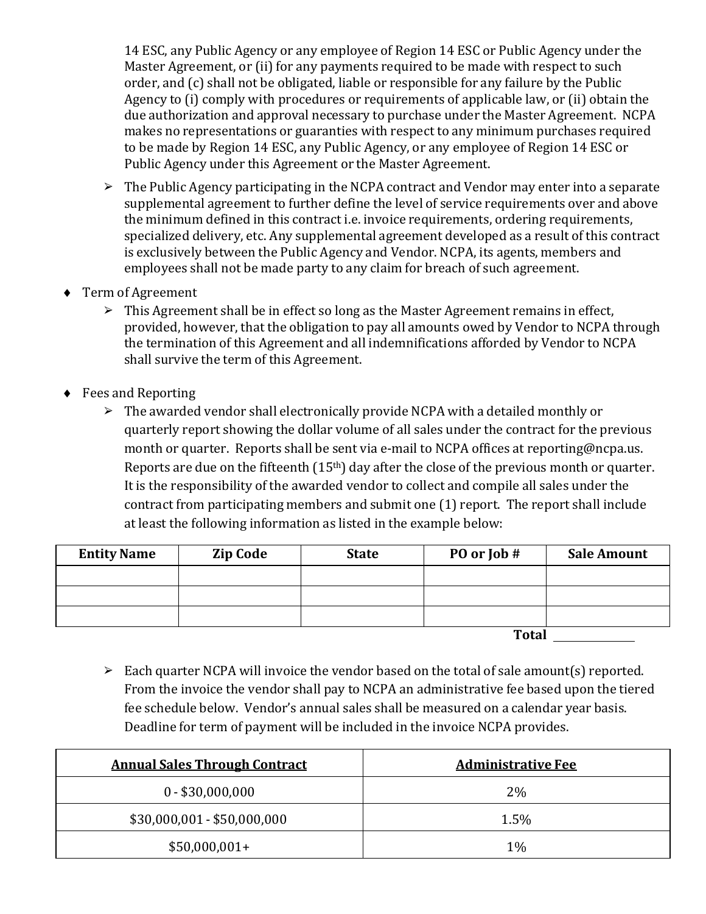14 ESC, any Public Agency or any employee of Region 14 ESC or Public Agency under the Master Agreement, or (ii) for any payments required to be made with respect to such order, and (c) shall not be obligated, liable or responsible for any failure by the Public Agency to (i) comply with procedures or requirements of applicable law, or (ii) obtain the due authorization and approval necessary to purchase under the Master Agreement. NCPA makes no representations or guaranties with respect to any minimum purchases required to be made by Region 14 ESC, any Public Agency, or any employee of Region 14 ESC or Public Agency under this Agreement or the Master Agreement.

- The Public Agency participating in the NCPA contract and Vendor may enter into a separate supplemental agreement to further define the level of service requirements over and above the minimum defined in this contract i.e. invoice requirements, ordering requirements, specialized delivery, etc. Any supplemental agreement developed as a result of this contract is exclusively between the Public Agency and Vendor. NCPA, its agents, members and employees shall not be made party to any claim for breach of such agreement.

- Term of Agreement
  - This Agreement shall be in effect so long as the Master Agreement remains in effect, provided, however, that the obligation to pay all amounts owed by Vendor to NCPA through the termination of this Agreement and all indemnifications afforded by Vendor to NCPA shall survive the term of this Agreement.

- Fees and Reporting
  - The awarded vendor shall electronically provide NCPA with a detailed monthly or quarterly report showing the dollar volume of all sales under the contract for the previous month or quarter. Reports shall be sent via e-mail to NCPA offices at reporting@ncpa.us. Reports are due on the fifteenth (15th) day after the close of the previous month or quarter. It is the responsibility of the awarded vendor to collect and compile all sales under the contract from participating members and submit one (1) report. The report shall include at least the following information as listed in the example below:

| Entity Name | Zip Code | State | PO or Job # | Sale Amount |
|---|---|---|---|---|
| | | | | |
| | | | | |
| | | | | |

**Total** ____________

  - Each quarter NCPA will invoice the vendor based on the total of sale amount(s) reported. From the invoice the vendor shall pay to NCPA an administrative fee based upon the tiered fee schedule below. Vendor's annual sales shall be measured on a calendar year basis. Deadline for term of payment will be included in the invoice NCPA provides.

| Annual Sales Through Contract | Administrative Fee |
|---|---|
| 0 - $30,000,000 | 2% |
| $30,000,001 - $50,000,000 | 1.5% |
| $50,000,001+ | 1% |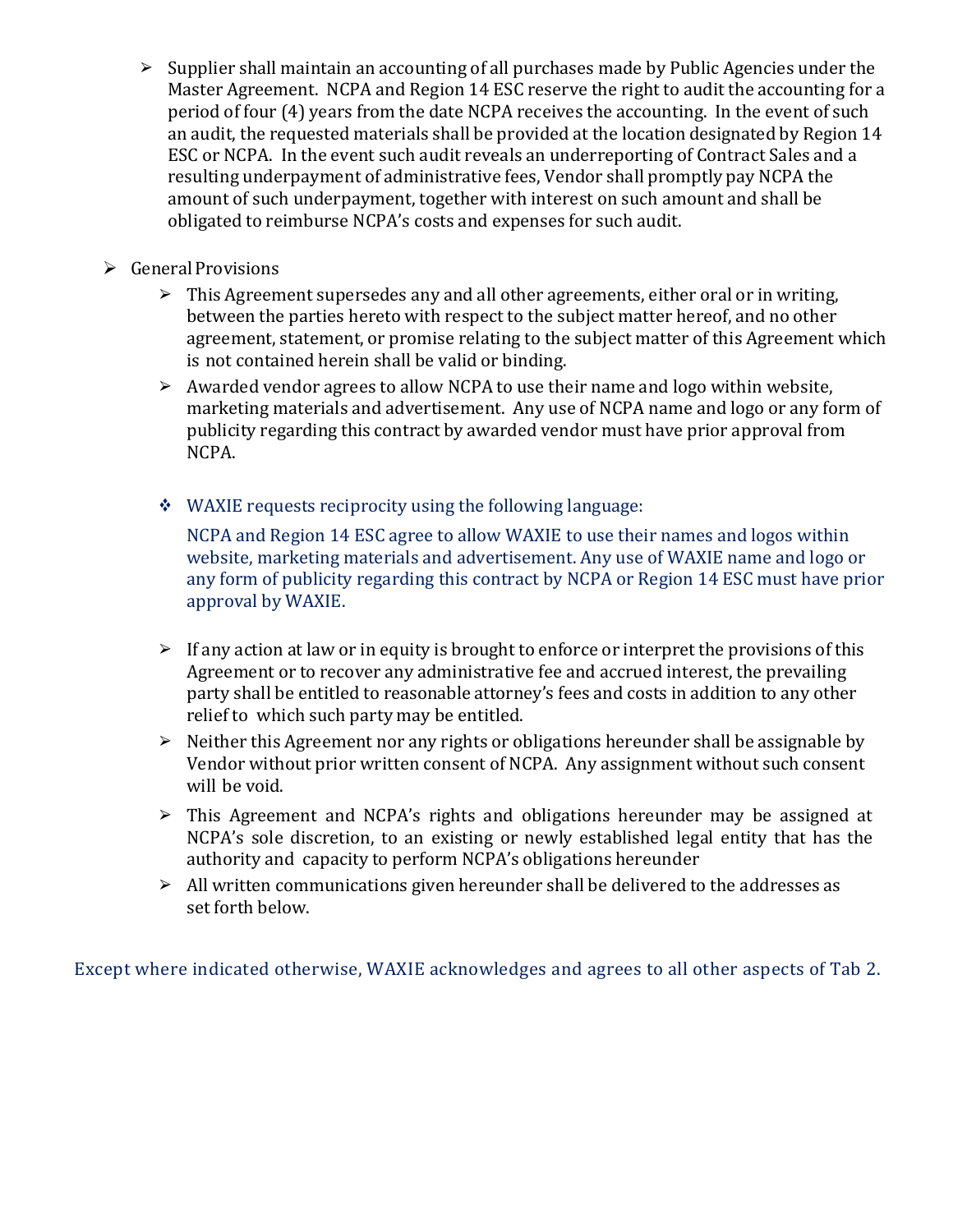- Supplier shall maintain an accounting of all purchases made by Public Agencies under the Master Agreement. NCPA and Region 14 ESC reserve the right to audit the accounting for a period of four (4) years from the date NCPA receives the accounting. In the event of such an audit, the requested materials shall be provided at the location designated by Region 14 ESC or NCPA. In the event such audit reveals an underreporting of Contract Sales and a resulting underpayment of administrative fees, Vendor shall promptly pay NCPA the amount of such underpayment, together with interest on such amount and shall be obligated to reimburse NCPA's costs and expenses for such audit.

- General Provisions
  - This Agreement supersedes any and all other agreements, either oral or in writing, between the parties hereto with respect to the subject matter hereof, and no other agreement, statement, or promise relating to the subject matter of this Agreement which is not contained herein shall be valid or binding.
  - Awarded vendor agrees to allow NCPA to use their name and logo within website, marketing materials and advertisement. Any use of NCPA name and logo or any form of publicity regarding this contract by awarded vendor must have prior approval from NCPA.

  - WAXIE requests reciprocity using the following language:

    NCPA and Region 14 ESC agree to allow WAXIE to use their names and logos within website, marketing materials and advertisement. Any use of WAXIE name and logo or any form of publicity regarding this contract by NCPA or Region 14 ESC must have prior approval by WAXIE.

  - If any action at law or in equity is brought to enforce or interpret the provisions of this Agreement or to recover any administrative fee and accrued interest, the prevailing party shall be entitled to reasonable attorney's fees and costs in addition to any other relief to which such party may be entitled.
  - Neither this Agreement nor any rights or obligations hereunder shall be assignable by Vendor without prior written consent of NCPA. Any assignment without such consent will be void.
  - This Agreement and NCPA's rights and obligations hereunder may be assigned at NCPA's sole discretion, to an existing or newly established legal entity that has the authority and capacity to perform NCPA's obligations hereunder
  - All written communications given hereunder shall be delivered to the addresses as set forth below.

Except where indicated otherwise, WAXIE acknowledges and agrees to all other aspects of Tab 2.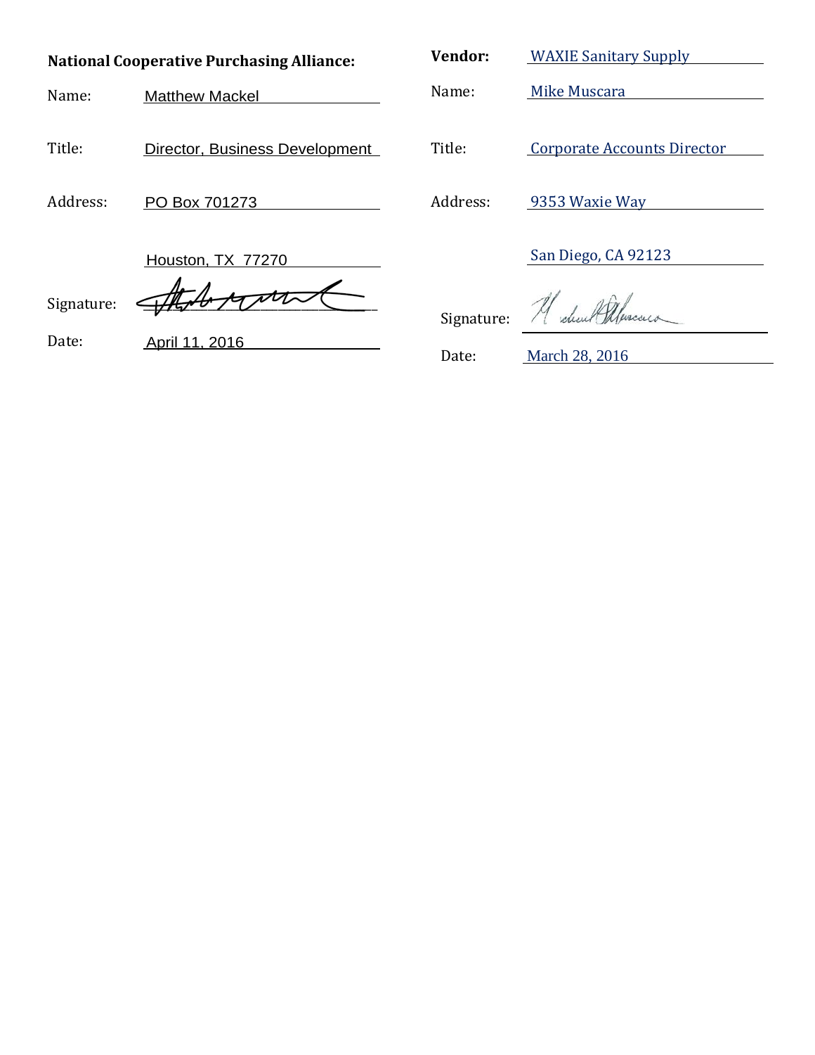**National Cooperative Purchasing Alliance:**

Name: Matthew Mackel

Title: Director, Business Development

Address: PO Box 701273

Houston, TX 77270

Signature: 

Date: April 11, 2016

**Vendor:** WAXIE Sanitary Supply

Name: Mike Muscara

Title: Corporate Accounts Director

Address: 9353 Waxie Way

San Diego, CA 92123

Signature: 

Date: March 28, 2016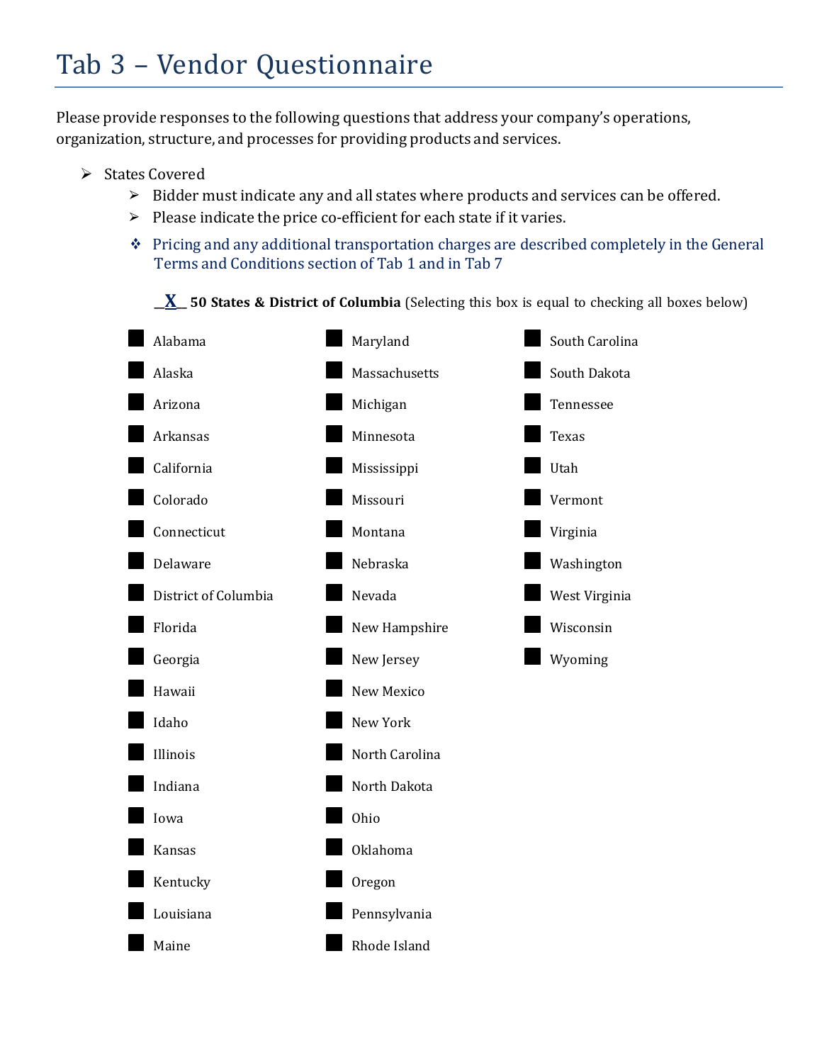# Tab 3 – Vendor Questionnaire

Please provide responses to the following questions that address your company's operations, organization, structure, and processes for providing products and services.

- States Covered
  - Bidder must indicate any and all states where products and services can be offered.
  - Please indicate the price co-efficient for each state if it varies.
  - Pricing and any additional transportation charges are described completely in the General Terms and Conditions section of Tab 1 and in Tab 7

  __X__ **50 States & District of Columbia** (Selecting this box is equal to checking all boxes below)

- ■ Alabama
- ■ Alaska
- ■ Arizona
- ■ Arkansas
- ■ California
- ■ Colorado
- ■ Connecticut
- ■ Delaware
- ■ District of Columbia
- ■ Florida
- ■ Georgia
- ■ Hawaii
- ■ Idaho
- ■ Illinois
- ■ Indiana
- ■ Iowa
- ■ Kansas
- ■ Kentucky
- ■ Louisiana
- ■ Maine
- ■ Maryland
- ■ Massachusetts
- ■ Michigan
- ■ Minnesota
- ■ Mississippi
- ■ Missouri
- ■ Montana
- ■ Nebraska
- ■ Nevada
- ■ New Hampshire
- ■ New Jersey
- ■ New Mexico
- ■ New York
- ■ North Carolina
- ■ North Dakota
- ■ Ohio
- ■ Oklahoma
- ■ Oregon
- ■ Pennsylvania
- ■ Rhode Island
- ■ South Carolina
- ■ South Dakota
- ■ Tennessee
- ■ Texas
- ■ Utah
- ■ Vermont
- ■ Virginia
- ■ Washington
- ■ West Virginia
- ■ Wisconsin
- ■ Wyoming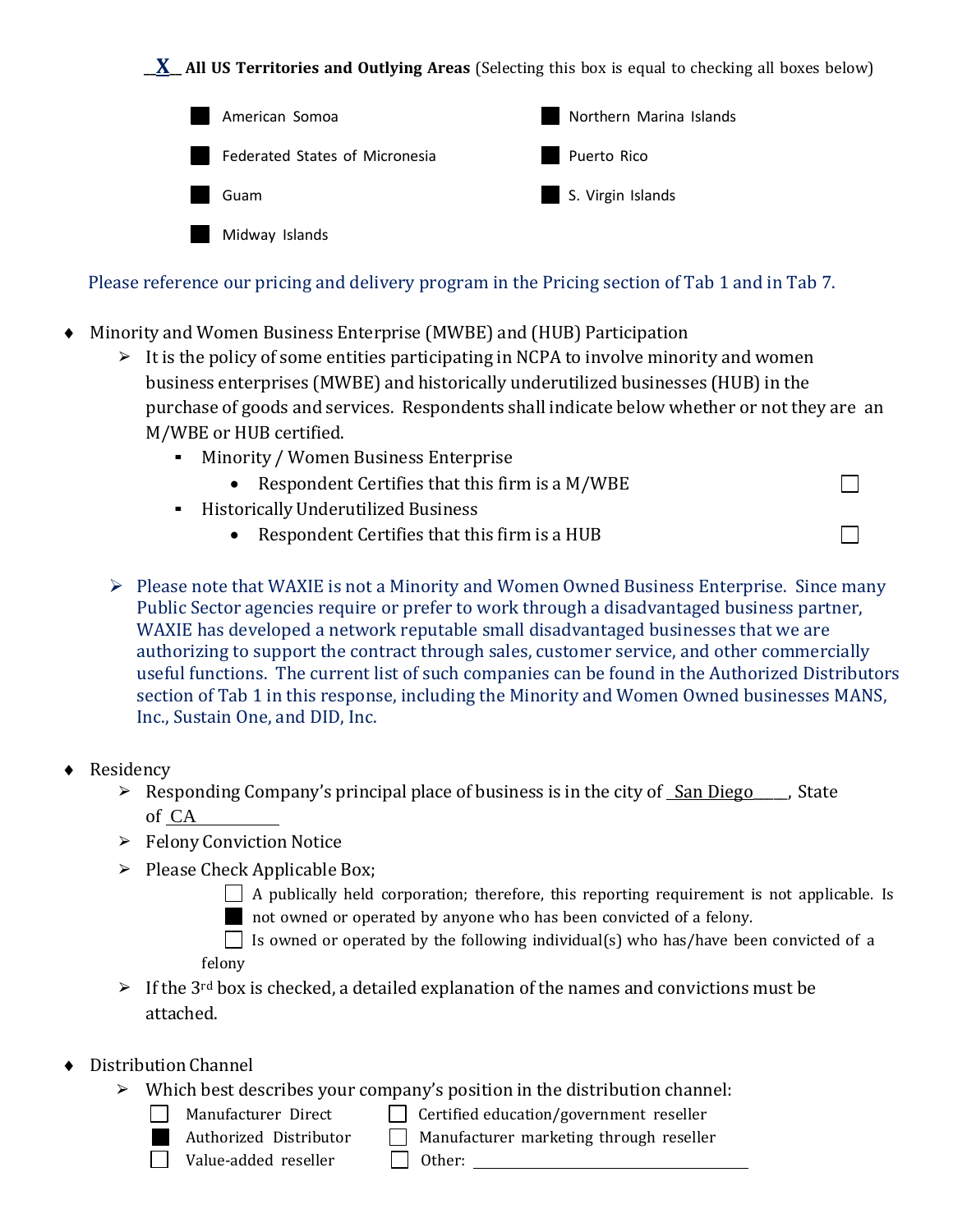__X__ **All US Territories and Outlying Areas** (Selecting this box is equal to checking all boxes below)

- ■ American Somoa
- ■ Federated States of Micronesia
- ■ Guam
- ■ Midway Islands
- ■ Northern Marina Islands
- ■ Puerto Rico
- ■ S. Virgin Islands

Please reference our pricing and delivery program in the Pricing section of Tab 1 and in Tab 7.

- ♦ Minority and Women Business Enterprise (MWBE) and (HUB) Participation
  - ➢ It is the policy of some entities participating in NCPA to involve minority and women business enterprises (MWBE) and historically underutilized businesses (HUB) in the purchase of goods and services. Respondents shall indicate below whether or not they are an M/WBE or HUB certified.
    - ▪ Minority / Women Business Enterprise
      - • Respondent Certifies that this firm is a M/WBE ☐
    - ▪ Historically Underutilized Business
      - • Respondent Certifies that this firm is a HUB ☐
  - ➢ Please note that WAXIE is not a Minority and Women Owned Business Enterprise. Since many Public Sector agencies require or prefer to work through a disadvantaged business partner, WAXIE has developed a network reputable small disadvantaged businesses that we are authorizing to support the contract through sales, customer service, and other commercially useful functions. The current list of such companies can be found in the Authorized Distributors section of Tab 1 in this response, including the Minority and Women Owned businesses MANS, Inc., Sustain One, and DID, Inc.

- ♦ Residency
  - ➢ Responding Company's principal place of business is in the city of San Diego, State of CA
  - ➢ Felony Conviction Notice
  - ➢ Please Check Applicable Box;
    - ☐ A publically held corporation; therefore, this reporting requirement is not applicable. Is
    - ■ not owned or operated by anyone who has been convicted of a felony.
    - ☐ Is owned or operated by the following individual(s) who has/have been convicted of a felony
  - ➢ If the 3rd box is checked, a detailed explanation of the names and convictions must be attached.

- ♦ Distribution Channel
  - ➢ Which best describes your company's position in the distribution channel:
    - ☐ Manufacturer Direct
    - ■ Authorized Distributor
    - ☐ Value-added reseller
    - ☐ Certified education/government reseller
    - ☐ Manufacturer marketing through reseller
    - ☐ Other: ____________________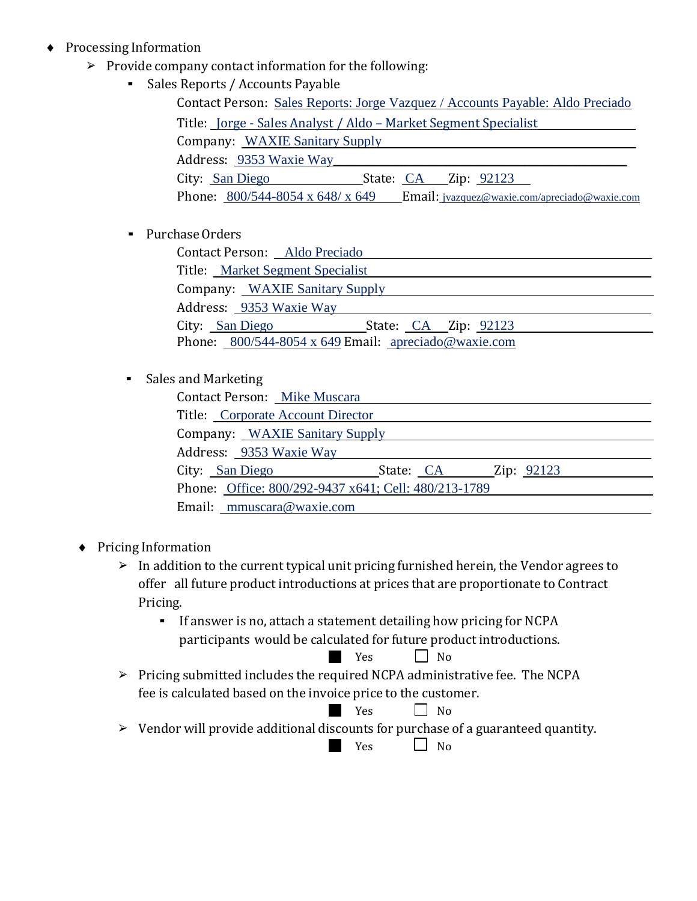- Processing Information
  - Provide company contact information for the following:
    - Sales Reports / Accounts Payable

      Contact Person: Sales Reports: Jorge Vazquez / Accounts Payable: Aldo Preciado

      Title: Jorge - Sales Analyst / Aldo – Market Segment Specialist

      Company: WAXIE Sanitary Supply

      Address: 9353 Waxie Way

      City: San Diego State: CA Zip: 92123

      Phone: 800/544-8054 x 648/ x 649 Email: jvazquez@waxie.com/apreciado@waxie.com

    - Purchase Orders

      Contact Person: Aldo Preciado

      Title: Market Segment Specialist

      Company: WAXIE Sanitary Supply

      Address: 9353 Waxie Way

      City: San Diego State: CA Zip: 92123

      Phone: 800/544-8054 x 649 Email: apreciado@waxie.com

    - Sales and Marketing

      Contact Person: Mike Muscara

      Title: Corporate Account Director

      Company: WAXIE Sanitary Supply

      Address: 9353 Waxie Way

      City: San Diego State: CA Zip: 92123

      Phone: Office: 800/292-9437 x641; Cell: 480/213-1789

      Email: mmuscara@waxie.com

- Pricing Information
  - In addition to the current typical unit pricing furnished herein, the Vendor agrees to offer all future product introductions at prices that are proportionate to Contract Pricing.
    - If answer is no, attach a statement detailing how pricing for NCPA participants would be calculated for future product introductions.

      ■ Yes ☐ No

  - Pricing submitted includes the required NCPA administrative fee. The NCPA fee is calculated based on the invoice price to the customer.

    ■ Yes ☐ No

  - Vendor will provide additional discounts for purchase of a guaranteed quantity.

    ■ Yes ☐ No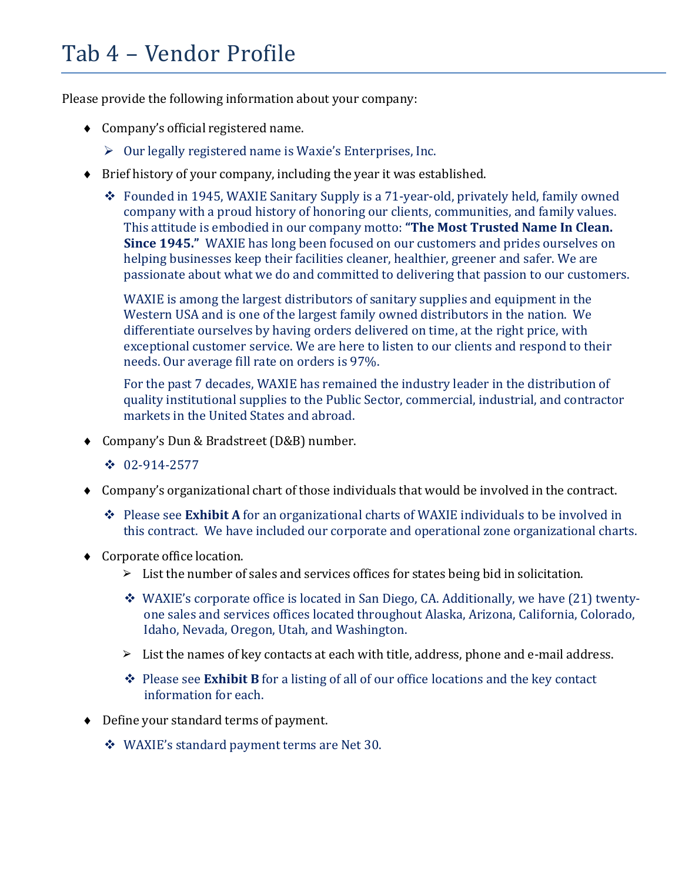# Tab 4 – Vendor Profile

Please provide the following information about your company:

- Company's official registered name.
  - Our legally registered name is Waxie's Enterprises, Inc.
- Brief history of your company, including the year it was established.
  - Founded in 1945, WAXIE Sanitary Supply is a 71-year-old, privately held, family owned company with a proud history of honoring our clients, communities, and family values. This attitude is embodied in our company motto: **"The Most Trusted Name In Clean. Since 1945."** WAXIE has long been focused on our customers and prides ourselves on helping businesses keep their facilities cleaner, healthier, greener and safer. We are passionate about what we do and committed to delivering that passion to our customers.

    WAXIE is among the largest distributors of sanitary supplies and equipment in the Western USA and is one of the largest family owned distributors in the nation. We differentiate ourselves by having orders delivered on time, at the right price, with exceptional customer service. We are here to listen to our clients and respond to their needs. Our average fill rate on orders is 97%.

    For the past 7 decades, WAXIE has remained the industry leader in the distribution of quality institutional supplies to the Public Sector, commercial, industrial, and contractor markets in the United States and abroad.
- Company's Dun & Bradstreet (D&B) number.
  - 02-914-2577
- Company's organizational chart of those individuals that would be involved in the contract.
  - Please see **Exhibit A** for an organizational charts of WAXIE individuals to be involved in this contract. We have included our corporate and operational zone organizational charts.
- Corporate office location.
  - List the number of sales and services offices for states being bid in solicitation.
    - WAXIE's corporate office is located in San Diego, CA. Additionally, we have (21) twenty-one sales and services offices located throughout Alaska, Arizona, California, Colorado, Idaho, Nevada, Oregon, Utah, and Washington.
  - List the names of key contacts at each with title, address, phone and e-mail address.
    - Please see **Exhibit B** for a listing of all of our office locations and the key contact information for each.
- Define your standard terms of payment.
  - WAXIE's standard payment terms are Net 30.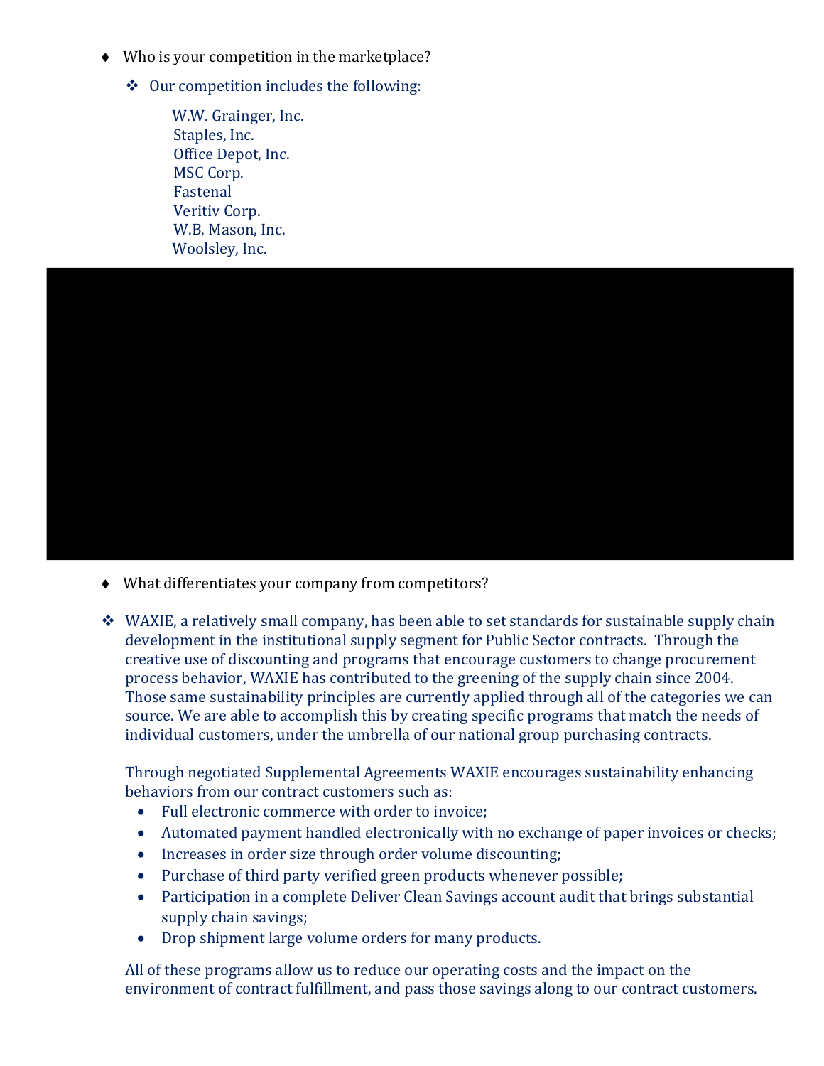- Who is your competition in the marketplace?
  - Our competition includes the following:

    W.W. Grainger, Inc.
    Staples, Inc.
    Office Depot, Inc.
    MSC Corp.
    Fastenal
    Veritiv Corp.
    W.B. Mason, Inc.
    Woolsley, Inc.

- What differentiates your company from competitors?

- WAXIE, a relatively small company, has been able to set standards for sustainable supply chain development in the institutional supply segment for Public Sector contracts. Through the creative use of discounting and programs that encourage customers to change procurement process behavior, WAXIE has contributed to the greening of the supply chain since 2004. Those same sustainability principles are currently applied through all of the categories we can source. We are able to accomplish this by creating specific programs that match the needs of individual customers, under the umbrella of our national group purchasing contracts.

  Through negotiated Supplemental Agreements WAXIE encourages sustainability enhancing behaviors from our contract customers such as:
  - Full electronic commerce with order to invoice;
  - Automated payment handled electronically with no exchange of paper invoices or checks;
  - Increases in order size through order volume discounting;
  - Purchase of third party verified green products whenever possible;
  - Participation in a complete Deliver Clean Savings account audit that brings substantial supply chain savings;
  - Drop shipment large volume orders for many products.

  All of these programs allow us to reduce our operating costs and the impact on the environment of contract fulfillment, and pass those savings along to our contract customers.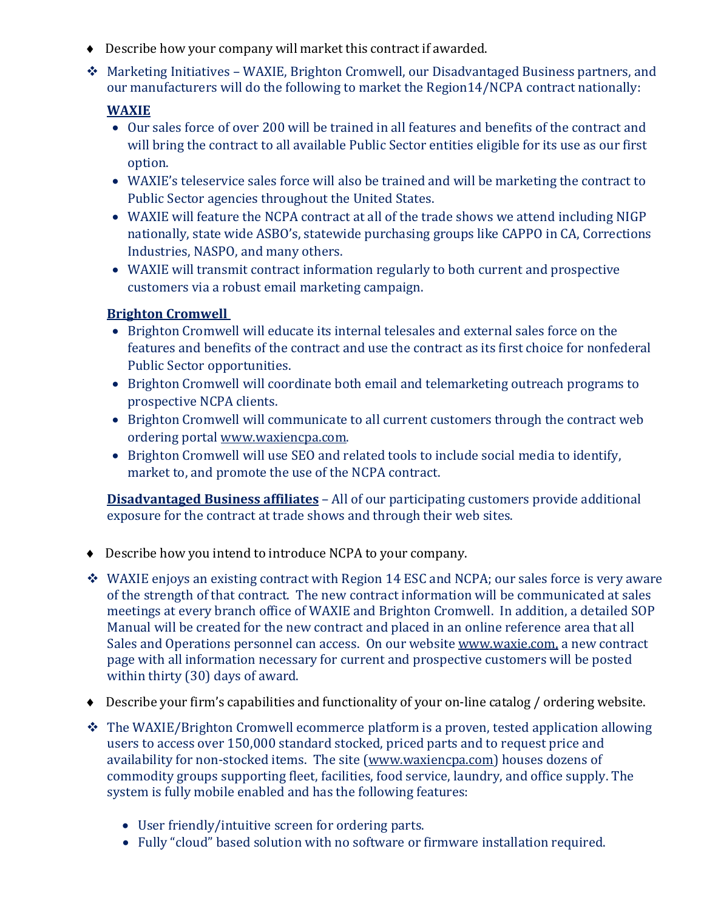- ♦ Describe how your company will market this contract if awarded.

❖ Marketing Initiatives – WAXIE, Brighton Cromwell, our Disadvantaged Business partners, and our manufacturers will do the following to market the Region14/NCPA contract nationally:

**WAXIE**

- Our sales force of over 200 will be trained in all features and benefits of the contract and will bring the contract to all available Public Sector entities eligible for its use as our first option.
- WAXIE's teleservice sales force will also be trained and will be marketing the contract to Public Sector agencies throughout the United States.
- WAXIE will feature the NCPA contract at all of the trade shows we attend including NIGP nationally, state wide ASBO's, statewide purchasing groups like CAPPO in CA, Corrections Industries, NASPO, and many others.
- WAXIE will transmit contract information regularly to both current and prospective customers via a robust email marketing campaign.

**Brighton Cromwell**

- Brighton Cromwell will educate its internal telesales and external sales force on the features and benefits of the contract and use the contract as its first choice for nonfederal Public Sector opportunities.
- Brighton Cromwell will coordinate both email and telemarketing outreach programs to prospective NCPA clients.
- Brighton Cromwell will communicate to all current customers through the contract web ordering portal www.waxiencpa.com.
- Brighton Cromwell will use SEO and related tools to include social media to identify, market to, and promote the use of the NCPA contract.

**Disadvantaged Business affiliates** – All of our participating customers provide additional exposure for the contract at trade shows and through their web sites.

- ♦ Describe how you intend to introduce NCPA to your company.

❖ WAXIE enjoys an existing contract with Region 14 ESC and NCPA; our sales force is very aware of the strength of that contract. The new contract information will be communicated at sales meetings at every branch office of WAXIE and Brighton Cromwell. In addition, a detailed SOP Manual will be created for the new contract and placed in an online reference area that all Sales and Operations personnel can access. On our website www.waxie.com, a new contract page with all information necessary for current and prospective customers will be posted within thirty (30) days of award.

- ♦ Describe your firm's capabilities and functionality of your on-line catalog / ordering website.

❖ The WAXIE/Brighton Cromwell ecommerce platform is a proven, tested application allowing users to access over 150,000 standard stocked, priced parts and to request price and availability for non-stocked items. The site (www.waxiencpa.com) houses dozens of commodity groups supporting fleet, facilities, food service, laundry, and office supply. The system is fully mobile enabled and has the following features:

  - User friendly/intuitive screen for ordering parts.
  - Fully "cloud" based solution with no software or firmware installation required.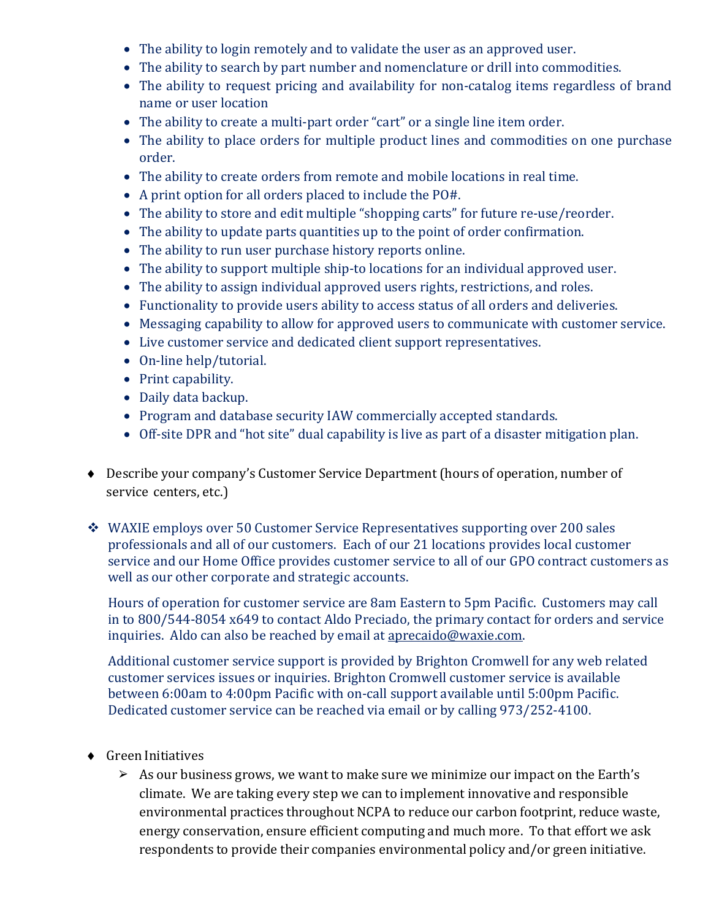- The ability to login remotely and to validate the user as an approved user.
- The ability to search by part number and nomenclature or drill into commodities.
- The ability to request pricing and availability for non-catalog items regardless of brand name or user location
- The ability to create a multi-part order "cart" or a single line item order.
- The ability to place orders for multiple product lines and commodities on one purchase order.
- The ability to create orders from remote and mobile locations in real time.
- A print option for all orders placed to include the PO#.
- The ability to store and edit multiple "shopping carts" for future re-use/reorder.
- The ability to update parts quantities up to the point of order confirmation.
- The ability to run user purchase history reports online.
- The ability to support multiple ship-to locations for an individual approved user.
- The ability to assign individual approved users rights, restrictions, and roles.
- Functionality to provide users ability to access status of all orders and deliveries.
- Messaging capability to allow for approved users to communicate with customer service.
- Live customer service and dedicated client support representatives.
- On-line help/tutorial.
- Print capability.
- Daily data backup.
- Program and database security IAW commercially accepted standards.
- Off-site DPR and "hot site" dual capability is live as part of a disaster mitigation plan.

♦ Describe your company's Customer Service Department (hours of operation, number of service centers, etc.)

❖ WAXIE employs over 50 Customer Service Representatives supporting over 200 sales professionals and all of our customers. Each of our 21 locations provides local customer service and our Home Office provides customer service to all of our GPO contract customers as well as our other corporate and strategic accounts.

  Hours of operation for customer service are 8am Eastern to 5pm Pacific. Customers may call in to 800/544-8054 x649 to contact Aldo Preciado, the primary contact for orders and service inquiries. Aldo can also be reached by email at aprecaido@waxie.com.

  Additional customer service support is provided by Brighton Cromwell for any web related customer services issues or inquiries. Brighton Cromwell customer service is available between 6:00am to 4:00pm Pacific with on-call support available until 5:00pm Pacific. Dedicated customer service can be reached via email or by calling 973/252-4100.

♦ Green Initiatives
  - ➢ As our business grows, we want to make sure we minimize our impact on the Earth's climate. We are taking every step we can to implement innovative and responsible environmental practices throughout NCPA to reduce our carbon footprint, reduce waste, energy conservation, ensure efficient computing and much more. To that effort we ask respondents to provide their companies environmental policy and/or green initiative.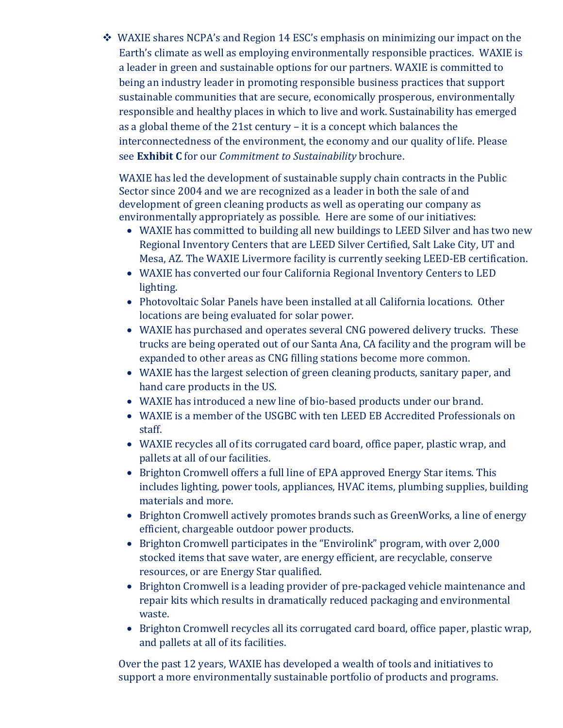- WAXIE shares NCPA's and Region 14 ESC's emphasis on minimizing our impact on the Earth's climate as well as employing environmentally responsible practices. WAXIE is a leader in green and sustainable options for our partners. WAXIE is committed to being an industry leader in promoting responsible business practices that support sustainable communities that are secure, economically prosperous, environmentally responsible and healthy places in which to live and work. Sustainability has emerged as a global theme of the 21st century – it is a concept which balances the interconnectedness of the environment, the economy and our quality of life. Please see **Exhibit C** for our *Commitment to Sustainability* brochure.

  WAXIE has led the development of sustainable supply chain contracts in the Public Sector since 2004 and we are recognized as a leader in both the sale of and development of green cleaning products as well as operating our company as environmentally appropriately as possible. Here are some of our initiatives:

  - WAXIE has committed to building all new buildings to LEED Silver and has two new Regional Inventory Centers that are LEED Silver Certified, Salt Lake City, UT and Mesa, AZ. The WAXIE Livermore facility is currently seeking LEED-EB certification.
  - WAXIE has converted our four California Regional Inventory Centers to LED lighting.
  - Photovoltaic Solar Panels have been installed at all California locations. Other locations are being evaluated for solar power.
  - WAXIE has purchased and operates several CNG powered delivery trucks. These trucks are being operated out of our Santa Ana, CA facility and the program will be expanded to other areas as CNG filling stations become more common.
  - WAXIE has the largest selection of green cleaning products, sanitary paper, and hand care products in the US.
  - WAXIE has introduced a new line of bio-based products under our brand.
  - WAXIE is a member of the USGBC with ten LEED EB Accredited Professionals on staff.
  - WAXIE recycles all of its corrugated card board, office paper, plastic wrap, and pallets at all of our facilities.
  - Brighton Cromwell offers a full line of EPA approved Energy Star items. This includes lighting, power tools, appliances, HVAC items, plumbing supplies, building materials and more.
  - Brighton Cromwell actively promotes brands such as GreenWorks, a line of energy efficient, chargeable outdoor power products.
  - Brighton Cromwell participates in the "Envirolink" program, with over 2,000 stocked items that save water, are energy efficient, are recyclable, conserve resources, or are Energy Star qualified.
  - Brighton Cromwell is a leading provider of pre-packaged vehicle maintenance and repair kits which results in dramatically reduced packaging and environmental waste.
  - Brighton Cromwell recycles all its corrugated card board, office paper, plastic wrap, and pallets at all of its facilities.

  Over the past 12 years, WAXIE has developed a wealth of tools and initiatives to support a more environmentally sustainable portfolio of products and programs.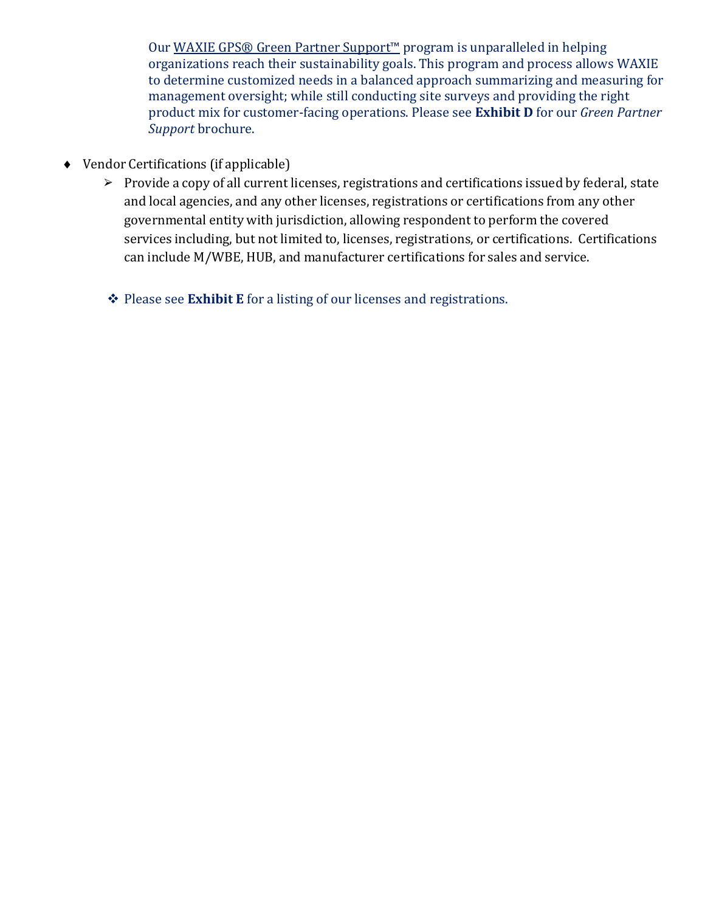Our WAXIE GPS® Green Partner Support™ program is unparalleled in helping organizations reach their sustainability goals. This program and process allows WAXIE to determine customized needs in a balanced approach summarizing and measuring for management oversight; while still conducting site surveys and providing the right product mix for customer-facing operations. Please see **Exhibit D** for our *Green Partner Support* brochure.

- Vendor Certifications (if applicable)
  - Provide a copy of all current licenses, registrations and certifications issued by federal, state and local agencies, and any other licenses, registrations or certifications from any other governmental entity with jurisdiction, allowing respondent to perform the covered services including, but not limited to, licenses, registrations, or certifications. Certifications can include M/WBE, HUB, and manufacturer certifications for sales and service.

  - Please see **Exhibit E** for a listing of our licenses and registrations.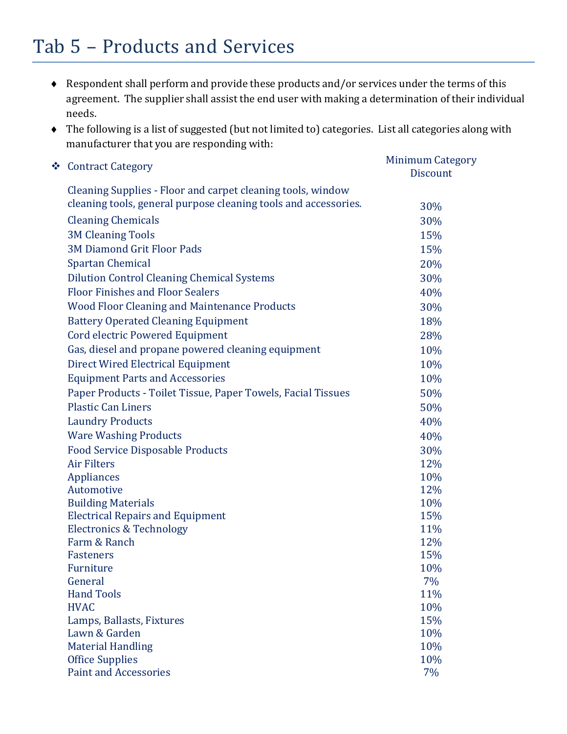# Tab 5 – Products and Services

- Respondent shall perform and provide these products and/or services under the terms of this agreement. The supplier shall assist the end user with making a determination of their individual needs.
- The following is a list of suggested (but not limited to) categories. List all categories along with manufacturer that you are responding with:

| ❖ Contract Category | Minimum Category Discount |
|---|---|
| Cleaning Supplies - Floor and carpet cleaning tools, window cleaning tools, general purpose cleaning tools and accessories. | 30% |
| Cleaning Chemicals | 30% |
| 3M Cleaning Tools | 15% |
| 3M Diamond Grit Floor Pads | 15% |
| Spartan Chemical | 20% |
| Dilution Control Cleaning Chemical Systems | 30% |
| Floor Finishes and Floor Sealers | 40% |
| Wood Floor Cleaning and Maintenance Products | 30% |
| Battery Operated Cleaning Equipment | 18% |
| Cord electric Powered Equipment | 28% |
| Gas, diesel and propane powered cleaning equipment | 10% |
| Direct Wired Electrical Equipment | 10% |
| Equipment Parts and Accessories | 10% |
| Paper Products - Toilet Tissue, Paper Towels, Facial Tissues | 50% |
| Plastic Can Liners | 50% |
| Laundry Products | 40% |
| Ware Washing Products | 40% |
| Food Service Disposable Products | 30% |
| Air Filters | 12% |
| Appliances | 10% |
| Automotive | 12% |
| Building Materials | 10% |
| Electrical Repairs and Equipment | 15% |
| Electronics & Technology | 11% |
| Farm & Ranch | 12% |
| Fasteners | 15% |
| Furniture | 10% |
| General | 7% |
| Hand Tools | 11% |
| HVAC | 10% |
| Lamps, Ballasts, Fixtures | 15% |
| Lawn & Garden | 10% |
| Material Handling | 10% |
| Office Supplies | 10% |
| Paint and Accessories | 7% |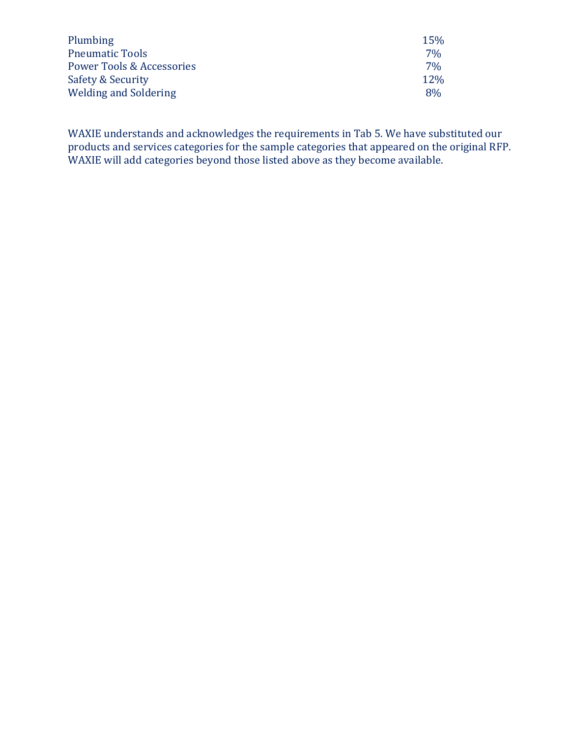| | |
|---|---|
| Plumbing | 15% |
| Pneumatic Tools | 7% |
| Power Tools & Accessories | 7% |
| Safety & Security | 12% |
| Welding and Soldering | 8% |

WAXIE understands and acknowledges the requirements in Tab 5. We have substituted our products and services categories for the sample categories that appeared on the original RFP. WAXIE will add categories beyond those listed above as they become available.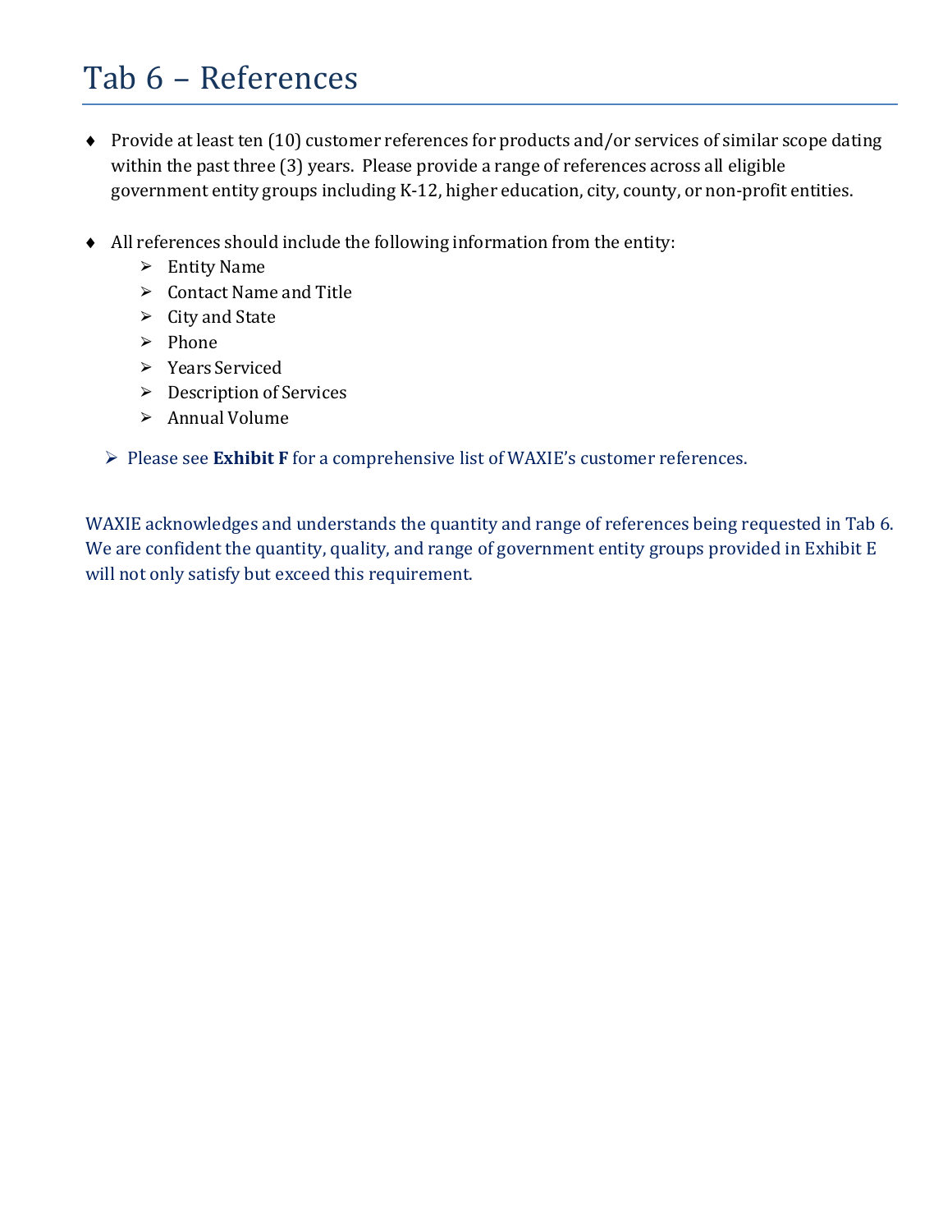# Tab 6 – References

- Provide at least ten (10) customer references for products and/or services of similar scope dating within the past three (3) years. Please provide a range of references across all eligible government entity groups including K-12, higher education, city, county, or non-profit entities.

- All references should include the following information from the entity:
    - Entity Name
    - Contact Name and Title
    - City and State
    - Phone
    - Years Serviced
    - Description of Services
    - Annual Volume

  - Please see **Exhibit F** for a comprehensive list of WAXIE's customer references.

WAXIE acknowledges and understands the quantity and range of references being requested in Tab 6. We are confident the quantity, quality, and range of government entity groups provided in Exhibit E will not only satisfy but exceed this requirement.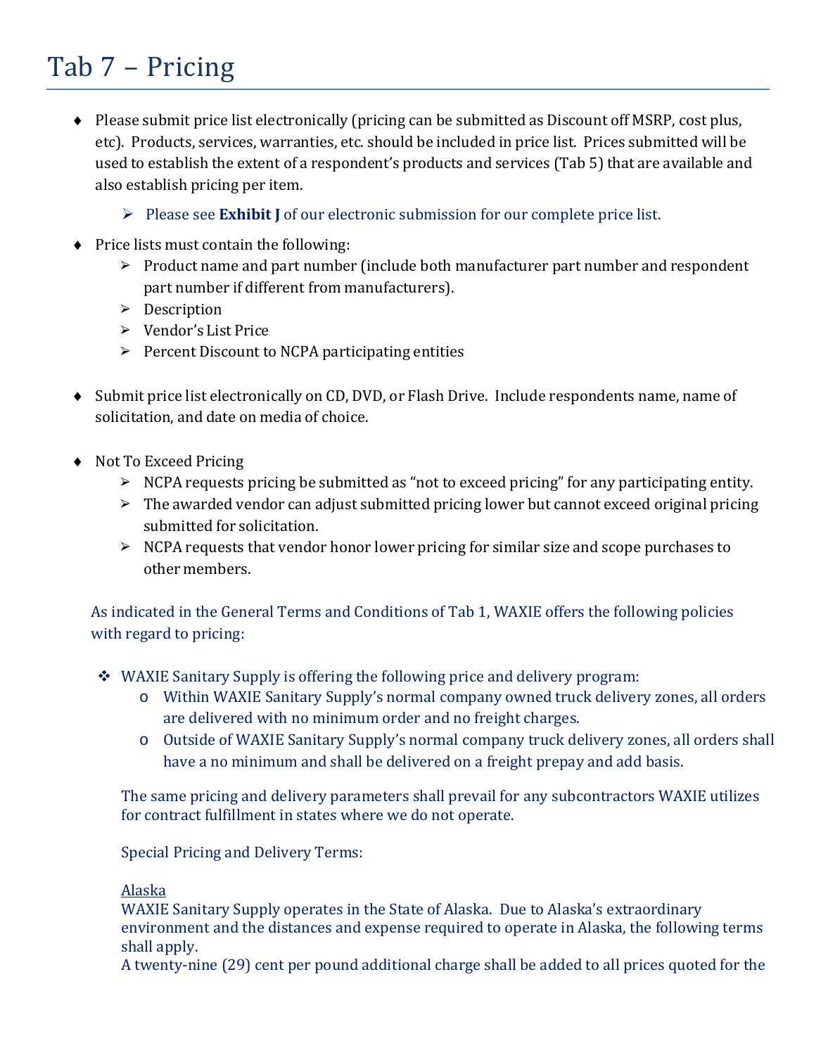# Tab 7 – Pricing

- Please submit price list electronically (pricing can be submitted as Discount off MSRP, cost plus, etc). Products, services, warranties, etc. should be included in price list. Prices submitted will be used to establish the extent of a respondent's products and services (Tab 5) that are available and also establish pricing per item.
  - Please see **Exhibit J** of our electronic submission for our complete price list.
- Price lists must contain the following:
  - Product name and part number (include both manufacturer part number and respondent part number if different from manufacturers).
  - Description
  - Vendor's List Price
  - Percent Discount to NCPA participating entities
- Submit price list electronically on CD, DVD, or Flash Drive. Include respondents name, name of solicitation, and date on media of choice.
- Not To Exceed Pricing
  - NCPA requests pricing be submitted as "not to exceed pricing" for any participating entity.
  - The awarded vendor can adjust submitted pricing lower but cannot exceed original pricing submitted for solicitation.
  - NCPA requests that vendor honor lower pricing for similar size and scope purchases to other members.

As indicated in the General Terms and Conditions of Tab 1, WAXIE offers the following policies with regard to pricing:

- WAXIE Sanitary Supply is offering the following price and delivery program:
  - Within WAXIE Sanitary Supply's normal company owned truck delivery zones, all orders are delivered with no minimum order and no freight charges.
  - Outside of WAXIE Sanitary Supply's normal company truck delivery zones, all orders shall have a no minimum and shall be delivered on a freight prepay and add basis.

The same pricing and delivery parameters shall prevail for any subcontractors WAXIE utilizes for contract fulfillment in states where we do not operate.

Special Pricing and Delivery Terms:

<u>Alaska</u>
WAXIE Sanitary Supply operates in the State of Alaska. Due to Alaska's extraordinary environment and the distances and expense required to operate in Alaska, the following terms shall apply.
A twenty-nine (29) cent per pound additional charge shall be added to all prices quoted for the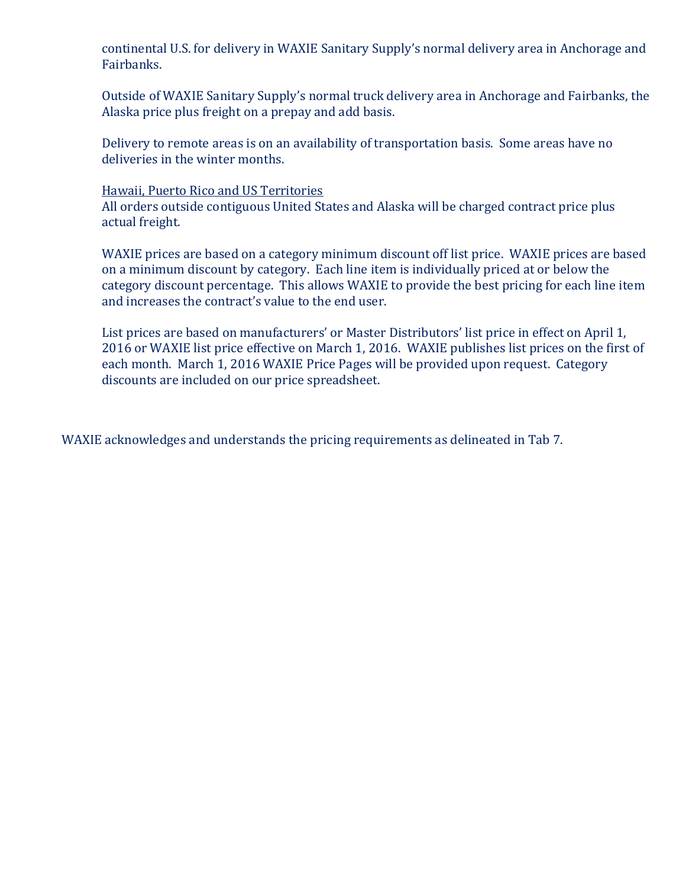continental U.S. for delivery in WAXIE Sanitary Supply's normal delivery area in Anchorage and Fairbanks.

Outside of WAXIE Sanitary Supply's normal truck delivery area in Anchorage and Fairbanks, the Alaska price plus freight on a prepay and add basis.

Delivery to remote areas is on an availability of transportation basis. Some areas have no deliveries in the winter months.

<u>Hawaii, Puerto Rico and US Territories</u>
All orders outside contiguous United States and Alaska will be charged contract price plus actual freight.

WAXIE prices are based on a category minimum discount off list price. WAXIE prices are based on a minimum discount by category. Each line item is individually priced at or below the category discount percentage. This allows WAXIE to provide the best pricing for each line item and increases the contract's value to the end user.

List prices are based on manufacturers' or Master Distributors' list price in effect on April 1, 2016 or WAXIE list price effective on March 1, 2016. WAXIE publishes list prices on the first of each month. March 1, 2016 WAXIE Price Pages will be provided upon request. Category discounts are included on our price spreadsheet.

WAXIE acknowledges and understands the pricing requirements as delineated in Tab 7.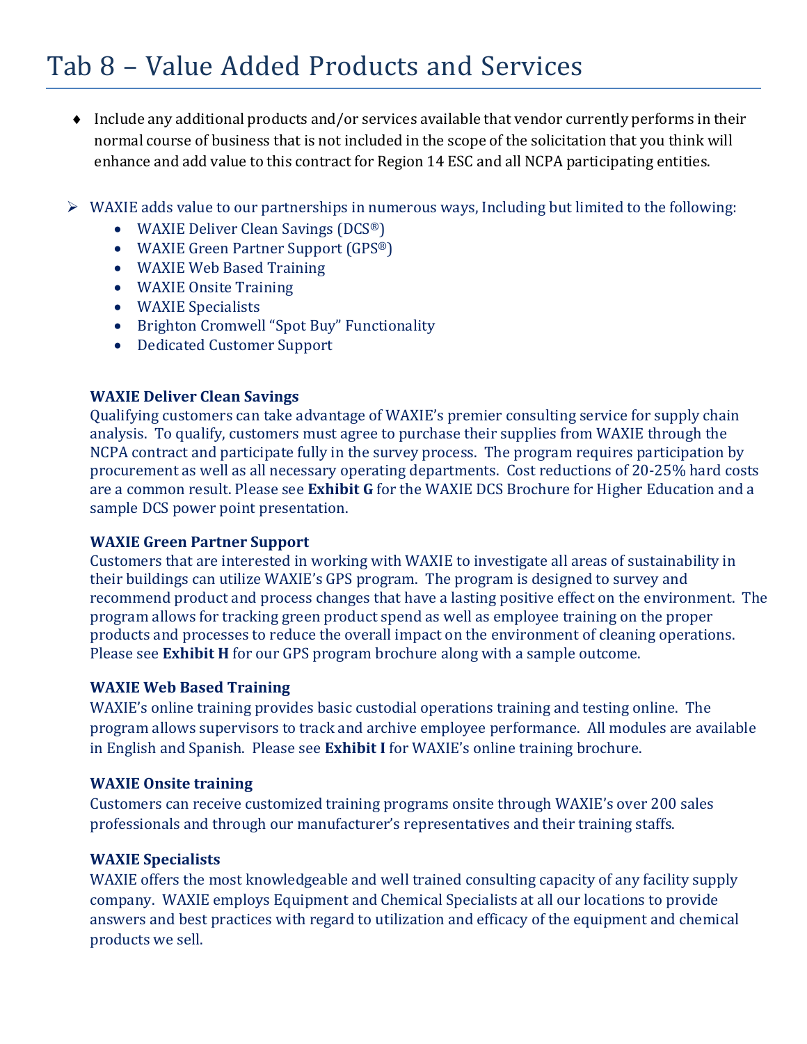# Tab 8 – Value Added Products and Services

- Include any additional products and/or services available that vendor currently performs in their normal course of business that is not included in the scope of the solicitation that you think will enhance and add value to this contract for Region 14 ESC and all NCPA participating entities.

- WAXIE adds value to our partnerships in numerous ways, Including but limited to the following:
  - WAXIE Deliver Clean Savings (DCS®)
  - WAXIE Green Partner Support (GPS®)
  - WAXIE Web Based Training
  - WAXIE Onsite Training
  - WAXIE Specialists
  - Brighton Cromwell "Spot Buy" Functionality
  - Dedicated Customer Support

**WAXIE Deliver Clean Savings**
Qualifying customers can take advantage of WAXIE's premier consulting service for supply chain analysis. To qualify, customers must agree to purchase their supplies from WAXIE through the NCPA contract and participate fully in the survey process. The program requires participation by procurement as well as all necessary operating departments. Cost reductions of 20-25% hard costs are a common result. Please see **Exhibit G** for the WAXIE DCS Brochure for Higher Education and a sample DCS power point presentation.

**WAXIE Green Partner Support**
Customers that are interested in working with WAXIE to investigate all areas of sustainability in their buildings can utilize WAXIE's GPS program. The program is designed to survey and recommend product and process changes that have a lasting positive effect on the environment. The program allows for tracking green product spend as well as employee training on the proper products and processes to reduce the overall impact on the environment of cleaning operations. Please see **Exhibit H** for our GPS program brochure along with a sample outcome.

**WAXIE Web Based Training**
WAXIE's online training provides basic custodial operations training and testing online. The program allows supervisors to track and archive employee performance. All modules are available in English and Spanish. Please see **Exhibit I** for WAXIE's online training brochure.

**WAXIE Onsite training**
Customers can receive customized training programs onsite through WAXIE's over 200 sales professionals and through our manufacturer's representatives and their training staffs.

**WAXIE Specialists**
WAXIE offers the most knowledgeable and well trained consulting capacity of any facility supply company. WAXIE employs Equipment and Chemical Specialists at all our locations to provide answers and best practices with regard to utilization and efficacy of the equipment and chemical products we sell.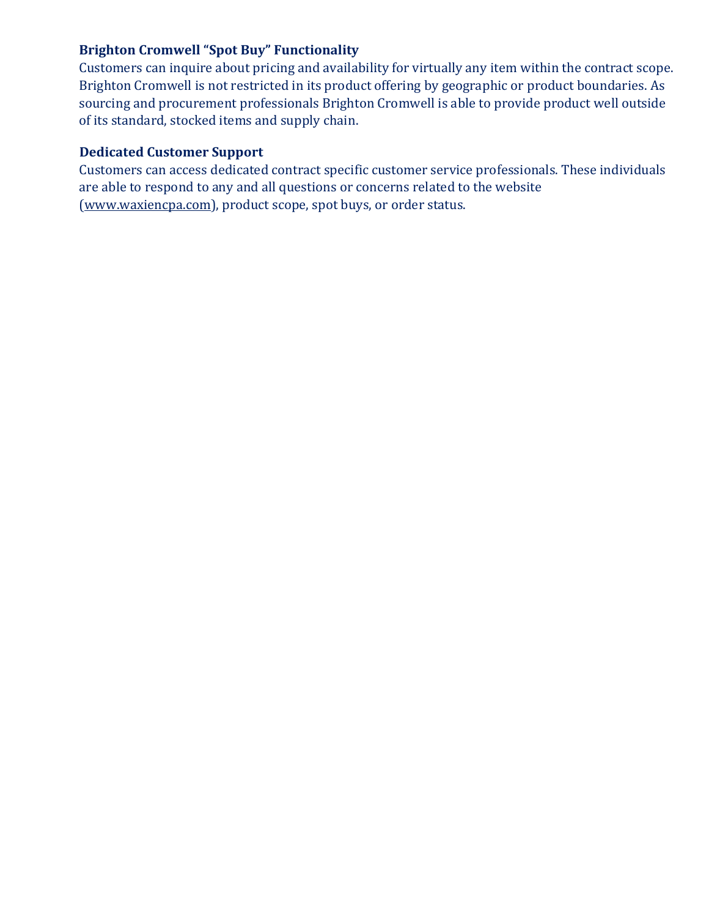**Brighton Cromwell "Spot Buy" Functionality**

Customers can inquire about pricing and availability for virtually any item within the contract scope. Brighton Cromwell is not restricted in its product offering by geographic or product boundaries. As sourcing and procurement professionals Brighton Cromwell is able to provide product well outside of its standard, stocked items and supply chain.

**Dedicated Customer Support**

Customers can access dedicated contract specific customer service professionals. These individuals are able to respond to any and all questions or concerns related to the website (www.waxiencpa.com), product scope, spot buys, or order status.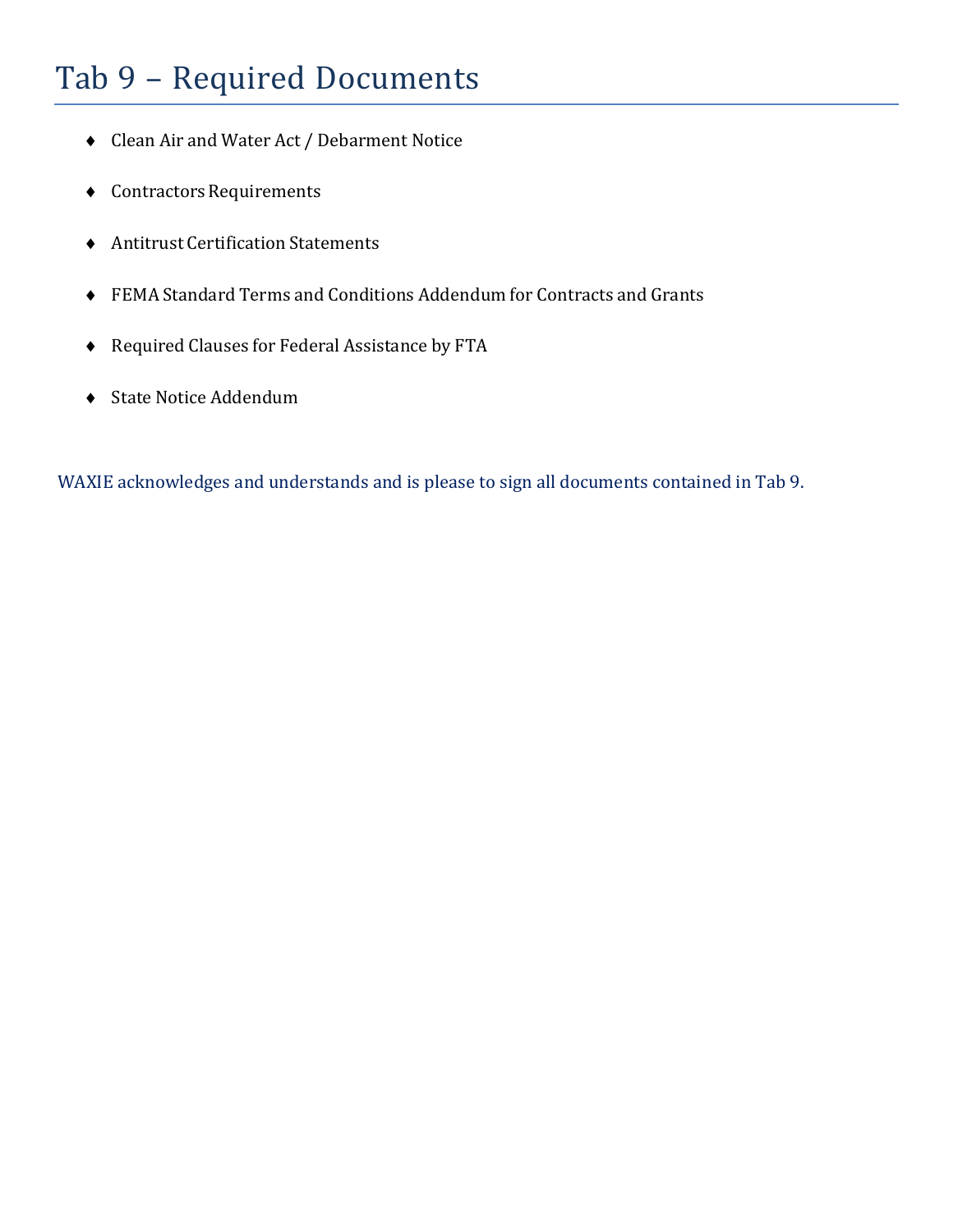# Tab 9 – Required Documents

- Clean Air and Water Act / Debarment Notice
- Contractors Requirements
- Antitrust Certification Statements
- FEMA Standard Terms and Conditions Addendum for Contracts and Grants
- Required Clauses for Federal Assistance by FTA
- State Notice Addendum

WAXIE acknowledges and understands and is please to sign all documents contained in Tab 9.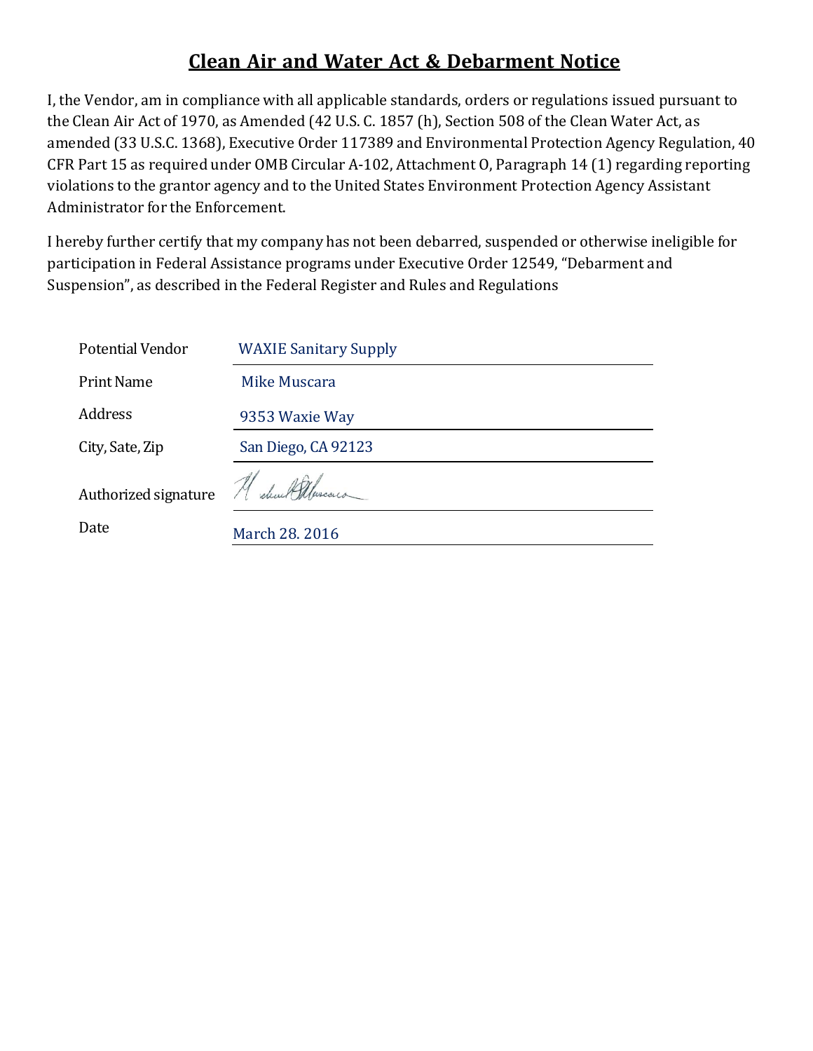# Clean Air and Water Act & Debarment Notice

I, the Vendor, am in compliance with all applicable standards, orders or regulations issued pursuant to the Clean Air Act of 1970, as Amended (42 U.S. C. 1857 (h), Section 508 of the Clean Water Act, as amended (33 U.S.C. 1368), Executive Order 117389 and Environmental Protection Agency Regulation, 40 CFR Part 15 as required under OMB Circular A-102, Attachment O, Paragraph 14 (1) regarding reporting violations to the grantor agency and to the United States Environment Protection Agency Assistant Administrator for the Enforcement.

I hereby further certify that my company has not been debarred, suspended or otherwise ineligible for participation in Federal Assistance programs under Executive Order 12549, "Debarment and Suspension", as described in the Federal Register and Rules and Regulations

| | |
|---|---|
| Potential Vendor | WAXIE Sanitary Supply |
| Print Name | Mike Muscara |
| Address | 9353 Waxie Way |
| City, Sate, Zip | San Diego, CA 92123 |
| Authorized signature | [signature] |
| Date | March 28. 2016 |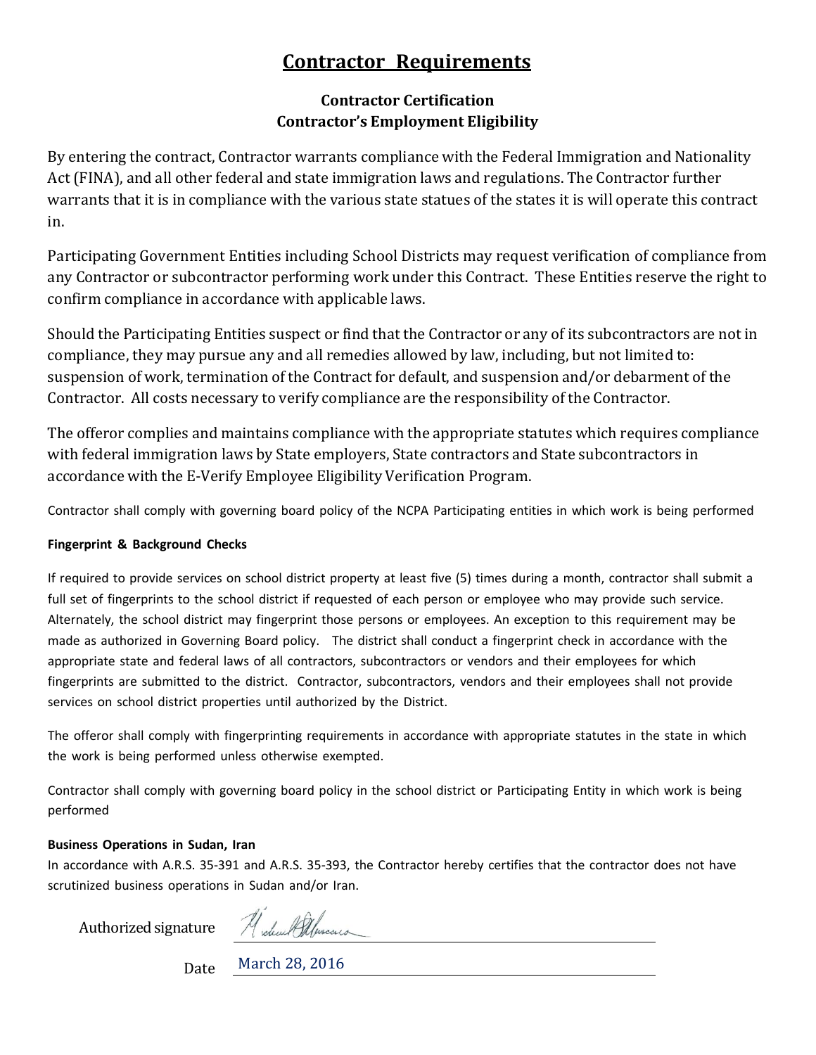# Contractor Requirements

### Contractor Certification
### Contractor's Employment Eligibility

By entering the contract, Contractor warrants compliance with the Federal Immigration and Nationality Act (FINA), and all other federal and state immigration laws and regulations. The Contractor further warrants that it is in compliance with the various state statues of the states it is will operate this contract in.

Participating Government Entities including School Districts may request verification of compliance from any Contractor or subcontractor performing work under this Contract. These Entities reserve the right to confirm compliance in accordance with applicable laws.

Should the Participating Entities suspect or find that the Contractor or any of its subcontractors are not in compliance, they may pursue any and all remedies allowed by law, including, but not limited to: suspension of work, termination of the Contract for default, and suspension and/or debarment of the Contractor. All costs necessary to verify compliance are the responsibility of the Contractor.

The offeror complies and maintains compliance with the appropriate statutes which requires compliance with federal immigration laws by State employers, State contractors and State subcontractors in accordance with the E-Verify Employee Eligibility Verification Program.

Contractor shall comply with governing board policy of the NCPA Participating entities in which work is being performed

**Fingerprint & Background Checks**

If required to provide services on school district property at least five (5) times during a month, contractor shall submit a full set of fingerprints to the school district if requested of each person or employee who may provide such service. Alternately, the school district may fingerprint those persons or employees. An exception to this requirement may be made as authorized in Governing Board policy. The district shall conduct a fingerprint check in accordance with the appropriate state and federal laws of all contractors, subcontractors or vendors and their employees for which fingerprints are submitted to the district. Contractor, subcontractors, vendors and their employees shall not provide services on school district properties until authorized by the District.

The offeror shall comply with fingerprinting requirements in accordance with appropriate statutes in the state in which the work is being performed unless otherwise exempted.

Contractor shall comply with governing board policy in the school district or Participating Entity in which work is being performed

**Business Operations in Sudan, Iran**

In accordance with A.R.S. 35-391 and A.R.S. 35-393, the Contractor hereby certifies that the contractor does not have scrutinized business operations in Sudan and/or Iran.

Authorized signature _______________

Date March 28, 2016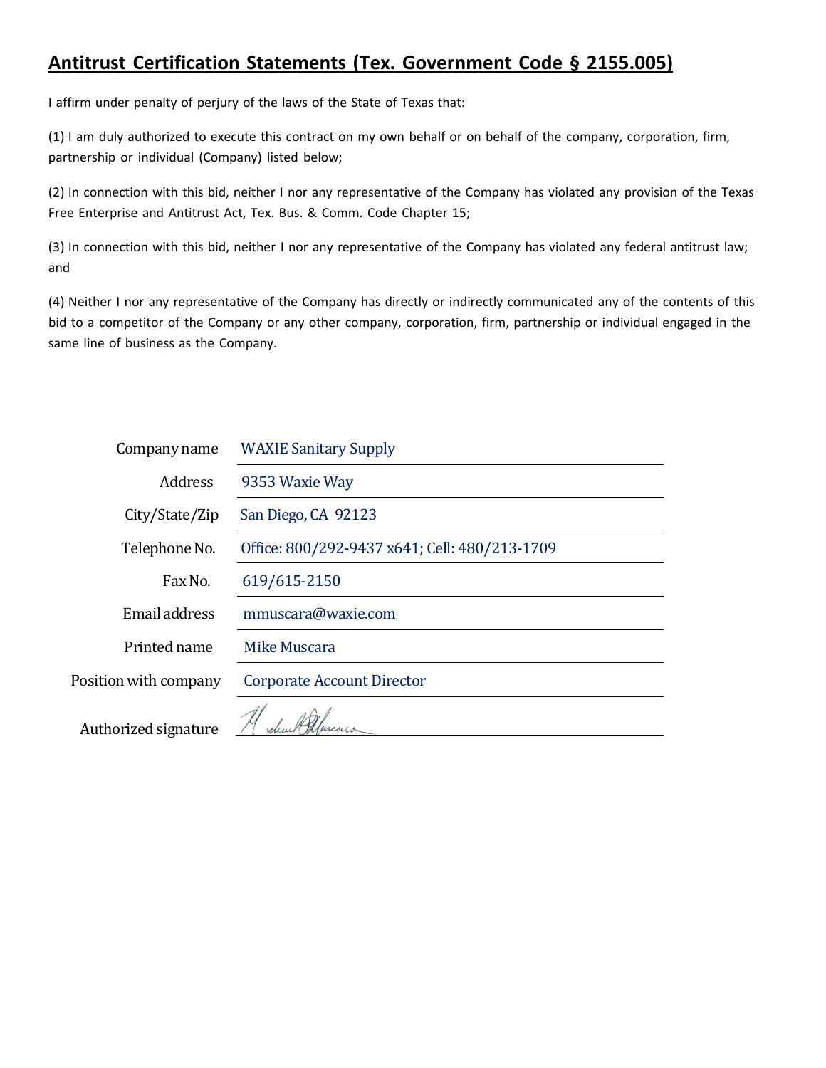## **Antitrust Certification Statements (Tex. Government Code § 2155.005)**

I affirm under penalty of perjury of the laws of the State of Texas that:

(1) I am duly authorized to execute this contract on my own behalf or on behalf of the company, corporation, firm, partnership or individual (Company) listed below;

(2) In connection with this bid, neither I nor any representative of the Company has violated any provision of the Texas Free Enterprise and Antitrust Act, Tex. Bus. & Comm. Code Chapter 15;

(3) In connection with this bid, neither I nor any representative of the Company has violated any federal antitrust law; and

(4) Neither I nor any representative of the Company has directly or indirectly communicated any of the contents of this bid to a competitor of the Company or any other company, corporation, firm, partnership or individual engaged in the same line of business as the Company.

| | |
|---|---|
| Company name | WAXIE Sanitary Supply |
| Address | 9353 Waxie Way |
| City/State/Zip | San Diego, CA 92123 |
| Telephone No. | Office: 800/292-9437 x641; Cell: 480/213-1709 |
| Fax No. | 619/615-2150 |
| Email address | mmuscara@waxie.com |
| Printed name | Mike Muscara |
| Position with company | Corporate Account Director |
| Authorized signature | [signature] |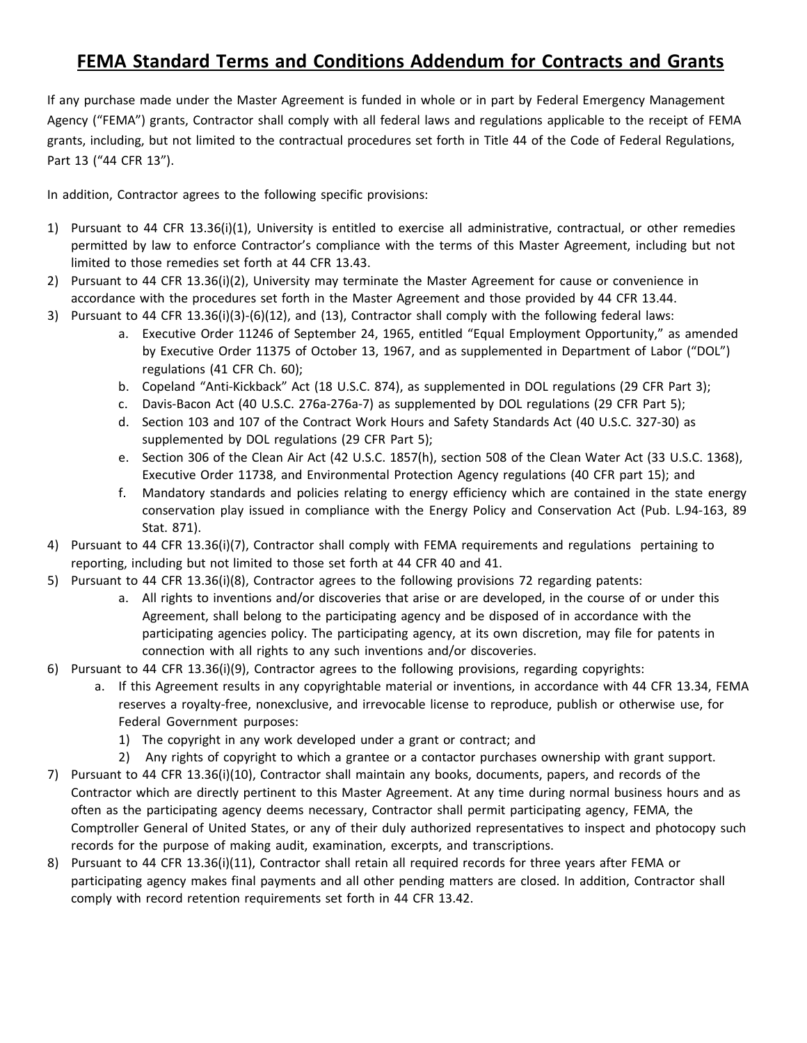# FEMA Standard Terms and Conditions Addendum for Contracts and Grants

If any purchase made under the Master Agreement is funded in whole or in part by Federal Emergency Management Agency ("FEMA") grants, Contractor shall comply with all federal laws and regulations applicable to the receipt of FEMA grants, including, but not limited to the contractual procedures set forth in Title 44 of the Code of Federal Regulations, Part 13 ("44 CFR 13").

In addition, Contractor agrees to the following specific provisions:

1) Pursuant to 44 CFR 13.36(i)(1), University is entitled to exercise all administrative, contractual, or other remedies permitted by law to enforce Contractor's compliance with the terms of this Master Agreement, including but not limited to those remedies set forth at 44 CFR 13.43.
2) Pursuant to 44 CFR 13.36(i)(2), University may terminate the Master Agreement for cause or convenience in accordance with the procedures set forth in the Master Agreement and those provided by 44 CFR 13.44.
3) Pursuant to 44 CFR 13.36(i)(3)-(6)(12), and (13), Contractor shall comply with the following federal laws:
   a. Executive Order 11246 of September 24, 1965, entitled "Equal Employment Opportunity," as amended by Executive Order 11375 of October 13, 1967, and as supplemented in Department of Labor ("DOL") regulations (41 CFR Ch. 60);
   b. Copeland "Anti-Kickback" Act (18 U.S.C. 874), as supplemented in DOL regulations (29 CFR Part 3);
   c. Davis-Bacon Act (40 U.S.C. 276a-276a-7) as supplemented by DOL regulations (29 CFR Part 5);
   d. Section 103 and 107 of the Contract Work Hours and Safety Standards Act (40 U.S.C. 327-30) as supplemented by DOL regulations (29 CFR Part 5);
   e. Section 306 of the Clean Air Act (42 U.S.C. 1857(h), section 508 of the Clean Water Act (33 U.S.C. 1368), Executive Order 11738, and Environmental Protection Agency regulations (40 CFR part 15); and
   f. Mandatory standards and policies relating to energy efficiency which are contained in the state energy conservation play issued in compliance with the Energy Policy and Conservation Act (Pub. L.94-163, 89 Stat. 871).
4) Pursuant to 44 CFR 13.36(i)(7), Contractor shall comply with FEMA requirements and regulations pertaining to reporting, including but not limited to those set forth at 44 CFR 40 and 41.
5) Pursuant to 44 CFR 13.36(i)(8), Contractor agrees to the following provisions 72 regarding patents:
   a. All rights to inventions and/or discoveries that arise or are developed, in the course of or under this Agreement, shall belong to the participating agency and be disposed of in accordance with the participating agencies policy. The participating agency, at its own discretion, may file for patents in connection with all rights to any such inventions and/or discoveries.
6) Pursuant to 44 CFR 13.36(i)(9), Contractor agrees to the following provisions, regarding copyrights:
   a. If this Agreement results in any copyrightable material or inventions, in accordance with 44 CFR 13.34, FEMA reserves a royalty-free, nonexclusive, and irrevocable license to reproduce, publish or otherwise use, for Federal Government purposes:
      1) The copyright in any work developed under a grant or contract; and
      2) Any rights of copyright to which a grantee or a contactor purchases ownership with grant support.
7) Pursuant to 44 CFR 13.36(i)(10), Contractor shall maintain any books, documents, papers, and records of the Contractor which are directly pertinent to this Master Agreement. At any time during normal business hours and as often as the participating agency deems necessary, Contractor shall permit participating agency, FEMA, the Comptroller General of United States, or any of their duly authorized representatives to inspect and photocopy such records for the purpose of making audit, examination, excerpts, and transcriptions.
8) Pursuant to 44 CFR 13.36(i)(11), Contractor shall retain all required records for three years after FEMA or participating agency makes final payments and all other pending matters are closed. In addition, Contractor shall comply with record retention requirements set forth in 44 CFR 13.42.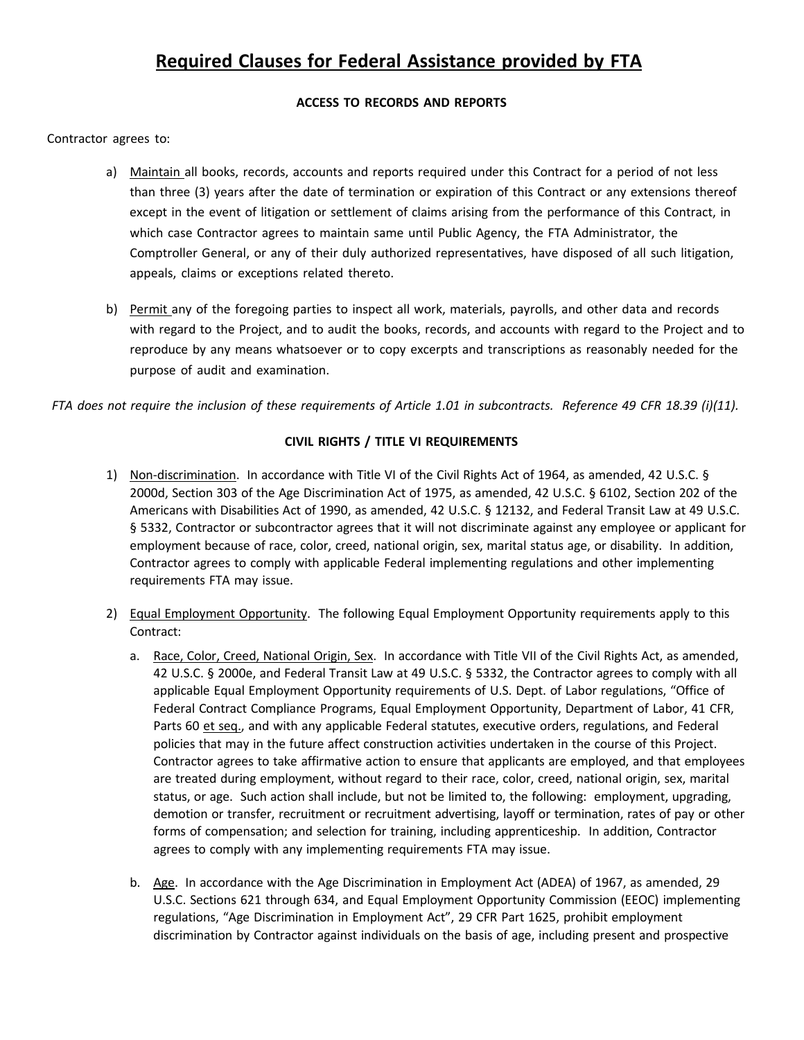# Required Clauses for Federal Assistance provided by FTA

### ACCESS TO RECORDS AND REPORTS

Contractor agrees to:

a) Maintain all books, records, accounts and reports required under this Contract for a period of not less than three (3) years after the date of termination or expiration of this Contract or any extensions thereof except in the event of litigation or settlement of claims arising from the performance of this Contract, in which case Contractor agrees to maintain same until Public Agency, the FTA Administrator, the Comptroller General, or any of their duly authorized representatives, have disposed of all such litigation, appeals, claims or exceptions related thereto.

b) Permit any of the foregoing parties to inspect all work, materials, payrolls, and other data and records with regard to the Project, and to audit the books, records, and accounts with regard to the Project and to reproduce by any means whatsoever or to copy excerpts and transcriptions as reasonably needed for the purpose of audit and examination.

*FTA does not require the inclusion of these requirements of Article 1.01 in subcontracts. Reference 49 CFR 18.39 (i)(11).*

### CIVIL RIGHTS / TITLE VI REQUIREMENTS

1) Non-discrimination. In accordance with Title VI of the Civil Rights Act of 1964, as amended, 42 U.S.C. § 2000d, Section 303 of the Age Discrimination Act of 1975, as amended, 42 U.S.C. § 6102, Section 202 of the Americans with Disabilities Act of 1990, as amended, 42 U.S.C. § 12132, and Federal Transit Law at 49 U.S.C. § 5332, Contractor or subcontractor agrees that it will not discriminate against any employee or applicant for employment because of race, color, creed, national origin, sex, marital status age, or disability. In addition, Contractor agrees to comply with applicable Federal implementing regulations and other implementing requirements FTA may issue.

2) Equal Employment Opportunity. The following Equal Employment Opportunity requirements apply to this Contract:

   a. Race, Color, Creed, National Origin, Sex. In accordance with Title VII of the Civil Rights Act, as amended, 42 U.S.C. § 2000e, and Federal Transit Law at 49 U.S.C. § 5332, the Contractor agrees to comply with all applicable Equal Employment Opportunity requirements of U.S. Dept. of Labor regulations, "Office of Federal Contract Compliance Programs, Equal Employment Opportunity, Department of Labor, 41 CFR, Parts 60 et seq., and with any applicable Federal statutes, executive orders, regulations, and Federal policies that may in the future affect construction activities undertaken in the course of this Project. Contractor agrees to take affirmative action to ensure that applicants are employed, and that employees are treated during employment, without regard to their race, color, creed, national origin, sex, marital status, or age. Such action shall include, but not be limited to, the following: employment, upgrading, demotion or transfer, recruitment or recruitment advertising, layoff or termination, rates of pay or other forms of compensation; and selection for training, including apprenticeship. In addition, Contractor agrees to comply with any implementing requirements FTA may issue.

   b. Age. In accordance with the Age Discrimination in Employment Act (ADEA) of 1967, as amended, 29 U.S.C. Sections 621 through 634, and Equal Employment Opportunity Commission (EEOC) implementing regulations, "Age Discrimination in Employment Act", 29 CFR Part 1625, prohibit employment discrimination by Contractor against individuals on the basis of age, including present and prospective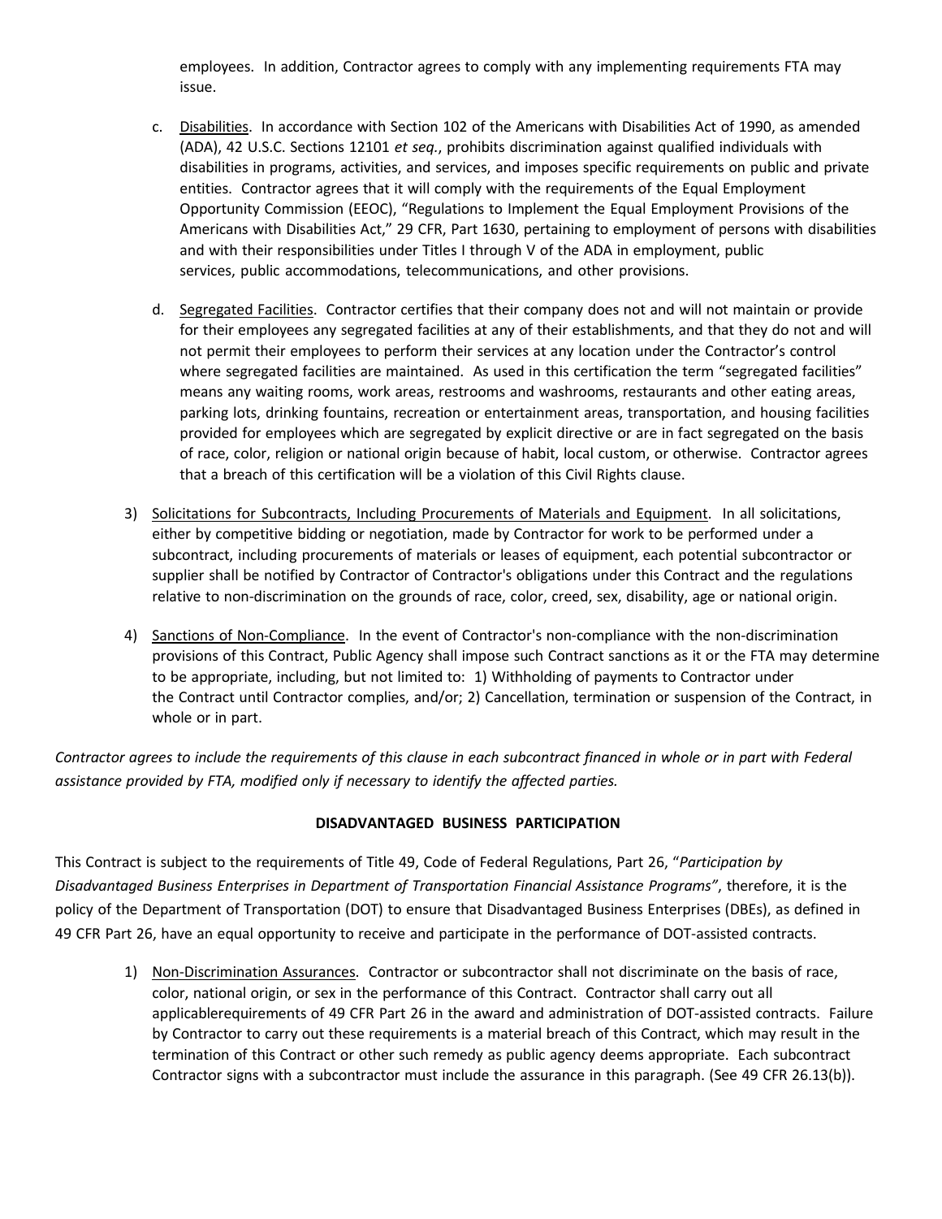employees. In addition, Contractor agrees to comply with any implementing requirements FTA may issue.

c. Disabilities. In accordance with Section 102 of the Americans with Disabilities Act of 1990, as amended (ADA), 42 U.S.C. Sections 12101 *et seq.*, prohibits discrimination against qualified individuals with disabilities in programs, activities, and services, and imposes specific requirements on public and private entities. Contractor agrees that it will comply with the requirements of the Equal Employment Opportunity Commission (EEOC), "Regulations to Implement the Equal Employment Provisions of the Americans with Disabilities Act," 29 CFR, Part 1630, pertaining to employment of persons with disabilities and with their responsibilities under Titles I through V of the ADA in employment, public services, public accommodations, telecommunications, and other provisions.

d. Segregated Facilities. Contractor certifies that their company does not and will not maintain or provide for their employees any segregated facilities at any of their establishments, and that they do not and will not permit their employees to perform their services at any location under the Contractor's control where segregated facilities are maintained. As used in this certification the term "segregated facilities" means any waiting rooms, work areas, restrooms and washrooms, restaurants and other eating areas, parking lots, drinking fountains, recreation or entertainment areas, transportation, and housing facilities provided for employees which are segregated by explicit directive or are in fact segregated on the basis of race, color, religion or national origin because of habit, local custom, or otherwise. Contractor agrees that a breach of this certification will be a violation of this Civil Rights clause.

3) Solicitations for Subcontracts, Including Procurements of Materials and Equipment. In all solicitations, either by competitive bidding or negotiation, made by Contractor for work to be performed under a subcontract, including procurements of materials or leases of equipment, each potential subcontractor or supplier shall be notified by Contractor of Contractor's obligations under this Contract and the regulations relative to non-discrimination on the grounds of race, color, creed, sex, disability, age or national origin.

4) Sanctions of Non-Compliance. In the event of Contractor's non-compliance with the non-discrimination provisions of this Contract, Public Agency shall impose such Contract sanctions as it or the FTA may determine to be appropriate, including, but not limited to: 1) Withholding of payments to Contractor under the Contract until Contractor complies, and/or; 2) Cancellation, termination or suspension of the Contract, in whole or in part.

*Contractor agrees to include the requirements of this clause in each subcontract financed in whole or in part with Federal assistance provided by FTA, modified only if necessary to identify the affected parties.*

**DISADVANTAGED BUSINESS PARTICIPATION**

This Contract is subject to the requirements of Title 49, Code of Federal Regulations, Part 26, "*Participation by Disadvantaged Business Enterprises in Department of Transportation Financial Assistance Programs"*, therefore, it is the policy of the Department of Transportation (DOT) to ensure that Disadvantaged Business Enterprises (DBEs), as defined in 49 CFR Part 26, have an equal opportunity to receive and participate in the performance of DOT-assisted contracts.

1) Non-Discrimination Assurances. Contractor or subcontractor shall not discriminate on the basis of race, color, national origin, or sex in the performance of this Contract. Contractor shall carry out all applicablerequirements of 49 CFR Part 26 in the award and administration of DOT-assisted contracts. Failure by Contractor to carry out these requirements is a material breach of this Contract, which may result in the termination of this Contract or other such remedy as public agency deems appropriate. Each subcontract Contractor signs with a subcontractor must include the assurance in this paragraph. (See 49 CFR 26.13(b)).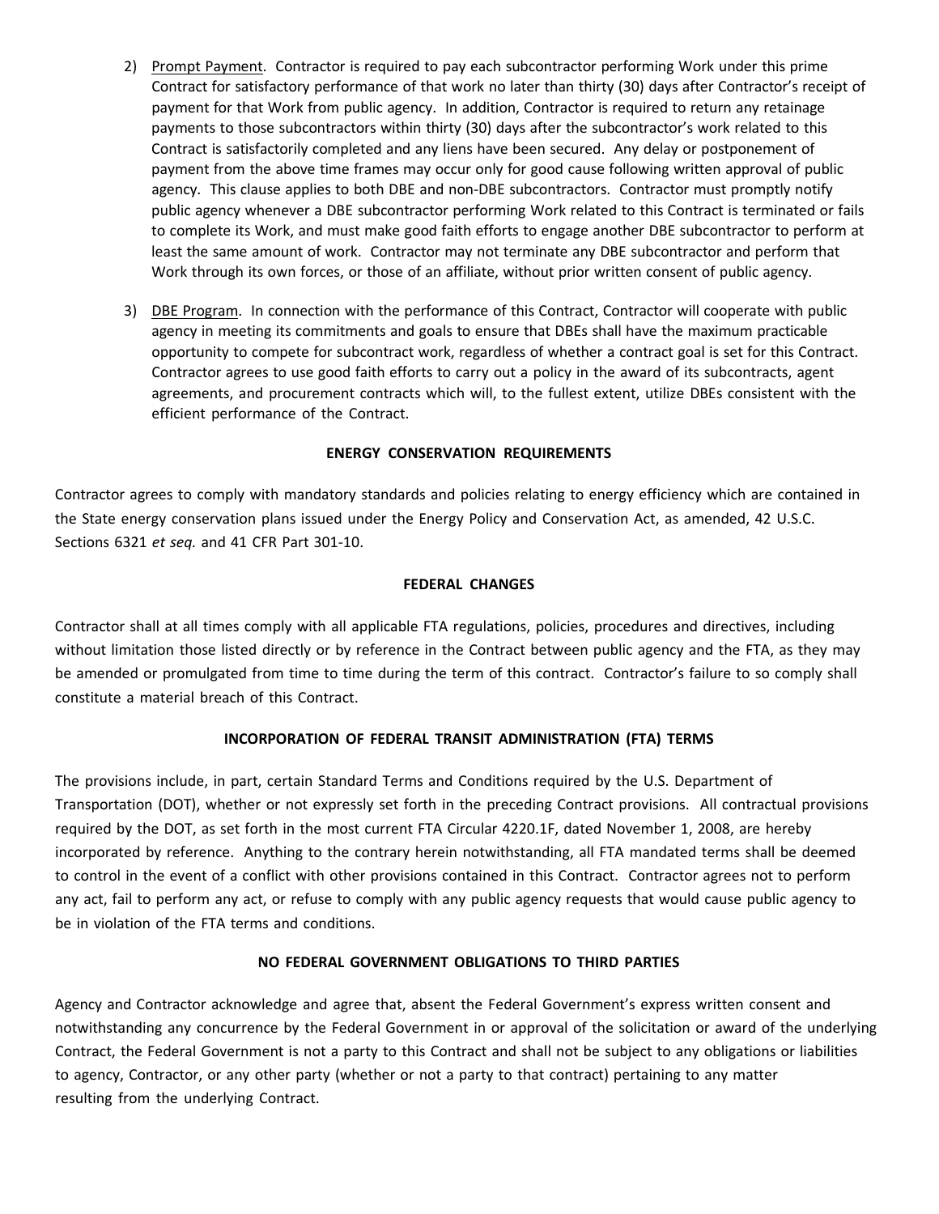2) Prompt Payment. Contractor is required to pay each subcontractor performing Work under this prime Contract for satisfactory performance of that work no later than thirty (30) days after Contractor's receipt of payment for that Work from public agency. In addition, Contractor is required to return any retainage payments to those subcontractors within thirty (30) days after the subcontractor's work related to this Contract is satisfactorily completed and any liens have been secured. Any delay or postponement of payment from the above time frames may occur only for good cause following written approval of public agency. This clause applies to both DBE and non-DBE subcontractors. Contractor must promptly notify public agency whenever a DBE subcontractor performing Work related to this Contract is terminated or fails to complete its Work, and must make good faith efforts to engage another DBE subcontractor to perform at least the same amount of work. Contractor may not terminate any DBE subcontractor and perform that Work through its own forces, or those of an affiliate, without prior written consent of public agency.

3) DBE Program. In connection with the performance of this Contract, Contractor will cooperate with public agency in meeting its commitments and goals to ensure that DBEs shall have the maximum practicable opportunity to compete for subcontract work, regardless of whether a contract goal is set for this Contract. Contractor agrees to use good faith efforts to carry out a policy in the award of its subcontracts, agent agreements, and procurement contracts which will, to the fullest extent, utilize DBEs consistent with the efficient performance of the Contract.

**ENERGY CONSERVATION REQUIREMENTS**

Contractor agrees to comply with mandatory standards and policies relating to energy efficiency which are contained in the State energy conservation plans issued under the Energy Policy and Conservation Act, as amended, 42 U.S.C. Sections 6321 *et seq.* and 41 CFR Part 301-10.

**FEDERAL CHANGES**

Contractor shall at all times comply with all applicable FTA regulations, policies, procedures and directives, including without limitation those listed directly or by reference in the Contract between public agency and the FTA, as they may be amended or promulgated from time to time during the term of this contract. Contractor's failure to so comply shall constitute a material breach of this Contract.

**INCORPORATION OF FEDERAL TRANSIT ADMINISTRATION (FTA) TERMS**

The provisions include, in part, certain Standard Terms and Conditions required by the U.S. Department of Transportation (DOT), whether or not expressly set forth in the preceding Contract provisions. All contractual provisions required by the DOT, as set forth in the most current FTA Circular 4220.1F, dated November 1, 2008, are hereby incorporated by reference. Anything to the contrary herein notwithstanding, all FTA mandated terms shall be deemed to control in the event of a conflict with other provisions contained in this Contract. Contractor agrees not to perform any act, fail to perform any act, or refuse to comply with any public agency requests that would cause public agency to be in violation of the FTA terms and conditions.

**NO FEDERAL GOVERNMENT OBLIGATIONS TO THIRD PARTIES**

Agency and Contractor acknowledge and agree that, absent the Federal Government's express written consent and notwithstanding any concurrence by the Federal Government in or approval of the solicitation or award of the underlying Contract, the Federal Government is not a party to this Contract and shall not be subject to any obligations or liabilities to agency, Contractor, or any other party (whether or not a party to that contract) pertaining to any matter resulting from the underlying Contract.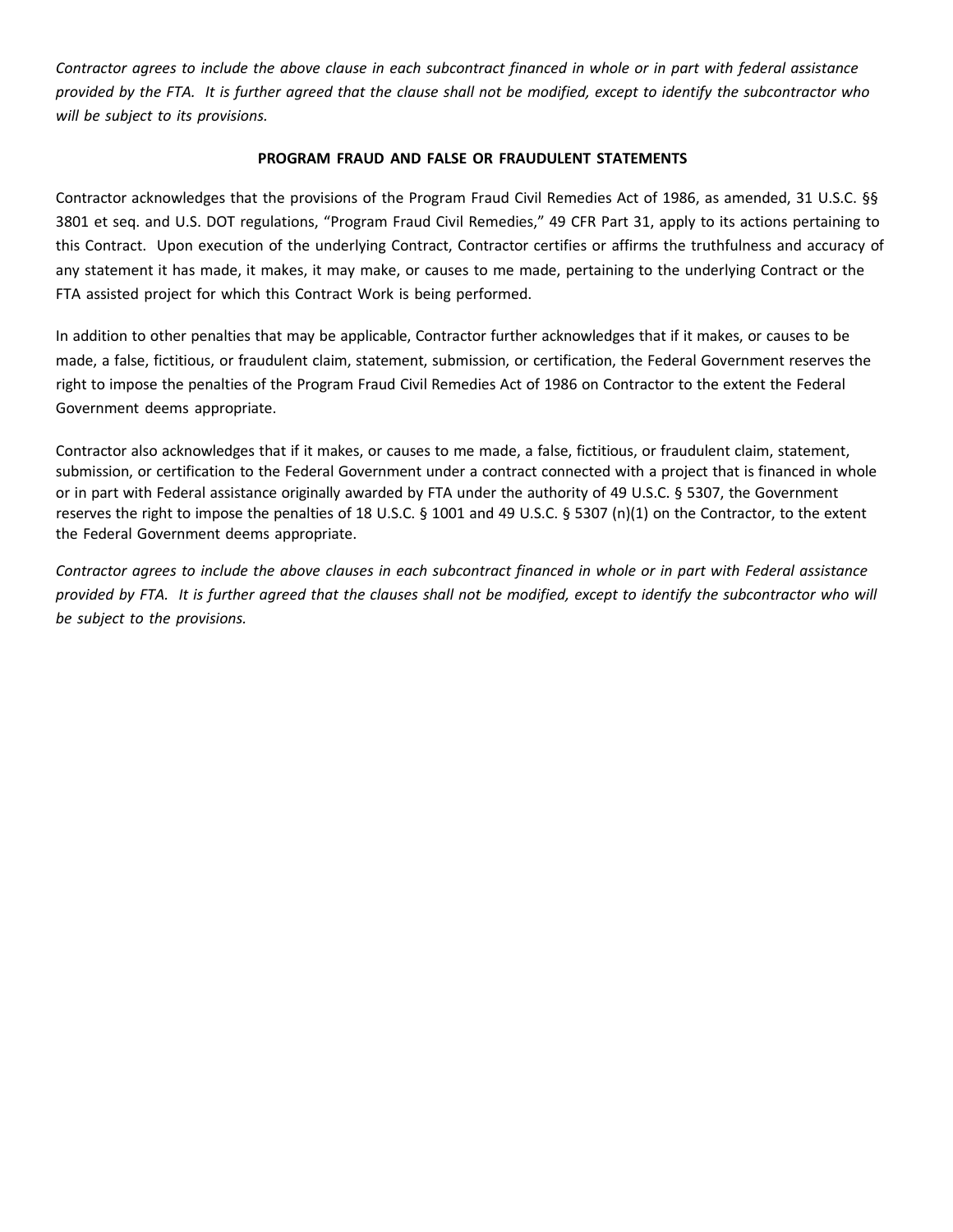*Contractor agrees to include the above clause in each subcontract financed in whole or in part with federal assistance provided by the FTA. It is further agreed that the clause shall not be modified, except to identify the subcontractor who will be subject to its provisions.*

**PROGRAM FRAUD AND FALSE OR FRAUDULENT STATEMENTS**

Contractor acknowledges that the provisions of the Program Fraud Civil Remedies Act of 1986, as amended, 31 U.S.C. §§ 3801 et seq. and U.S. DOT regulations, "Program Fraud Civil Remedies," 49 CFR Part 31, apply to its actions pertaining to this Contract. Upon execution of the underlying Contract, Contractor certifies or affirms the truthfulness and accuracy of any statement it has made, it makes, it may make, or causes to me made, pertaining to the underlying Contract or the FTA assisted project for which this Contract Work is being performed.

In addition to other penalties that may be applicable, Contractor further acknowledges that if it makes, or causes to be made, a false, fictitious, or fraudulent claim, statement, submission, or certification, the Federal Government reserves the right to impose the penalties of the Program Fraud Civil Remedies Act of 1986 on Contractor to the extent the Federal Government deems appropriate.

Contractor also acknowledges that if it makes, or causes to me made, a false, fictitious, or fraudulent claim, statement, submission, or certification to the Federal Government under a contract connected with a project that is financed in whole or in part with Federal assistance originally awarded by FTA under the authority of 49 U.S.C. § 5307, the Government reserves the right to impose the penalties of 18 U.S.C. § 1001 and 49 U.S.C. § 5307 (n)(1) on the Contractor, to the extent the Federal Government deems appropriate.

*Contractor agrees to include the above clauses in each subcontract financed in whole or in part with Federal assistance provided by FTA. It is further agreed that the clauses shall not be modified, except to identify the subcontractor who will be subject to the provisions.*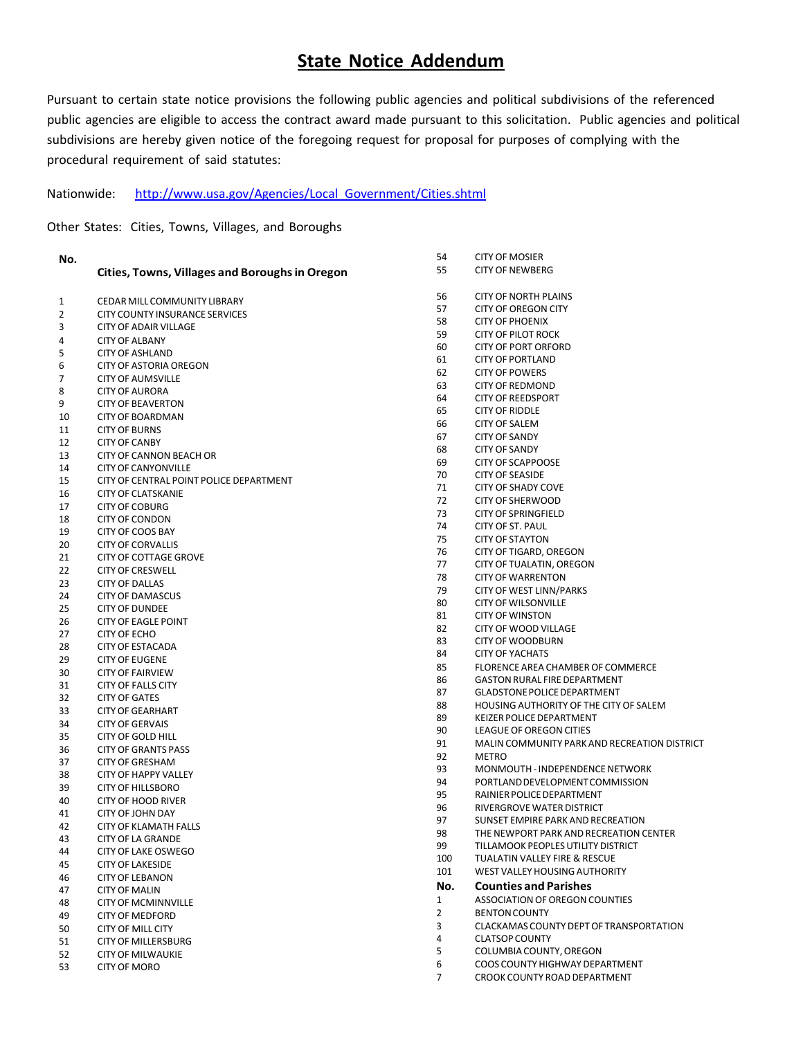# State Notice Addendum

Pursuant to certain state notice provisions the following public agencies and political subdivisions of the referenced public agencies are eligible to access the contract award made pursuant to this solicitation. Public agencies and political subdivisions are hereby given notice of the foregoing request for proposal for purposes of complying with the procedural requirement of said statutes:

Nationwide: [http://www.usa.gov/Agencies/Local_Government/Cities.shtml](http://www.usa.gov/Agencies/Local_Government/Cities.shtml)

Other States: Cities, Towns, Villages, and Boroughs

| No. | Cities, Towns, Villages and Boroughs in Oregon |
|---|---|
| 1 | CEDAR MILL COMMUNITY LIBRARY |
| 2 | CITY COUNTY INSURANCE SERVICES |
| 3 | CITY OF ADAIR VILLAGE |
| 4 | CITY OF ALBANY |
| 5 | CITY OF ASHLAND |
| 6 | CITY OF ASTORIA OREGON |
| 7 | CITY OF AUMSVILLE |
| 8 | CITY OF AURORA |
| 9 | CITY OF BEAVERTON |
| 10 | CITY OF BOARDMAN |
| 11 | CITY OF BURNS |
| 12 | CITY OF CANBY |
| 13 | CITY OF CANNON BEACH OR |
| 14 | CITY OF CANYONVILLE |
| 15 | CITY OF CENTRAL POINT POLICE DEPARTMENT |
| 16 | CITY OF CLATSKANIE |
| 17 | CITY OF COBURG |
| 18 | CITY OF CONDON |
| 19 | CITY OF COOS BAY |
| 20 | CITY OF CORVALLIS |
| 21 | CITY OF COTTAGE GROVE |
| 22 | CITY OF CRESWELL |
| 23 | CITY OF DALLAS |
| 24 | CITY OF DAMASCUS |
| 25 | CITY OF DUNDEE |
| 26 | CITY OF EAGLE POINT |
| 27 | CITY OF ECHO |
| 28 | CITY OF ESTACADA |
| 29 | CITY OF EUGENE |
| 30 | CITY OF FAIRVIEW |
| 31 | CITY OF FALLS CITY |
| 32 | CITY OF GATES |
| 33 | CITY OF GEARHART |
| 34 | CITY OF GERVAIS |
| 35 | CITY OF GOLD HILL |
| 36 | CITY OF GRANTS PASS |
| 37 | CITY OF GRESHAM |
| 38 | CITY OF HAPPY VALLEY |
| 39 | CITY OF HILLSBORO |
| 40 | CITY OF HOOD RIVER |
| 41 | CITY OF JOHN DAY |
| 42 | CITY OF KLAMATH FALLS |
| 43 | CITY OF LA GRANDE |
| 44 | CITY OF LAKE OSWEGO |
| 45 | CITY OF LAKESIDE |
| 46 | CITY OF LEBANON |
| 47 | CITY OF MALIN |
| 48 | CITY OF MCMINNVILLE |
| 49 | CITY OF MEDFORD |
| 50 | CITY OF MILL CITY |
| 51 | CITY OF MILLERSBURG |
| 52 | CITY OF MILWAUKIE |
| 53 | CITY OF MORO |
| 54 | CITY OF MOSIER |
| 55 | CITY OF NEWBERG |
| 56 | CITY OF NORTH PLAINS |
| 57 | CITY OF OREGON CITY |
| 58 | CITY OF PHOENIX |
| 59 | CITY OF PILOT ROCK |
| 60 | CITY OF PORT ORFORD |
| 61 | CITY OF PORTLAND |
| 62 | CITY OF POWERS |
| 63 | CITY OF REDMOND |
| 64 | CITY OF REEDSPORT |
| 65 | CITY OF RIDDLE |
| 66 | CITY OF SALEM |
| 67 | CITY OF SANDY |
| 68 | CITY OF SANDY |
| 69 | CITY OF SCAPPOOSE |
| 70 | CITY OF SEASIDE |
| 71 | CITY OF SHADY COVE |
| 72 | CITY OF SHERWOOD |
| 73 | CITY OF SPRINGFIELD |
| 74 | CITY OF ST. PAUL |
| 75 | CITY OF STAYTON |
| 76 | CITY OF TIGARD, OREGON |
| 77 | CITY OF TUALATIN, OREGON |
| 78 | CITY OF WARRENTON |
| 79 | CITY OF WEST LINN/PARKS |
| 80 | CITY OF WILSONVILLE |
| 81 | CITY OF WINSTON |
| 82 | CITY OF WOOD VILLAGE |
| 83 | CITY OF WOODBURN |
| 84 | CITY OF YACHATS |
| 85 | FLORENCE AREA CHAMBER OF COMMERCE |
| 86 | GASTON RURAL FIRE DEPARTMENT |
| 87 | GLADSTONE POLICE DEPARTMENT |
| 88 | HOUSING AUTHORITY OF THE CITY OF SALEM |
| 89 | KEIZER POLICE DEPARTMENT |
| 90 | LEAGUE OF OREGON CITIES |
| 91 | MALIN COMMUNITY PARK AND RECREATION DISTRICT |
| 92 | METRO |
| 93 | MONMOUTH - INDEPENDENCE NETWORK |
| 94 | PORTLAND DEVELOPMENT COMMISSION |
| 95 | RAINIER POLICE DEPARTMENT |
| 96 | RIVERGROVE WATER DISTRICT |
| 97 | SUNSET EMPIRE PARK AND RECREATION |
| 98 | THE NEWPORT PARK AND RECREATION CENTER |
| 99 | TILLAMOOK PEOPLES UTILITY DISTRICT |
| 100 | TUALATIN VALLEY FIRE & RESCUE |
| 101 | WEST VALLEY HOUSING AUTHORITY |

| No. | Counties and Parishes |
|---|---|
| 1 | ASSOCIATION OF OREGON COUNTIES |
| 2 | BENTON COUNTY |
| 3 | CLACKAMAS COUNTY DEPT OF TRANSPORTATION |
| 4 | CLATSOP COUNTY |
| 5 | COLUMBIA COUNTY, OREGON |
| 6 | COOS COUNTY HIGHWAY DEPARTMENT |
| 7 | CROOK COUNTY ROAD DEPARTMENT |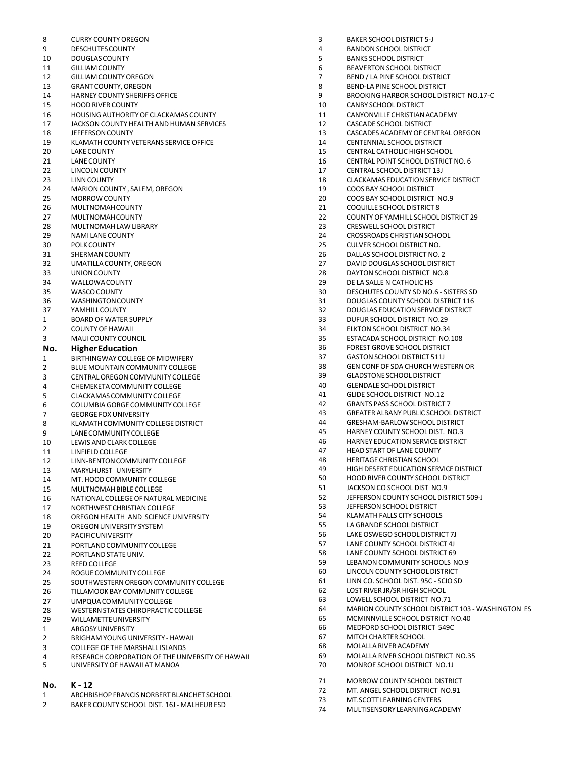| No. | Name |
|---|---|
| 8 | CURRY COUNTY OREGON |
| 9 | DESCHUTES COUNTY |
| 10 | DOUGLAS COUNTY |
| 11 | GILLIAM COUNTY |
| 12 | GILLIAM COUNTY OREGON |
| 13 | GRANT COUNTY, OREGON |
| 14 | HARNEY COUNTY SHERIFFS OFFICE |
| 15 | HOOD RIVER COUNTY |
| 16 | HOUSING AUTHORITY OF CLACKAMAS COUNTY |
| 17 | JACKSON COUNTY HEALTH AND HUMAN SERVICES |
| 18 | JEFFERSON COUNTY |
| 19 | KLAMATH COUNTY VETERANS SERVICE OFFICE |
| 20 | LAKE COUNTY |
| 21 | LANE COUNTY |
| 22 | LINCOLN COUNTY |
| 23 | LINN COUNTY |
| 24 | MARION COUNTY , SALEM, OREGON |
| 25 | MORROW COUNTY |
| 26 | MULTNOMAH COUNTY |
| 27 | MULTNOMAH COUNTY |
| 28 | MULTNOMAH LAW LIBRARY |
| 29 | NAMI LANE COUNTY |
| 30 | POLK COUNTY |
| 31 | SHERMAN COUNTY |
| 32 | UMATILLA COUNTY, OREGON |
| 33 | UNION COUNTY |
| 34 | WALLOWA COUNTY |
| 35 | WASCO COUNTY |
| 36 | WASHINGTON COUNTY |
| 37 | YAMHILL COUNTY |
| 1 | BOARD OF WATER SUPPLY |
| 2 | COUNTY OF HAWAII |
| 3 | MAUI COUNTY COUNCIL |

| No. | Higher Education |
|---|---|
| 1 | BIRTHINGWAY COLLEGE OF MIDWIFERY |
| 2 | BLUE MOUNTAIN COMMUNITY COLLEGE |
| 3 | CENTRAL OREGON COMMUNITY COLLEGE |
| 4 | CHEMEKETA COMMUNITY COLLEGE |
| 5 | CLACKAMAS COMMUNITY COLLEGE |
| 6 | COLUMBIA GORGE COMMUNITY COLLEGE |
| 7 | GEORGE FOX UNIVERSITY |
| 8 | KLAMATH COMMUNITY COLLEGE DISTRICT |
| 9 | LANE COMMUNITY COLLEGE |
| 10 | LEWIS AND CLARK COLLEGE |
| 11 | LINFIELD COLLEGE |
| 12 | LINN-BENTON COMMUNITY COLLEGE |
| 13 | MARYLHURST UNIVERSITY |
| 14 | MT. HOOD COMMUNITY COLLEGE |
| 15 | MULTNOMAH BIBLE COLLEGE |
| 16 | NATIONAL COLLEGE OF NATURAL MEDICINE |
| 17 | NORTHWEST CHRISTIAN COLLEGE |
| 18 | OREGON HEALTH AND SCIENCE UNIVERSITY |
| 19 | OREGON UNIVERSITY SYSTEM |
| 20 | PACIFIC UNIVERSITY |
| 21 | PORTLAND COMMUNITY COLLEGE |
| 22 | PORTLAND STATE UNIV. |
| 23 | REED COLLEGE |
| 24 | ROGUE COMMUNITY COLLEGE |
| 25 | SOUTHWESTERN OREGON COMMUNITY COLLEGE |
| 26 | TILLAMOOK BAY COMMUNITY COLLEGE |
| 27 | UMPQUA COMMUNITY COLLEGE |
| 28 | WESTERN STATES CHIROPRACTIC COLLEGE |
| 29 | WILLAMETTE UNIVERSITY |
| 1 | ARGOSY UNIVERSITY |
| 2 | BRIGHAM YOUNG UNIVERSITY - HAWAII |
| 3 | COLLEGE OF THE MARSHALL ISLANDS |
| 4 | RESEARCH CORPORATION OF THE UNIVERSITY OF HAWAII |
| 5 | UNIVERSITY OF HAWAII AT MANOA |

| No. | K - 12 |
|---|---|
| 1 | ARCHBISHOP FRANCIS NORBERT BLANCHET SCHOOL |
| 2 | BAKER COUNTY SCHOOL DIST. 16J - MALHEUR ESD |
| 3 | BAKER SCHOOL DISTRICT 5-J |
| 4 | BANDON SCHOOL DISTRICT |
| 5 | BANKS SCHOOL DISTRICT |
| 6 | BEAVERTON SCHOOL DISTRICT |
| 7 | BEND / LA PINE SCHOOL DISTRICT |
| 8 | BEND-LA PINE SCHOOL DISTRICT |
| 9 | BROOKING HARBOR SCHOOL DISTRICT NO.17-C |
| 10 | CANBY SCHOOL DISTRICT |
| 11 | CANYONVILLE CHRISTIAN ACADEMY |
| 12 | CASCADE SCHOOL DISTRICT |
| 13 | CASCADES ACADEMY OF CENTRAL OREGON |
| 14 | CENTENNIAL SCHOOL DISTRICT |
| 15 | CENTRAL CATHOLIC HIGH SCHOOL |
| 16 | CENTRAL POINT SCHOOL DISTRICT NO. 6 |
| 17 | CENTRAL SCHOOL DISTRICT 13J |
| 18 | CLACKAMAS EDUCATION SERVICE DISTRICT |
| 19 | COOS BAY SCHOOL DISTRICT |
| 20 | COOS BAY SCHOOL DISTRICT NO.9 |
| 21 | COQUILLE SCHOOL DISTRICT 8 |
| 22 | COUNTY OF YAMHILL SCHOOL DISTRICT 29 |
| 23 | CRESWELL SCHOOL DISTRICT |
| 24 | CROSSROADS CHRISTIAN SCHOOL |
| 25 | CULVER SCHOOL DISTRICT NO. |
| 26 | DALLAS SCHOOL DISTRICT NO. 2 |
| 27 | DAVID DOUGLAS SCHOOL DISTRICT |
| 28 | DAYTON SCHOOL DISTRICT NO.8 |
| 29 | DE LA SALLE N CATHOLIC HS |
| 30 | DESCHUTES COUNTY SD NO.6 - SISTERS SD |
| 31 | DOUGLAS COUNTY SCHOOL DISTRICT 116 |
| 32 | DOUGLAS EDUCATION SERVICE DISTRICT |
| 33 | DUFUR SCHOOL DISTRICT NO.29 |
| 34 | ELKTON SCHOOL DISTRICT NO.34 |
| 35 | ESTACADA SCHOOL DISTRICT NO.108 |
| 36 | FOREST GROVE SCHOOL DISTRICT |
| 37 | GASTON SCHOOL DISTRICT 511J |
| 38 | GEN CONF OF SDA CHURCH WESTERN OR |
| 39 | GLADSTONE SCHOOL DISTRICT |
| 40 | GLENDALE SCHOOL DISTRICT |
| 41 | GLIDE SCHOOL DISTRICT NO.12 |
| 42 | GRANTS PASS SCHOOL DISTRICT 7 |
| 43 | GREATER ALBANY PUBLIC SCHOOL DISTRICT |
| 44 | GRESHAM-BARLOW SCHOOL DISTRICT |
| 45 | HARNEY COUNTY SCHOOL DIST. NO.3 |
| 46 | HARNEY EDUCATION SERVICE DISTRICT |
| 47 | HEAD START OF LANE COUNTY |
| 48 | HERITAGE CHRISTIAN SCHOOL |
| 49 | HIGH DESERT EDUCATION SERVICE DISTRICT |
| 50 | HOOD RIVER COUNTY SCHOOL DISTRICT |
| 51 | JACKSON CO SCHOOL DIST NO.9 |
| 52 | JEFFERSON COUNTY SCHOOL DISTRICT 509-J |
| 53 | JEFFERSON SCHOOL DISTRICT |
| 54 | KLAMATH FALLS CITY SCHOOLS |
| 55 | LA GRANDE SCHOOL DISTRICT |
| 56 | LAKE OSWEGO SCHOOL DISTRICT 7J |
| 57 | LANE COUNTY SCHOOL DISTRICT 4J |
| 58 | LANE COUNTY SCHOOL DISTRICT 69 |
| 59 | LEBANON COMMUNITY SCHOOLS NO.9 |
| 60 | LINCOLN COUNTY SCHOOL DISTRICT |
| 61 | LINN CO. SCHOOL DIST. 95C - SCIO SD |
| 62 | LOST RIVER JR/SR HIGH SCHOOL |
| 63 | LOWELL SCHOOL DISTRICT NO.71 |
| 64 | MARION COUNTY SCHOOL DISTRICT 103 - WASHINGTON ES |
| 65 | MCMINNVILLE SCHOOL DISTRICT NO.40 |
| 66 | MEDFORD SCHOOL DISTRICT 549C |
| 67 | MITCH CHARTER SCHOOL |
| 68 | MOLALLA RIVER ACADEMY |
| 69 | MOLALLA RIVER SCHOOL DISTRICT NO.35 |
| 70 | MONROE SCHOOL DISTRICT NO.1J |
| 71 | MORROW COUNTY SCHOOL DISTRICT |
| 72 | MT. ANGEL SCHOOL DISTRICT NO.91 |
| 73 | MT.SCOTT LEARNING CENTERS |
| 74 | MULTISENSORY LEARNING ACADEMY |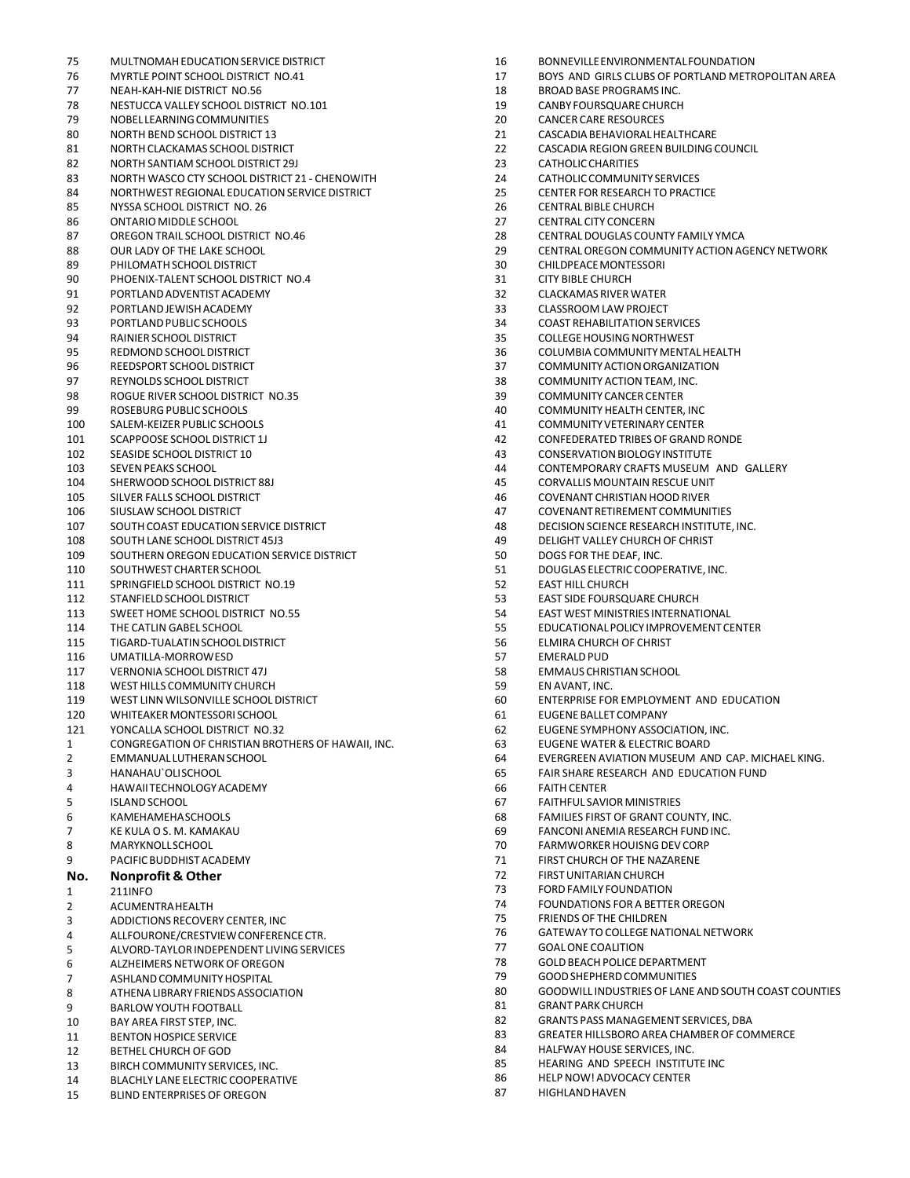| No. | Name |
| --- | --- |
| 75 | MULTNOMAH EDUCATION SERVICE DISTRICT |
| 76 | MYRTLE POINT SCHOOL DISTRICT NO.41 |
| 77 | NEAH-KAH-NIE DISTRICT NO.56 |
| 78 | NESTUCCA VALLEY SCHOOL DISTRICT NO.101 |
| 79 | NOBEL LEARNING COMMUNITIES |
| 80 | NORTH BEND SCHOOL DISTRICT 13 |
| 81 | NORTH CLACKAMAS SCHOOL DISTRICT |
| 82 | NORTH SANTIAM SCHOOL DISTRICT 29J |
| 83 | NORTH WASCO CTY SCHOOL DISTRICT 21 - CHENOWITH |
| 84 | NORTHWEST REGIONAL EDUCATION SERVICE DISTRICT |
| 85 | NYSSA SCHOOL DISTRICT NO. 26 |
| 86 | ONTARIO MIDDLE SCHOOL |
| 87 | OREGON TRAIL SCHOOL DISTRICT NO.46 |
| 88 | OUR LADY OF THE LAKE SCHOOL |
| 89 | PHILOMATH SCHOOL DISTRICT |
| 90 | PHOENIX-TALENT SCHOOL DISTRICT NO.4 |
| 91 | PORTLAND ADVENTIST ACADEMY |
| 92 | PORTLAND JEWISH ACADEMY |
| 93 | PORTLAND PUBLIC SCHOOLS |
| 94 | RAINIER SCHOOL DISTRICT |
| 95 | REDMOND SCHOOL DISTRICT |
| 96 | REEDSPORT SCHOOL DISTRICT |
| 97 | REYNOLDS SCHOOL DISTRICT |
| 98 | ROGUE RIVER SCHOOL DISTRICT NO.35 |
| 99 | ROSEBURG PUBLIC SCHOOLS |
| 100 | SALEM-KEIZER PUBLIC SCHOOLS |
| 101 | SCAPPOOSE SCHOOL DISTRICT 1J |
| 102 | SEASIDE SCHOOL DISTRICT 10 |
| 103 | SEVEN PEAKS SCHOOL |
| 104 | SHERWOOD SCHOOL DISTRICT 88J |
| 105 | SILVER FALLS SCHOOL DISTRICT |
| 106 | SIUSLAW SCHOOL DISTRICT |
| 107 | SOUTH COAST EDUCATION SERVICE DISTRICT |
| 108 | SOUTH LANE SCHOOL DISTRICT 45J3 |
| 109 | SOUTHERN OREGON EDUCATION SERVICE DISTRICT |
| 110 | SOUTHWEST CHARTER SCHOOL |
| 111 | SPRINGFIELD SCHOOL DISTRICT NO.19 |
| 112 | STANFIELD SCHOOL DISTRICT |
| 113 | SWEET HOME SCHOOL DISTRICT NO.55 |
| 114 | THE CATLIN GABEL SCHOOL |
| 115 | TIGARD-TUALATIN SCHOOL DISTRICT |
| 116 | UMATILLA-MORROW ESD |
| 117 | VERNONIA SCHOOL DISTRICT 47J |
| 118 | WEST HILLS COMMUNITY CHURCH |
| 119 | WEST LINN WILSONVILLE SCHOOL DISTRICT |
| 120 | WHITEAKER MONTESSORI SCHOOL |
| 121 | YONCALLA SCHOOL DISTRICT NO.32 |
| 1 | CONGREGATION OF CHRISTIAN BROTHERS OF HAWAII, INC. |
| 2 | EMMANUAL LUTHERAN SCHOOL |
| 3 | HANAHAU`OLI SCHOOL |
| 4 | HAWAII TECHNOLOGY ACADEMY |
| 5 | ISLAND SCHOOL |
| 6 | KAMEHAMEHA SCHOOLS |
| 7 | KE KULA O S. M. KAMAKAU |
| 8 | MARYKNOLL SCHOOL |
| 9 | PACIFIC BUDDHIST ACADEMY |

| No. | Nonprofit & Other |
| --- | --- |
| 1 | 211INFO |
| 2 | ACUMENTRA HEALTH |
| 3 | ADDICTIONS RECOVERY CENTER, INC |
| 4 | ALLFOURONE/CRESTVIEW CONFERENCE CTR. |
| 5 | ALVORD-TAYLOR INDEPENDENT LIVING SERVICES |
| 6 | ALZHEIMERS NETWORK OF OREGON |
| 7 | ASHLAND COMMUNITY HOSPITAL |
| 8 | ATHENA LIBRARY FRIENDS ASSOCIATION |
| 9 | BARLOW YOUTH FOOTBALL |
| 10 | BAY AREA FIRST STEP, INC. |
| 11 | BENTON HOSPICE SERVICE |
| 12 | BETHEL CHURCH OF GOD |
| 13 | BIRCH COMMUNITY SERVICES, INC. |
| 14 | BLACHLY LANE ELECTRIC COOPERATIVE |
| 15 | BLIND ENTERPRISES OF OREGON |
| 16 | BONNEVILLE ENVIRONMENTAL FOUNDATION |
| 17 | BOYS AND GIRLS CLUBS OF PORTLAND METROPOLITAN AREA |
| 18 | BROAD BASE PROGRAMS INC. |
| 19 | CANBY FOURSQUARE CHURCH |
| 20 | CANCER CARE RESOURCES |
| 21 | CASCADIA BEHAVIORAL HEALTHCARE |
| 22 | CASCADIA REGION GREEN BUILDING COUNCIL |
| 23 | CATHOLIC CHARITIES |
| 24 | CATHOLIC COMMUNITY SERVICES |
| 25 | CENTER FOR RESEARCH TO PRACTICE |
| 26 | CENTRAL BIBLE CHURCH |
| 27 | CENTRAL CITY CONCERN |
| 28 | CENTRAL DOUGLAS COUNTY FAMILY YMCA |
| 29 | CENTRAL OREGON COMMUNITY ACTION AGENCY NETWORK |
| 30 | CHILDPEACE MONTESSORI |
| 31 | CITY BIBLE CHURCH |
| 32 | CLACKAMAS RIVER WATER |
| 33 | CLASSROOM LAW PROJECT |
| 34 | COAST REHABILITATION SERVICES |
| 35 | COLLEGE HOUSING NORTHWEST |
| 36 | COLUMBIA COMMUNITY MENTAL HEALTH |
| 37 | COMMUNITY ACTION ORGANIZATION |
| 38 | COMMUNITY ACTION TEAM, INC. |
| 39 | COMMUNITY CANCER CENTER |
| 40 | COMMUNITY HEALTH CENTER, INC |
| 41 | COMMUNITY VETERINARY CENTER |
| 42 | CONFEDERATED TRIBES OF GRAND RONDE |
| 43 | CONSERVATION BIOLOGY INSTITUTE |
| 44 | CONTEMPORARY CRAFTS MUSEUM AND GALLERY |
| 45 | CORVALLIS MOUNTAIN RESCUE UNIT |
| 46 | COVENANT CHRISTIAN HOOD RIVER |
| 47 | COVENANT RETIREMENT COMMUNITIES |
| 48 | DECISION SCIENCE RESEARCH INSTITUTE, INC. |
| 49 | DELIGHT VALLEY CHURCH OF CHRIST |
| 50 | DOGS FOR THE DEAF, INC. |
| 51 | DOUGLAS ELECTRIC COOPERATIVE, INC. |
| 52 | EAST HILL CHURCH |
| 53 | EAST SIDE FOURSQUARE CHURCH |
| 54 | EAST WEST MINISTRIES INTERNATIONAL |
| 55 | EDUCATIONAL POLICY IMPROVEMENT CENTER |
| 56 | ELMIRA CHURCH OF CHRIST |
| 57 | EMERALD PUD |
| 58 | EMMAUS CHRISTIAN SCHOOL |
| 59 | EN AVANT, INC. |
| 60 | ENTERPRISE FOR EMPLOYMENT AND EDUCATION |
| 61 | EUGENE BALLET COMPANY |
| 62 | EUGENE SYMPHONY ASSOCIATION, INC. |
| 63 | EUGENE WATER & ELECTRIC BOARD |
| 64 | EVERGREEN AVIATION MUSEUM AND CAP. MICHAEL KING. |
| 65 | FAIR SHARE RESEARCH AND EDUCATION FUND |
| 66 | FAITH CENTER |
| 67 | FAITHFUL SAVIOR MINISTRIES |
| 68 | FAMILIES FIRST OF GRANT COUNTY, INC. |
| 69 | FANCONI ANEMIA RESEARCH FUND INC. |
| 70 | FARMWORKER HOUISNG DEV CORP |
| 71 | FIRST CHURCH OF THE NAZARENE |
| 72 | FIRST UNITARIAN CHURCH |
| 73 | FORD FAMILY FOUNDATION |
| 74 | FOUNDATIONS FOR A BETTER OREGON |
| 75 | FRIENDS OF THE CHILDREN |
| 76 | GATEWAY TO COLLEGE NATIONAL NETWORK |
| 77 | GOAL ONE COALITION |
| 78 | GOLD BEACH POLICE DEPARTMENT |
| 79 | GOOD SHEPHERD COMMUNITIES |
| 80 | GOODWILL INDUSTRIES OF LANE AND SOUTH COAST COUNTIES |
| 81 | GRANT PARK CHURCH |
| 82 | GRANTS PASS MANAGEMENT SERVICES, DBA |
| 83 | GREATER HILLSBORO AREA CHAMBER OF COMMERCE |
| 84 | HALFWAY HOUSE SERVICES, INC. |
| 85 | HEARING AND SPEECH INSTITUTE INC |
| 86 | HELP NOW! ADVOCACY CENTER |
| 87 | HIGHLAND HAVEN |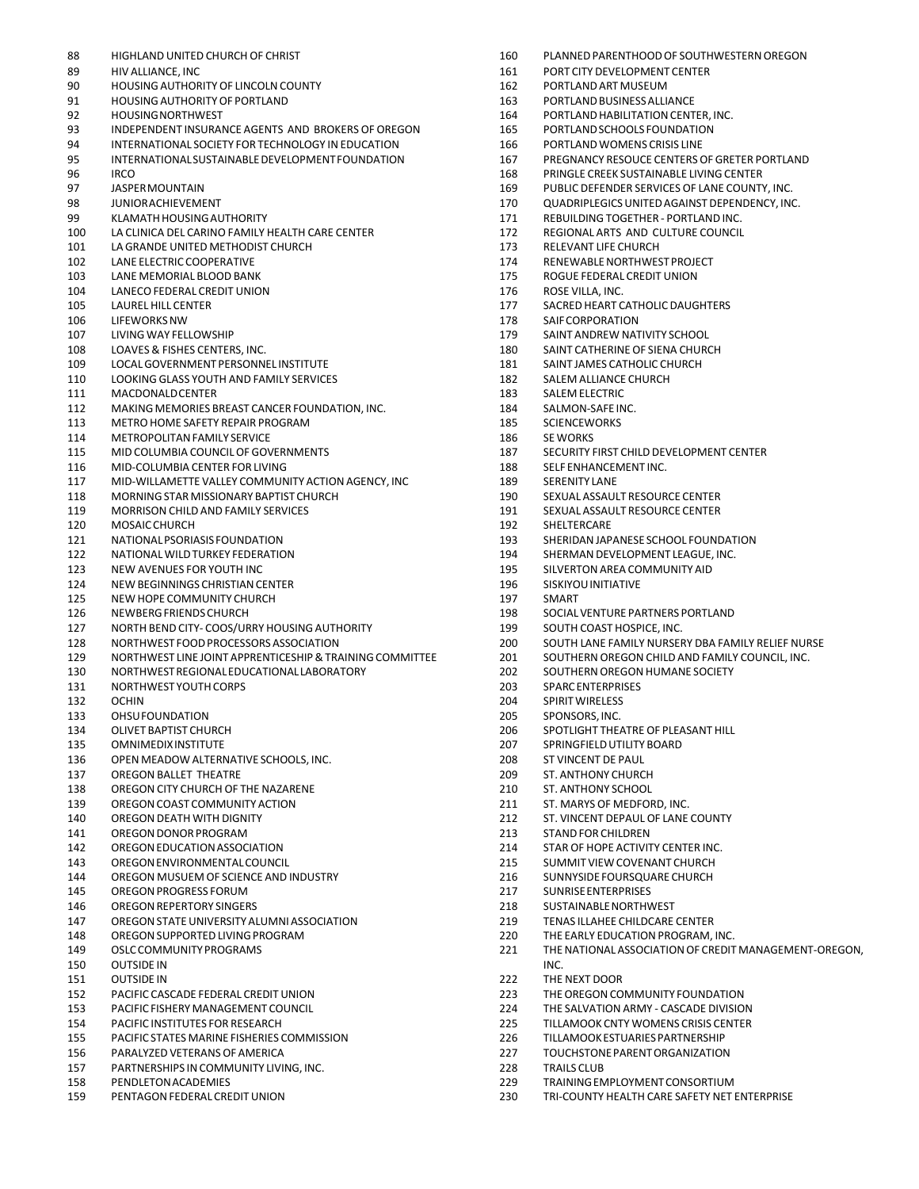88 HIGHLAND UNITED CHURCH OF CHRIST
89 HIV ALLIANCE, INC
90 HOUSING AUTHORITY OF LINCOLN COUNTY
91 HOUSING AUTHORITY OF PORTLAND
92 HOUSING NORTHWEST
93 INDEPENDENT INSURANCE AGENTS AND BROKERS OF OREGON
94 INTERNATIONAL SOCIETY FOR TECHNOLOGY IN EDUCATION
95 INTERNATIONAL SUSTAINABLE DEVELOPMENT FOUNDATION
96 IRCO
97 JASPER MOUNTAIN
98 JUNIOR ACHIEVEMENT
99 KLAMATH HOUSING AUTHORITY
100 LA CLINICA DEL CARINO FAMILY HEALTH CARE CENTER
101 LA GRANDE UNITED METHODIST CHURCH
102 LANE ELECTRIC COOPERATIVE
103 LANE MEMORIAL BLOOD BANK
104 LANECO FEDERAL CREDIT UNION
105 LAUREL HILL CENTER
106 LIFEWORKS NW
107 LIVING WAY FELLOWSHIP
108 LOAVES & FISHES CENTERS, INC.
109 LOCAL GOVERNMENT PERSONNEL INSTITUTE
110 LOOKING GLASS YOUTH AND FAMILY SERVICES
111 MACDONALD CENTER
112 MAKING MEMORIES BREAST CANCER FOUNDATION, INC.
113 METRO HOME SAFETY REPAIR PROGRAM
114 METROPOLITAN FAMILY SERVICE
115 MID COLUMBIA COUNCIL OF GOVERNMENTS
116 MID-COLUMBIA CENTER FOR LIVING
117 MID-WILLAMETTE VALLEY COMMUNITY ACTION AGENCY, INC
118 MORNING STAR MISSIONARY BAPTIST CHURCH
119 MORRISON CHILD AND FAMILY SERVICES
120 MOSAIC CHURCH
121 NATIONAL PSORIASIS FOUNDATION
122 NATIONAL WILD TURKEY FEDERATION
123 NEW AVENUES FOR YOUTH INC
124 NEW BEGINNINGS CHRISTIAN CENTER
125 NEW HOPE COMMUNITY CHURCH
126 NEWBERG FRIENDS CHURCH
127 NORTH BEND CITY- COOS/URRY HOUSING AUTHORITY
128 NORTHWEST FOOD PROCESSORS ASSOCIATION
129 NORTHWEST LINE JOINT APPRENTICESHIP & TRAINING COMMITTEE
130 NORTHWEST REGIONAL EDUCATIONAL LABORATORY
131 NORTHWEST YOUTH CORPS
132 OCHIN
133 OHSU FOUNDATION
134 OLIVET BAPTIST CHURCH
135 OMNIMEDIX INSTITUTE
136 OPEN MEADOW ALTERNATIVE SCHOOLS, INC.
137 OREGON BALLET THEATRE
138 OREGON CITY CHURCH OF THE NAZARENE
139 OREGON COAST COMMUNITY ACTION
140 OREGON DEATH WITH DIGNITY
141 OREGON DONOR PROGRAM
142 OREGON EDUCATION ASSOCIATION
143 OREGON ENVIRONMENTAL COUNCIL
144 OREGON MUSUEM OF SCIENCE AND INDUSTRY
145 OREGON PROGRESS FORUM
146 OREGON REPERTORY SINGERS
147 OREGON STATE UNIVERSITY ALUMNI ASSOCIATION
148 OREGON SUPPORTED LIVING PROGRAM
149 OSLC COMMUNITY PROGRAMS
150 OUTSIDE IN
151 OUTSIDE IN
152 PACIFIC CASCADE FEDERAL CREDIT UNION
153 PACIFIC FISHERY MANAGEMENT COUNCIL
154 PACIFIC INSTITUTES FOR RESEARCH
155 PACIFIC STATES MARINE FISHERIES COMMISSION
156 PARALYZED VETERANS OF AMERICA
157 PARTNERSHIPS IN COMMUNITY LIVING, INC.
158 PENDLETON ACADEMIES
159 PENTAGON FEDERAL CREDIT UNION
160 PLANNED PARENTHOOD OF SOUTHWESTERN OREGON
161 PORT CITY DEVELOPMENT CENTER
162 PORTLAND ART MUSEUM
163 PORTLAND BUSINESS ALLIANCE
164 PORTLAND HABILITATION CENTER, INC.
165 PORTLAND SCHOOLS FOUNDATION
166 PORTLAND WOMENS CRISIS LINE
167 PREGNANCY RESOUCE CENTERS OF GRETER PORTLAND
168 PRINGLE CREEK SUSTAINABLE LIVING CENTER
169 PUBLIC DEFENDER SERVICES OF LANE COUNTY, INC.
170 QUADRIPLEGICS UNITED AGAINST DEPENDENCY, INC.
171 REBUILDING TOGETHER - PORTLAND INC.
172 REGIONAL ARTS AND CULTURE COUNCIL
173 RELEVANT LIFE CHURCH
174 RENEWABLE NORTHWEST PROJECT
175 ROGUE FEDERAL CREDIT UNION
176 ROSE VILLA, INC.
177 SACRED HEART CATHOLIC DAUGHTERS
178 SAIF CORPORATION
179 SAINT ANDREW NATIVITY SCHOOL
180 SAINT CATHERINE OF SIENA CHURCH
181 SAINT JAMES CATHOLIC CHURCH
182 SALEM ALLIANCE CHURCH
183 SALEM ELECTRIC
184 SALMON-SAFE INC.
185 SCIENCEWORKS
186 SE WORKS
187 SECURITY FIRST CHILD DEVELOPMENT CENTER
188 SELF ENHANCEMENT INC.
189 SERENITY LANE
190 SEXUAL ASSAULT RESOURCE CENTER
191 SEXUAL ASSAULT RESOURCE CENTER
192 SHELTERCARE
193 SHERIDAN JAPANESE SCHOOL FOUNDATION
194 SHERMAN DEVELOPMENT LEAGUE, INC.
195 SILVERTON AREA COMMUNITY AID
196 SISKIYOU INITIATIVE
197 SMART
198 SOCIAL VENTURE PARTNERS PORTLAND
199 SOUTH COAST HOSPICE, INC.
200 SOUTH LANE FAMILY NURSERY DBA FAMILY RELIEF NURSE
201 SOUTHERN OREGON CHILD AND FAMILY COUNCIL, INC.
202 SOUTHERN OREGON HUMANE SOCIETY
203 SPARC ENTERPRISES
204 SPIRIT WIRELESS
205 SPONSORS, INC.
206 SPOTLIGHT THEATRE OF PLEASANT HILL
207 SPRINGFIELD UTILITY BOARD
208 ST VINCENT DE PAUL
209 ST. ANTHONY CHURCH
210 ST. ANTHONY SCHOOL
211 ST. MARYS OF MEDFORD, INC.
212 ST. VINCENT DEPAUL OF LANE COUNTY
213 STAND FOR CHILDREN
214 STAR OF HOPE ACTIVITY CENTER INC.
215 SUMMIT VIEW COVENANT CHURCH
216 SUNNYSIDE FOURSQUARE CHURCH
217 SUNRISE ENTERPRISES
218 SUSTAINABLE NORTHWEST
219 TENAS ILLAHEE CHILDCARE CENTER
220 THE EARLY EDUCATION PROGRAM, INC.
221 THE NATIONAL ASSOCIATION OF CREDIT MANAGEMENT-OREGON, INC.
222 THE NEXT DOOR
223 THE OREGON COMMUNITY FOUNDATION
224 THE SALVATION ARMY - CASCADE DIVISION
225 TILLAMOOK CNTY WOMENS CRISIS CENTER
226 TILLAMOOK ESTUARIES PARTNERSHIP
227 TOUCHSTONE PARENT ORGANIZATION
228 TRAILS CLUB
229 TRAINING EMPLOYMENT CONSORTIUM
230 TRI-COUNTY HEALTH CARE SAFETY NET ENTERPRISE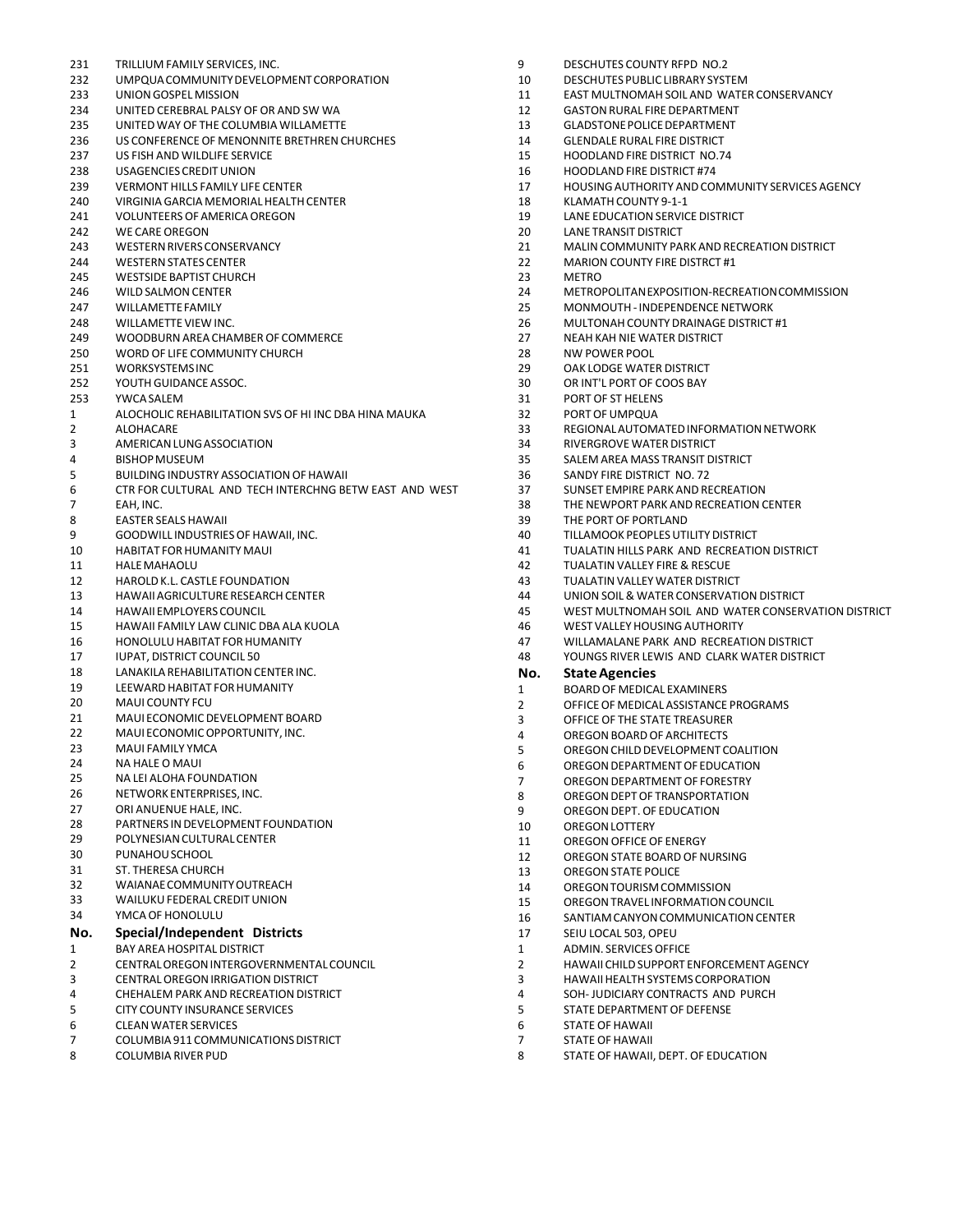| No. | Name |
|---|---|
| 231 | TRILLIUM FAMILY SERVICES, INC. |
| 232 | UMPQUA COMMUNITY DEVELOPMENT CORPORATION |
| 233 | UNION GOSPEL MISSION |
| 234 | UNITED CEREBRAL PALSY OF OR AND SW WA |
| 235 | UNITED WAY OF THE COLUMBIA WILLAMETTE |
| 236 | US CONFERENCE OF MENONNITE BRETHREN CHURCHES |
| 237 | US FISH AND WILDLIFE SERVICE |
| 238 | USAGENCIES CREDIT UNION |
| 239 | VERMONT HILLS FAMILY LIFE CENTER |
| 240 | VIRGINIA GARCIA MEMORIAL HEALTH CENTER |
| 241 | VOLUNTEERS OF AMERICA OREGON |
| 242 | WE CARE OREGON |
| 243 | WESTERN RIVERS CONSERVANCY |
| 244 | WESTERN STATES CENTER |
| 245 | WESTSIDE BAPTIST CHURCH |
| 246 | WILD SALMON CENTER |
| 247 | WILLAMETTE FAMILY |
| 248 | WILLAMETTE VIEW INC. |
| 249 | WOODBURN AREA CHAMBER OF COMMERCE |
| 250 | WORD OF LIFE COMMUNITY CHURCH |
| 251 | WORKSYSTEMS INC |
| 252 | YOUTH GUIDANCE ASSOC. |
| 253 | YWCA SALEM |
| 1 | ALOCHOLIC REHABILITATION SVS OF HI INC DBA HINA MAUKA |
| 2 | ALOHACARE |
| 3 | AMERICAN LUNG ASSOCIATION |
| 4 | BISHOP MUSEUM |
| 5 | BUILDING INDUSTRY ASSOCIATION OF HAWAII |
| 6 | CTR FOR CULTURAL AND TECH INTERCHNG BETW EAST AND WEST |
| 7 | EAH, INC. |
| 8 | EASTER SEALS HAWAII |
| 9 | GOODWILL INDUSTRIES OF HAWAII, INC. |
| 10 | HABITAT FOR HUMANITY MAUI |
| 11 | HALE MAHAOLU |
| 12 | HAROLD K.L. CASTLE FOUNDATION |
| 13 | HAWAII AGRICULTURE RESEARCH CENTER |
| 14 | HAWAII EMPLOYERS COUNCIL |
| 15 | HAWAII FAMILY LAW CLINIC DBA ALA KUOLA |
| 16 | HONOLULU HABITAT FOR HUMANITY |
| 17 | IUPAT, DISTRICT COUNCIL 50 |
| 18 | LANAKILA REHABILITATION CENTER INC. |
| 19 | LEEWARD HABITAT FOR HUMANITY |
| 20 | MAUI COUNTY FCU |
| 21 | MAUI ECONOMIC DEVELOPMENT BOARD |
| 22 | MAUI ECONOMIC OPPORTUNITY, INC. |
| 23 | MAUI FAMILY YMCA |
| 24 | NA HALE O MAUI |
| 25 | NA LEI ALOHA FOUNDATION |
| 26 | NETWORK ENTERPRISES, INC. |
| 27 | ORI ANUENUE HALE, INC. |
| 28 | PARTNERS IN DEVELOPMENT FOUNDATION |
| 29 | POLYNESIAN CULTURAL CENTER |
| 30 | PUNAHOU SCHOOL |
| 31 | ST. THERESA CHURCH |
| 32 | WAIANAE COMMUNITY OUTREACH |
| 33 | WAILUKU FEDERAL CREDIT UNION |
| 34 | YMCA OF HONOLULU |

| No. | Special/Independent Districts |
|---|---|
| 1 | BAY AREA HOSPITAL DISTRICT |
| 2 | CENTRAL OREGON INTERGOVERNMENTAL COUNCIL |
| 3 | CENTRAL OREGON IRRIGATION DISTRICT |
| 4 | CHEHALEM PARK AND RECREATION DISTRICT |
| 5 | CITY COUNTY INSURANCE SERVICES |
| 6 | CLEAN WATER SERVICES |
| 7 | COLUMBIA 911 COMMUNICATIONS DISTRICT |
| 8 | COLUMBIA RIVER PUD |
| 9 | DESCHUTES COUNTY RFPD NO.2 |
| 10 | DESCHUTES PUBLIC LIBRARY SYSTEM |
| 11 | EAST MULTNOMAH SOIL AND WATER CONSERVANCY |
| 12 | GASTON RURAL FIRE DEPARTMENT |
| 13 | GLADSTONE POLICE DEPARTMENT |
| 14 | GLENDALE RURAL FIRE DISTRICT |
| 15 | HOODLAND FIRE DISTRICT NO.74 |
| 16 | HOODLAND FIRE DISTRICT #74 |
| 17 | HOUSING AUTHORITY AND COMMUNITY SERVICES AGENCY |
| 18 | KLAMATH COUNTY 9-1-1 |
| 19 | LANE EDUCATION SERVICE DISTRICT |
| 20 | LANE TRANSIT DISTRICT |
| 21 | MALIN COMMUNITY PARK AND RECREATION DISTRICT |
| 22 | MARION COUNTY FIRE DISTRCT #1 |
| 23 | METRO |
| 24 | METROPOLITAN EXPOSITION-RECREATION COMMISSION |
| 25 | MONMOUTH - INDEPENDENCE NETWORK |
| 26 | MULTONAH COUNTY DRAINAGE DISTRICT #1 |
| 27 | NEAH KAH NIE WATER DISTRICT |
| 28 | NW POWER POOL |
| 29 | OAK LODGE WATER DISTRICT |
| 30 | OR INT'L PORT OF COOS BAY |
| 31 | PORT OF ST HELENS |
| 32 | PORT OF UMPQUA |
| 33 | REGIONAL AUTOMATED INFORMATION NETWORK |
| 34 | RIVERGROVE WATER DISTRICT |
| 35 | SALEM AREA MASS TRANSIT DISTRICT |
| 36 | SANDY FIRE DISTRICT NO. 72 |
| 37 | SUNSET EMPIRE PARK AND RECREATION |
| 38 | THE NEWPORT PARK AND RECREATION CENTER |
| 39 | THE PORT OF PORTLAND |
| 40 | TILLAMOOK PEOPLES UTILITY DISTRICT |
| 41 | TUALATIN HILLS PARK AND RECREATION DISTRICT |
| 42 | TUALATIN VALLEY FIRE & RESCUE |
| 43 | TUALATIN VALLEY WATER DISTRICT |
| 44 | UNION SOIL & WATER CONSERVATION DISTRICT |
| 45 | WEST MULTNOMAH SOIL AND WATER CONSERVATION DISTRICT |
| 46 | WEST VALLEY HOUSING AUTHORITY |
| 47 | WILLAMALANE PARK AND RECREATION DISTRICT |
| 48 | YOUNGS RIVER LEWIS AND CLARK WATER DISTRICT |

| No. | State Agencies |
|---|---|
| 1 | BOARD OF MEDICAL EXAMINERS |
| 2 | OFFICE OF MEDICAL ASSISTANCE PROGRAMS |
| 3 | OFFICE OF THE STATE TREASURER |
| 4 | OREGON BOARD OF ARCHITECTS |
| 5 | OREGON CHILD DEVELOPMENT COALITION |
| 6 | OREGON DEPARTMENT OF EDUCATION |
| 7 | OREGON DEPARTMENT OF FORESTRY |
| 8 | OREGON DEPT OF TRANSPORTATION |
| 9 | OREGON DEPT. OF EDUCATION |
| 10 | OREGON LOTTERY |
| 11 | OREGON OFFICE OF ENERGY |
| 12 | OREGON STATE BOARD OF NURSING |
| 13 | OREGON STATE POLICE |
| 14 | OREGON TOURISM COMMISSION |
| 15 | OREGON TRAVEL INFORMATION COUNCIL |
| 16 | SANTIAM CANYON COMMUNICATION CENTER |
| 17 | SEIU LOCAL 503, OPEU |
| 1 | ADMIN. SERVICES OFFICE |
| 2 | HAWAII CHILD SUPPORT ENFORCEMENT AGENCY |
| 3 | HAWAII HEALTH SYSTEMS CORPORATION |
| 4 | SOH- JUDICIARY CONTRACTS AND PURCH |
| 5 | STATE DEPARTMENT OF DEFENSE |
| 6 | STATE OF HAWAII |
| 7 | STATE OF HAWAII |
| 8 | STATE OF HAWAII, DEPT. OF EDUCATION |